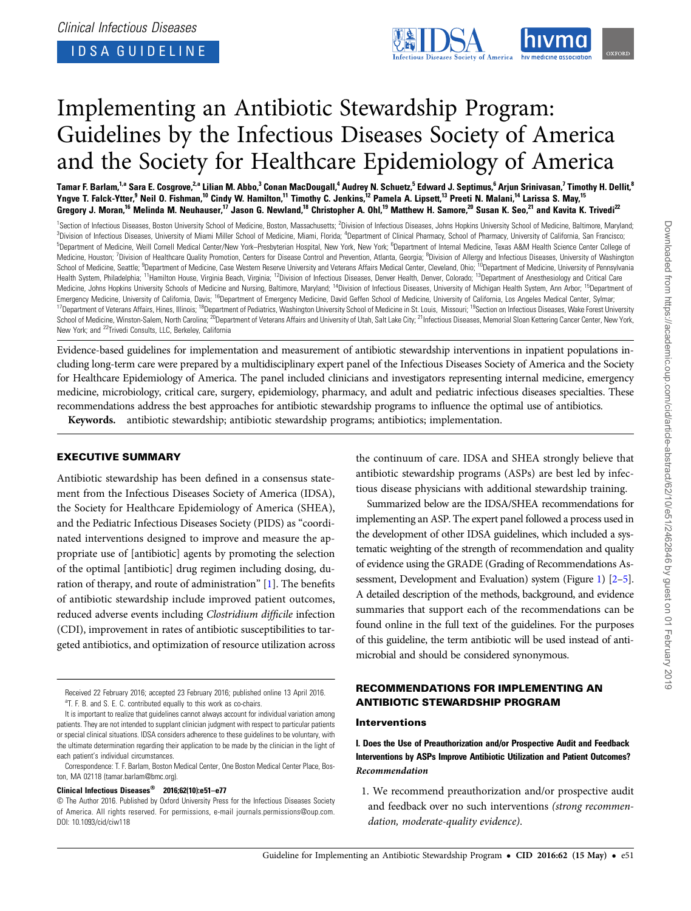Clinical Infectious Diseases

IDSA GUIDELINE

# Implementing an Antibiotic Stewardship Program: Guidelines by the Infectious Diseases Society of America and the Society for Healthcare Epidemiology of America

**Tamar F. Barlam,[1,a] Sara E. Cosgrove,[2,a] Lilian M. Abbo,[3] Conan MacDougall,[4] Audrey N. Schuetz,[5] Edward J. Septimus,[6] Arjun Srinivasan,[7] Timothy H. Dellit,[8] Yngve T. Falck-Ytter,[9] Neil O. Fishman,[10] Cindy W. Hamilton,[11] Timothy C. Jenkins,[12] Pamela A. Lipsett,[13] Preeti N. Malani,[14] Larissa S. May,[15] Gregory J. Moran,[16] Melinda M. Neuhauser,[17] Jason G. Newland,[18] Christopher A. Ohl,[19] Matthew H. Samore,[20] Susan K. Seo,[21] and Kavita K. Trivedi[22]**

[1]Section of Infectious Diseases, Boston University School of Medicine, Boston, Massachusetts; [2]Division of Infectious Diseases, Johns Hopkins University School of Medicine, Baltimore, Maryland; [3]Division of Infectious Diseases, University of Miami Miller School of Medicine, Miami, Florida; [4]Department of Clinical Pharmacy, School of Pharmacy, University of California, San Francisco; [5]Department of Medicine, Weill Cornell Medical Center/New York–Presbyterian Hospital, New York, New York; [6]Department of Internal Medicine, Texas A&M Health Science Center College of Medicine, Houston; [7]Division of Healthcare Quality Promotion, Centers for Disease Control and Prevention, Atlanta, Georgia; [8]Division of Allergy and Infectious Diseases, University of Washington School of Medicine, Seattle; [9]Department of Medicine, Case Western Reserve University and Veterans Affairs Medical Center, Cleveland, Ohio; [10]Department of Medicine, University of Pennsylvania Health System, Philadelphia; [11]Hamilton House, Virginia Beach, Virginia; [12]Division of Infectious Diseases, Denver Health, Denver, Colorado; [13]Department of Anesthesiology and Critical Care Medicine, Johns Hopkins University Schools of Medicine and Nursing, Baltimore, Maryland; [14]Division of Infectious Diseases, University of Michigan Health System, Ann Arbor; [15]Department of Emergency Medicine, University of California, Davis; [16]Department of Emergency Medicine, David Geffen School of Medicine, University of California, Los Angeles Medical Center, Sylmar; [17]Department of Veterans Affairs, Hines, Illinois; [18]Department of Pediatrics, Washington University School of Medicine in St. Louis, Missouri; [19]Section on Infectious Diseases, Wake Forest University School of Medicine, Winston-Salem, North Carolina; [20]Department of Veterans Affairs and University of Utah, Salt Lake City; [21]Infectious Diseases, Memorial Sloan Kettering Cancer Center, New York, New York; and [22]Trivedi Consults, LLC, Berkeley, California

Evidence-based guidelines for implementation and measurement of antibiotic stewardship interventions in inpatient populations including long-term care were prepared by a multidisciplinary expert panel of the Infectious Diseases Society of America and the Society for Healthcare Epidemiology of America. The panel included clinicians and investigators representing internal medicine, emergency medicine, microbiology, critical care, surgery, epidemiology, pharmacy, and adult and pediatric infectious diseases specialties. These recommendations address the best approaches for antibiotic stewardship programs to influence the optimal use of antibiotics.

**Keywords.** antibiotic stewardship; antibiotic stewardship programs; antibiotics; implementation.

## EXECUTIVE SUMMARY

Antibiotic stewardship has been defined in a consensus statement from the Infectious Diseases Society of America (IDSA), the Society for Healthcare Epidemiology of America (SHEA), and the Pediatric Infectious Diseases Society (PIDS) as "coordinated interventions designed to improve and measure the appropriate use of [antibiotic] agents by promoting the selection of the optimal [antibiotic] drug regimen including dosing, duration of therapy, and route of administration" [1]. The benefits of antibiotic stewardship include improved patient outcomes, reduced adverse events including *Clostridium difficile* infection (CDI), improvement in rates of antibiotic susceptibilities to targeted antibiotics, and optimization of resource utilization across the continuum of care. IDSA and SHEA strongly believe that antibiotic stewardship programs (ASPs) are best led by infectious disease physicians with additional stewardship training.

Summarized below are the IDSA/SHEA recommendations for implementing an ASP. The expert panel followed a process used in the development of other IDSA guidelines, which included a systematic weighting of the strength of recommendation and quality of evidence using the GRADE (Grading of Recommendations Assessment, Development and Evaluation) system (Figure 1) [2–5]. A detailed description of the methods, background, and evidence summaries that support each of the recommendations can be found online in the full text of the guidelines. For the purposes of this guideline, the term antibiotic will be used instead of antimicrobial and should be considered synonymous.

## RECOMMENDATIONS FOR IMPLEMENTING AN ANTIBIOTIC STEWARDSHIP PROGRAM

### Interventions

**I. Does the Use of Preauthorization and/or Prospective Audit and Feedback Interventions by ASPs Improve Antibiotic Utilization and Patient Outcomes?**
***Recommendation***

1. We recommend preauthorization and/or prospective audit and feedback over no such interventions *(strong recommendation, moderate-quality evidence)*.

Received 22 February 2016; accepted 23 February 2016; published online 13 April 2016.

[a]T. F. B. and S. E. C. contributed equally to this work as co-chairs.

It is important to realize that guidelines cannot always account for individual variation among patients. They are not intended to supplant clinician judgment with respect to particular patients or special clinical situations. IDSA considers adherence to these guidelines to be voluntary, with the ultimate determination regarding their application to be made by the clinician in the light of each patient's individual circumstances.

Correspondence: T. F. Barlam, Boston Medical Center, One Boston Medical Center Place, Boston, MA 02118 (tamar.barlam@bmc.org).

**Clinical Infectious Diseases® 2016;62(10):e51–e77**

© The Author 2016. Published by Oxford University Press for the Infectious Diseases Society of America. All rights reserved. For permissions, e-mail journals.permissions@oup.com. DOI: 10.1093/cid/ciw118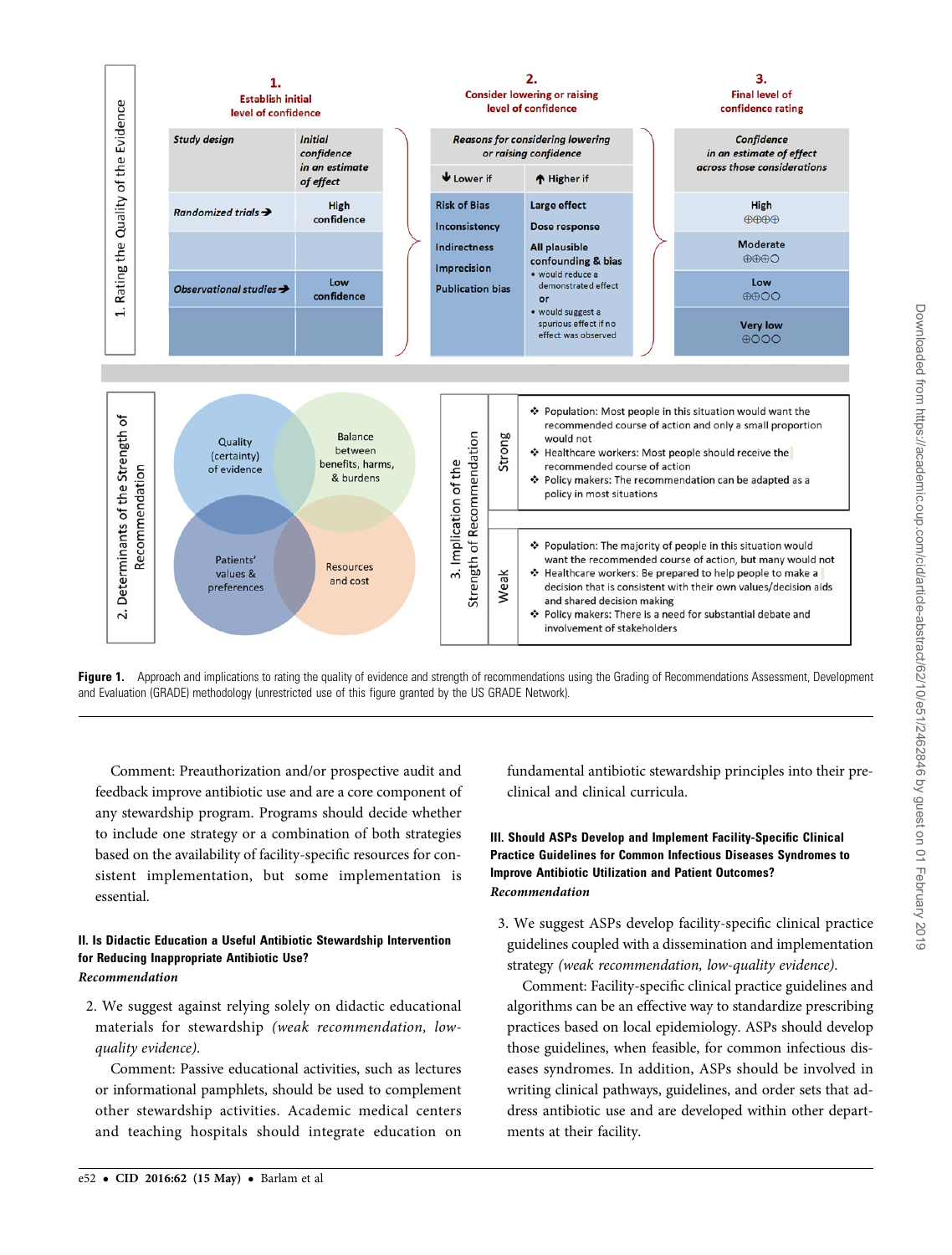**1. Rating the Quality of the Evidence**

| 1. Establish initial level of confidence | | 2. Consider lowering or raising level of confidence | | 3. Final level of confidence rating |
|---|---|---|---|---|
| *Study design* | *Initial confidence in an estimate of effect* | *Reasons for considering lowering or raising confidence* | | *Confidence in an estimate of effect across those considerations* |
| | | ↓ Lower if | ↑ Higher if | |
| *Randomized trials →* | High confidence | Risk of Bias | Large effect | High ⊕⊕⊕⊕ |
| | | Inconsistency | Dose response | Moderate ⊕⊕⊕○ |
| *Observational studies →* | Low confidence | Indirectness | All plausible confounding & bias • would reduce a demonstrated effect or • would suggest a spurious effect if no effect was observed | Low ⊕⊕○○ |
| | | Imprecision | | Very low ⊕○○○ |
| | | Publication bias | | |

**2. Determinants of the Strength of Recommendation**

- Quality (certainty) of evidence
- Balance between benefits, harms, & burdens
- Patients' values & preferences
- Resources and cost

**3. Implication of the Strength of Recommendation**

| | |
|---|---|
| Strong | ❖ Population: Most people in this situation would want the recommended course of action and only a small proportion would not<br>❖ Healthcare workers: Most people should receive the recommended course of action<br>❖ Policy makers: The recommendation can be adapted as a policy in most situations |
| Weak | ❖ Population: The majority of people in this situation would want the recommended course of action, but many would not<br>❖ Healthcare workers: Be prepared to help people to make a decision that is consistent with their own values/decision aids and shared decision making<br>❖ Policy makers: There is a need for substantial debate and involvement of stakeholders |

**Figure 1.** Approach and implications to rating the quality of evidence and strength of recommendations using the Grading of Recommendations Assessment, Development and Evaluation (GRADE) methodology (unrestricted use of this figure granted by the US GRADE Network).

Comment: Preauthorization and/or prospective audit and feedback improve antibiotic use and are a core component of any stewardship program. Programs should decide whether to include one strategy or a combination of both strategies based on the availability of facility-specific resources for consistent implementation, but some implementation is essential.

### II. Is Didactic Education a Useful Antibiotic Stewardship Intervention for Reducing Inappropriate Antibiotic Use?

*Recommendation*

2. We suggest against relying solely on didactic educational materials for stewardship *(weak recommendation, low-quality evidence)*.

   Comment: Passive educational activities, such as lectures or informational pamphlets, should be used to complement other stewardship activities. Academic medical centers and teaching hospitals should integrate education on fundamental antibiotic stewardship principles into their preclinical and clinical curricula.

### III. Should ASPs Develop and Implement Facility-Specific Clinical Practice Guidelines for Common Infectious Diseases Syndromes to Improve Antibiotic Utilization and Patient Outcomes?

*Recommendation*

3. We suggest ASPs develop facility-specific clinical practice guidelines coupled with a dissemination and implementation strategy *(weak recommendation, low-quality evidence)*.

   Comment: Facility-specific clinical practice guidelines and algorithms can be an effective way to standardize prescribing practices based on local epidemiology. ASPs should develop those guidelines, when feasible, for common infectious diseases syndromes. In addition, ASPs should be involved in writing clinical pathways, guidelines, and order sets that address antibiotic use and are developed within other departments at their facility.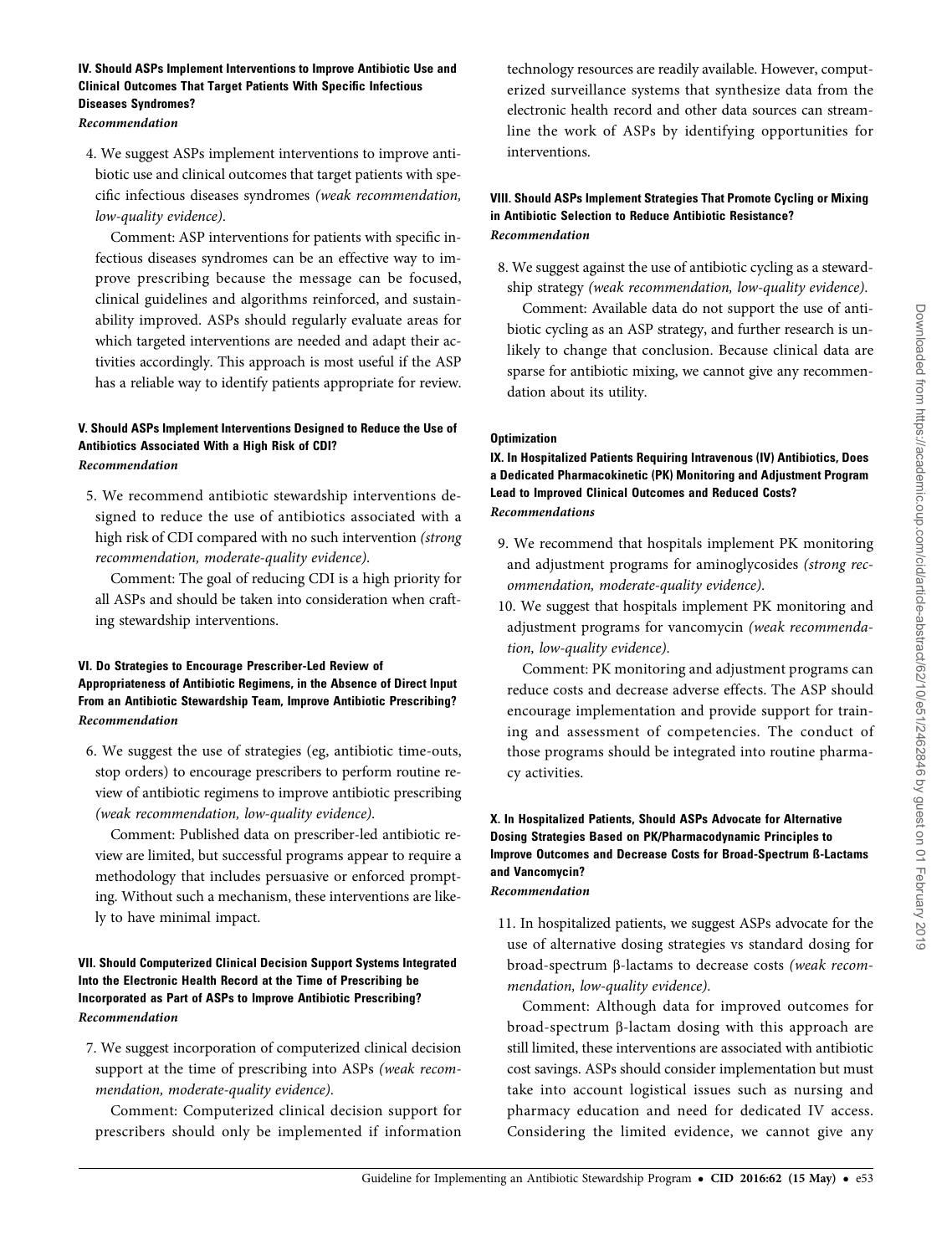### IV. Should ASPs Implement Interventions to Improve Antibiotic Use and Clinical Outcomes That Target Patients With Specific Infectious Diseases Syndromes?

*Recommendation*

4. We suggest ASPs implement interventions to improve antibiotic use and clinical outcomes that target patients with specific infectious diseases syndromes *(weak recommendation, low-quality evidence)*.

   Comment: ASP interventions for patients with specific infectious diseases syndromes can be an effective way to improve prescribing because the message can be focused, clinical guidelines and algorithms reinforced, and sustainability improved. ASPs should regularly evaluate areas for which targeted interventions are needed and adapt their activities accordingly. This approach is most useful if the ASP has a reliable way to identify patients appropriate for review.

### V. Should ASPs Implement Interventions Designed to Reduce the Use of Antibiotics Associated With a High Risk of CDI?

*Recommendation*

5. We recommend antibiotic stewardship interventions designed to reduce the use of antibiotics associated with a high risk of CDI compared with no such intervention *(strong recommendation, moderate-quality evidence)*.

   Comment: The goal of reducing CDI is a high priority for all ASPs and should be taken into consideration when crafting stewardship interventions.

### VI. Do Strategies to Encourage Prescriber-Led Review of Appropriateness of Antibiotic Regimens, in the Absence of Direct Input From an Antibiotic Stewardship Team, Improve Antibiotic Prescribing?

*Recommendation*

6. We suggest the use of strategies (eg, antibiotic time-outs, stop orders) to encourage prescribers to perform routine review of antibiotic regimens to improve antibiotic prescribing *(weak recommendation, low-quality evidence)*.

   Comment: Published data on prescriber-led antibiotic review are limited, but successful programs appear to require a methodology that includes persuasive or enforced prompting. Without such a mechanism, these interventions are likely to have minimal impact.

### VII. Should Computerized Clinical Decision Support Systems Integrated Into the Electronic Health Record at the Time of Prescribing be Incorporated as Part of ASPs to Improve Antibiotic Prescribing?

*Recommendation*

7. We suggest incorporation of computerized clinical decision support at the time of prescribing into ASPs *(weak recommendation, moderate-quality evidence)*.

   Comment: Computerized clinical decision support for prescribers should only be implemented if information technology resources are readily available. However, computerized surveillance systems that synthesize data from the electronic health record and other data sources can streamline the work of ASPs by identifying opportunities for interventions.

### VIII. Should ASPs Implement Strategies That Promote Cycling or Mixing in Antibiotic Selection to Reduce Antibiotic Resistance?

*Recommendation*

8. We suggest against the use of antibiotic cycling as a stewardship strategy *(weak recommendation, low-quality evidence)*.

   Comment: Available data do not support the use of antibiotic cycling as an ASP strategy, and further research is unlikely to change that conclusion. Because clinical data are sparse for antibiotic mixing, we cannot give any recommendation about its utility.

#### Optimization

### IX. In Hospitalized Patients Requiring Intravenous (IV) Antibiotics, Does a Dedicated Pharmacokinetic (PK) Monitoring and Adjustment Program Lead to Improved Clinical Outcomes and Reduced Costs?

*Recommendations*

9. We recommend that hospitals implement PK monitoring and adjustment programs for aminoglycosides *(strong recommendation, moderate-quality evidence)*.
10. We suggest that hospitals implement PK monitoring and adjustment programs for vancomycin *(weak recommendation, low-quality evidence)*.

    Comment: PK monitoring and adjustment programs can reduce costs and decrease adverse effects. The ASP should encourage implementation and provide support for training and assessment of competencies. The conduct of those programs should be integrated into routine pharmacy activities.

### X. In Hospitalized Patients, Should ASPs Advocate for Alternative Dosing Strategies Based on PK/Pharmacodynamic Principles to Improve Outcomes and Decrease Costs for Broad-Spectrum ß-Lactams and Vancomycin?

*Recommendation*

11. In hospitalized patients, we suggest ASPs advocate for the use of alternative dosing strategies vs standard dosing for broad-spectrum β-lactams to decrease costs *(weak recommendation, low-quality evidence)*.

    Comment: Although data for improved outcomes for broad-spectrum β-lactam dosing with this approach are still limited, these interventions are associated with antibiotic cost savings. ASPs should consider implementation but must take into account logistical issues such as nursing and pharmacy education and need for dedicated IV access. Considering the limited evidence, we cannot give any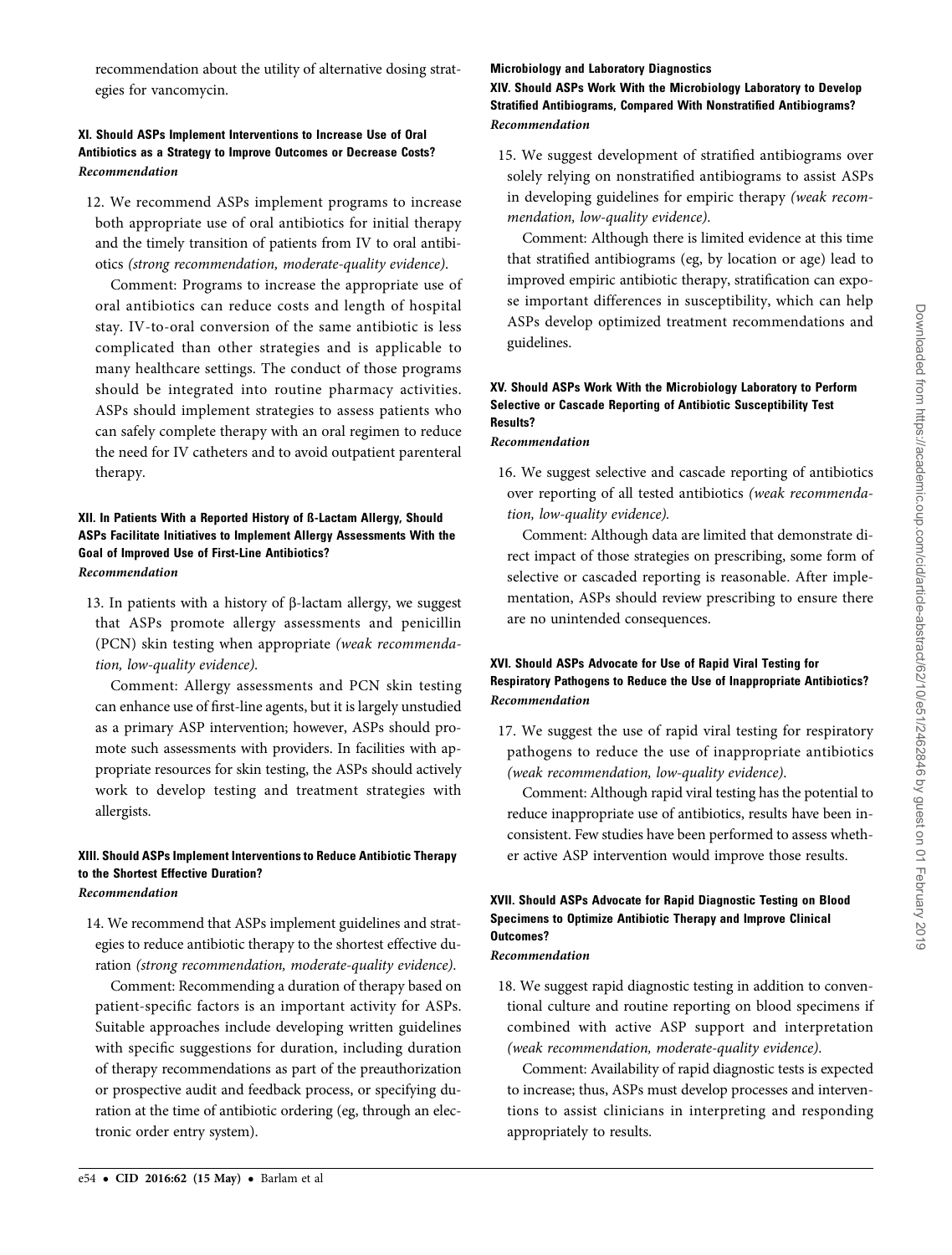recommendation about the utility of alternative dosing strategies for vancomycin.

### XI. Should ASPs Implement Interventions to Increase Use of Oral Antibiotics as a Strategy to Improve Outcomes or Decrease Costs?

***Recommendation***

12. We recommend ASPs implement programs to increase both appropriate use of oral antibiotics for initial therapy and the timely transition of patients from IV to oral antibiotics *(strong recommendation, moderate-quality evidence).*

    Comment: Programs to increase the appropriate use of oral antibiotics can reduce costs and length of hospital stay. IV-to-oral conversion of the same antibiotic is less complicated than other strategies and is applicable to many healthcare settings. The conduct of those programs should be integrated into routine pharmacy activities. ASPs should implement strategies to assess patients who can safely complete therapy with an oral regimen to reduce the need for IV catheters and to avoid outpatient parenteral therapy.

### XII. In Patients With a Reported History of ß-Lactam Allergy, Should ASPs Facilitate Initiatives to Implement Allergy Assessments With the Goal of Improved Use of First-Line Antibiotics?

***Recommendation***

13. In patients with a history of β-lactam allergy, we suggest that ASPs promote allergy assessments and penicillin (PCN) skin testing when appropriate *(weak recommendation, low-quality evidence).*

    Comment: Allergy assessments and PCN skin testing can enhance use of first-line agents, but it is largely unstudied as a primary ASP intervention; however, ASPs should promote such assessments with providers. In facilities with appropriate resources for skin testing, the ASPs should actively work to develop testing and treatment strategies with allergists.

### XIII. Should ASPs Implement Interventions to Reduce Antibiotic Therapy to the Shortest Effective Duration?

***Recommendation***

14. We recommend that ASPs implement guidelines and strategies to reduce antibiotic therapy to the shortest effective duration *(strong recommendation, moderate-quality evidence).*

    Comment: Recommending a duration of therapy based on patient-specific factors is an important activity for ASPs. Suitable approaches include developing written guidelines with specific suggestions for duration, including duration of therapy recommendations as part of the preauthorization or prospective audit and feedback process, or specifying duration at the time of antibiotic ordering (eg, through an electronic order entry system).

## Microbiology and Laboratory Diagnostics

### XIV. Should ASPs Work With the Microbiology Laboratory to Develop Stratified Antibiograms, Compared With Nonstratified Antibiograms?

***Recommendation***

15. We suggest development of stratified antibiograms over solely relying on nonstratified antibiograms to assist ASPs in developing guidelines for empiric therapy *(weak recommendation, low-quality evidence).*

    Comment: Although there is limited evidence at this time that stratified antibiograms (eg, by location or age) lead to improved empiric antibiotic therapy, stratification can expose important differences in susceptibility, which can help ASPs develop optimized treatment recommendations and guidelines.

### XV. Should ASPs Work With the Microbiology Laboratory to Perform Selective or Cascade Reporting of Antibiotic Susceptibility Test Results?

***Recommendation***

16. We suggest selective and cascade reporting of antibiotics over reporting of all tested antibiotics *(weak recommendation, low-quality evidence).*

    Comment: Although data are limited that demonstrate direct impact of those strategies on prescribing, some form of selective or cascaded reporting is reasonable. After implementation, ASPs should review prescribing to ensure there are no unintended consequences.

### XVI. Should ASPs Advocate for Use of Rapid Viral Testing for Respiratory Pathogens to Reduce the Use of Inappropriate Antibiotics?

***Recommendation***

17. We suggest the use of rapid viral testing for respiratory pathogens to reduce the use of inappropriate antibiotics *(weak recommendation, low-quality evidence).*

    Comment: Although rapid viral testing has the potential to reduce inappropriate use of antibiotics, results have been inconsistent. Few studies have been performed to assess whether active ASP intervention would improve those results.

### XVII. Should ASPs Advocate for Rapid Diagnostic Testing on Blood Specimens to Optimize Antibiotic Therapy and Improve Clinical Outcomes?

***Recommendation***

18. We suggest rapid diagnostic testing in addition to conventional culture and routine reporting on blood specimens if combined with active ASP support and interpretation *(weak recommendation, moderate-quality evidence).*

    Comment: Availability of rapid diagnostic tests is expected to increase; thus, ASPs must develop processes and interventions to assist clinicians in interpreting and responding appropriately to results.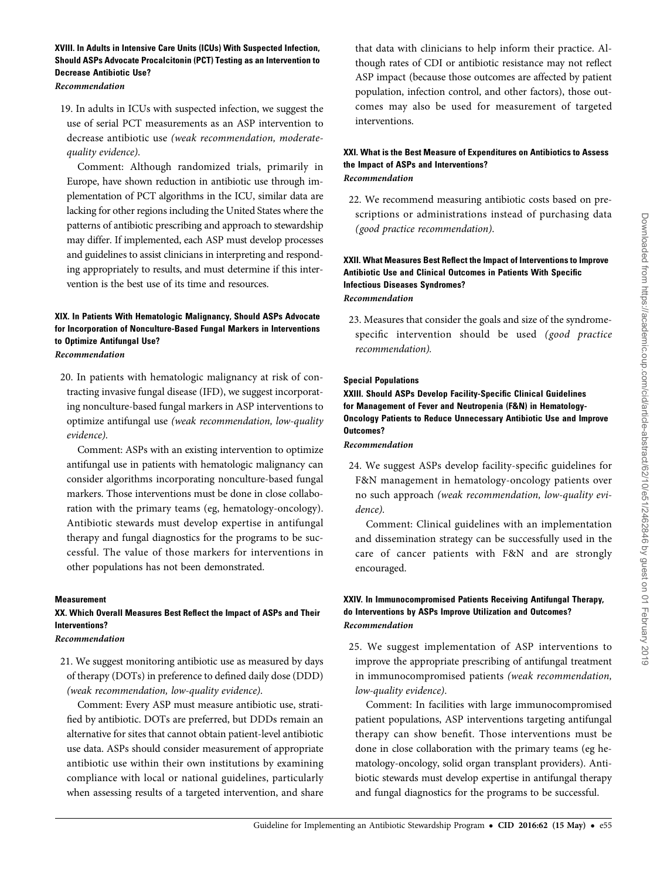### XVIII. In Adults in Intensive Care Units (ICUs) With Suspected Infection, Should ASPs Advocate Procalcitonin (PCT) Testing as an Intervention to Decrease Antibiotic Use?

*Recommendation*

19. In adults in ICUs with suspected infection, we suggest the use of serial PCT measurements as an ASP intervention to decrease antibiotic use *(weak recommendation, moderate-quality evidence)*.

    Comment: Although randomized trials, primarily in Europe, have shown reduction in antibiotic use through implementation of PCT algorithms in the ICU, similar data are lacking for other regions including the United States where the patterns of antibiotic prescribing and approach to stewardship may differ. If implemented, each ASP must develop processes and guidelines to assist clinicians in interpreting and responding appropriately to results, and must determine if this intervention is the best use of its time and resources.

### XIX. In Patients With Hematologic Malignancy, Should ASPs Advocate for Incorporation of Nonculture-Based Fungal Markers in Interventions to Optimize Antifungal Use?

*Recommendation*

20. In patients with hematologic malignancy at risk of contracting invasive fungal disease (IFD), we suggest incorporating nonculture-based fungal markers in ASP interventions to optimize antifungal use *(weak recommendation, low-quality evidence)*.

    Comment: ASPs with an existing intervention to optimize antifungal use in patients with hematologic malignancy can consider algorithms incorporating nonculture-based fungal markers. Those interventions must be done in close collaboration with the primary teams (eg, hematology-oncology). Antibiotic stewards must develop expertise in antifungal therapy and fungal diagnostics for the programs to be successful. The value of those markers for interventions in other populations has not been demonstrated.

## Measurement

### XX. Which Overall Measures Best Reflect the Impact of ASPs and Their Interventions?

*Recommendation*

21. We suggest monitoring antibiotic use as measured by days of therapy (DOTs) in preference to defined daily dose (DDD) *(weak recommendation, low-quality evidence)*.

    Comment: Every ASP must measure antibiotic use, stratified by antibiotic. DOTs are preferred, but DDDs remain an alternative for sites that cannot obtain patient-level antibiotic use data. ASPs should consider measurement of appropriate antibiotic use within their own institutions by examining compliance with local or national guidelines, particularly when assessing results of a targeted intervention, and share that data with clinicians to help inform their practice. Although rates of CDI or antibiotic resistance may not reflect ASP impact (because those outcomes are affected by patient population, infection control, and other factors), those outcomes may also be used for measurement of targeted interventions.

### XXI. What is the Best Measure of Expenditures on Antibiotics to Assess the Impact of ASPs and Interventions?

*Recommendation*

22. We recommend measuring antibiotic costs based on prescriptions or administrations instead of purchasing data *(good practice recommendation)*.

### XXII. What Measures Best Reflect the Impact of Interventions to Improve Antibiotic Use and Clinical Outcomes in Patients With Specific Infectious Diseases Syndromes?

*Recommendation*

23. Measures that consider the goals and size of the syndrome-specific intervention should be used *(good practice recommendation)*.

## Special Populations

### XXIII. Should ASPs Develop Facility-Specific Clinical Guidelines for Management of Fever and Neutropenia (F&N) in Hematology-Oncology Patients to Reduce Unnecessary Antibiotic Use and Improve Outcomes?

*Recommendation*

24. We suggest ASPs develop facility-specific guidelines for F&N management in hematology-oncology patients over no such approach *(weak recommendation, low-quality evidence)*.

    Comment: Clinical guidelines with an implementation and dissemination strategy can be successfully used in the care of cancer patients with F&N and are strongly encouraged.

### XXIV. In Immunocompromised Patients Receiving Antifungal Therapy, do Interventions by ASPs Improve Utilization and Outcomes?

*Recommendation*

25. We suggest implementation of ASP interventions to improve the appropriate prescribing of antifungal treatment in immunocompromised patients *(weak recommendation, low-quality evidence)*.

    Comment: In facilities with large immunocompromised patient populations, ASP interventions targeting antifungal therapy can show benefit. Those interventions must be done in close collaboration with the primary teams (eg hematology-oncology, solid organ transplant providers). Antibiotic stewards must develop expertise in antifungal therapy and fungal diagnostics for the programs to be successful.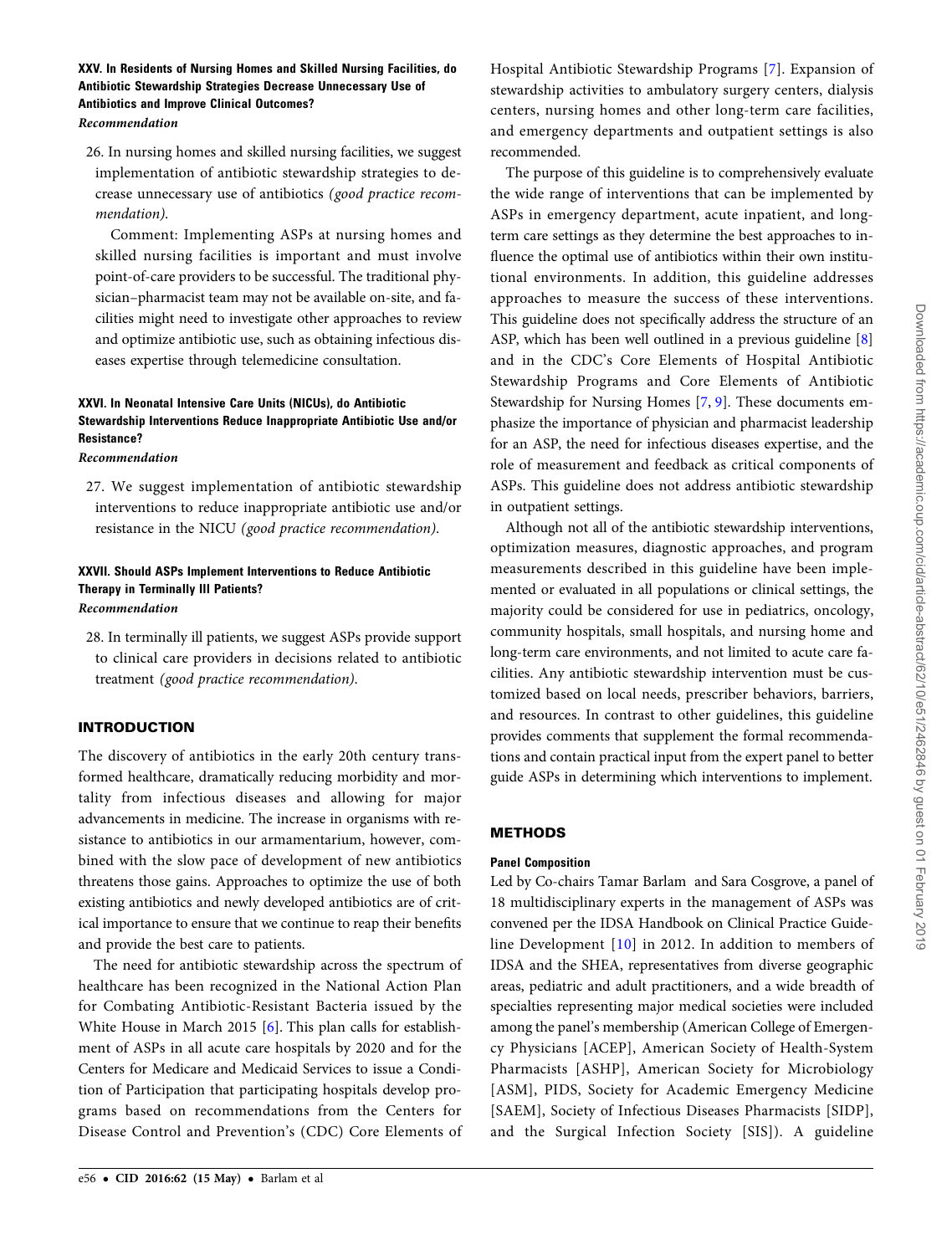### XXV. In Residents of Nursing Homes and Skilled Nursing Facilities, do Antibiotic Stewardship Strategies Decrease Unnecessary Use of Antibiotics and Improve Clinical Outcomes?

*Recommendation*

26. In nursing homes and skilled nursing facilities, we suggest implementation of antibiotic stewardship strategies to decrease unnecessary use of antibiotics *(good practice recommendation)*.

    Comment: Implementing ASPs at nursing homes and skilled nursing facilities is important and must involve point-of-care providers to be successful. The traditional physician–pharmacist team may not be available on-site, and facilities might need to investigate other approaches to review and optimize antibiotic use, such as obtaining infectious diseases expertise through telemedicine consultation.

### XXVI. In Neonatal Intensive Care Units (NICUs), do Antibiotic Stewardship Interventions Reduce Inappropriate Antibiotic Use and/or Resistance?

*Recommendation*

27. We suggest implementation of antibiotic stewardship interventions to reduce inappropriate antibiotic use and/or resistance in the NICU *(good practice recommendation)*.

### XXVII. Should ASPs Implement Interventions to Reduce Antibiotic Therapy in Terminally Ill Patients?

*Recommendation*

28. In terminally ill patients, we suggest ASPs provide support to clinical care providers in decisions related to antibiotic treatment *(good practice recommendation)*.

## INTRODUCTION

The discovery of antibiotics in the early 20th century transformed healthcare, dramatically reducing morbidity and mortality from infectious diseases and allowing for major advancements in medicine. The increase in organisms with resistance to antibiotics in our armamentarium, however, combined with the slow pace of development of new antibiotics threatens those gains. Approaches to optimize the use of both existing antibiotics and newly developed antibiotics are of critical importance to ensure that we continue to reap their benefits and provide the best care to patients.

The need for antibiotic stewardship across the spectrum of healthcare has been recognized in the National Action Plan for Combating Antibiotic-Resistant Bacteria issued by the White House in March 2015 [6]. This plan calls for establishment of ASPs in all acute care hospitals by 2020 and for the Centers for Medicare and Medicaid Services to issue a Condition of Participation that participating hospitals develop programs based on recommendations from the Centers for Disease Control and Prevention's (CDC) Core Elements of Hospital Antibiotic Stewardship Programs [7]. Expansion of stewardship activities to ambulatory surgery centers, dialysis centers, nursing homes and other long-term care facilities, and emergency departments and outpatient settings is also recommended.

The purpose of this guideline is to comprehensively evaluate the wide range of interventions that can be implemented by ASPs in emergency department, acute inpatient, and long-term care settings as they determine the best approaches to influence the optimal use of antibiotics within their own institutional environments. In addition, this guideline addresses approaches to measure the success of these interventions. This guideline does not specifically address the structure of an ASP, which has been well outlined in a previous guideline [8] and in the CDC's Core Elements of Hospital Antibiotic Stewardship Programs and Core Elements of Antibiotic Stewardship for Nursing Homes [7, 9]. These documents emphasize the importance of physician and pharmacist leadership for an ASP, the need for infectious diseases expertise, and the role of measurement and feedback as critical components of ASPs. This guideline does not address antibiotic stewardship in outpatient settings.

Although not all of the antibiotic stewardship interventions, optimization measures, diagnostic approaches, and program measurements described in this guideline have been implemented or evaluated in all populations or clinical settings, the majority could be considered for use in pediatrics, oncology, community hospitals, small hospitals, and nursing home and long-term care environments, and not limited to acute care facilities. Any antibiotic stewardship intervention must be customized based on local needs, prescriber behaviors, barriers, and resources. In contrast to other guidelines, this guideline provides comments that supplement the formal recommendations and contain practical input from the expert panel to better guide ASPs in determining which interventions to implement.

## METHODS

### Panel Composition

Led by Co-chairs Tamar Barlam and Sara Cosgrove, a panel of 18 multidisciplinary experts in the management of ASPs was convened per the IDSA Handbook on Clinical Practice Guideline Development [10] in 2012. In addition to members of IDSA and the SHEA, representatives from diverse geographic areas, pediatric and adult practitioners, and a wide breadth of specialties representing major medical societies were included among the panel's membership (American College of Emergency Physicians [ACEP], American Society of Health-System Pharmacists [ASHP], American Society for Microbiology [ASM], PIDS, Society for Academic Emergency Medicine [SAEM], Society of Infectious Diseases Pharmacists [SIDP], and the Surgical Infection Society [SIS]). A guideline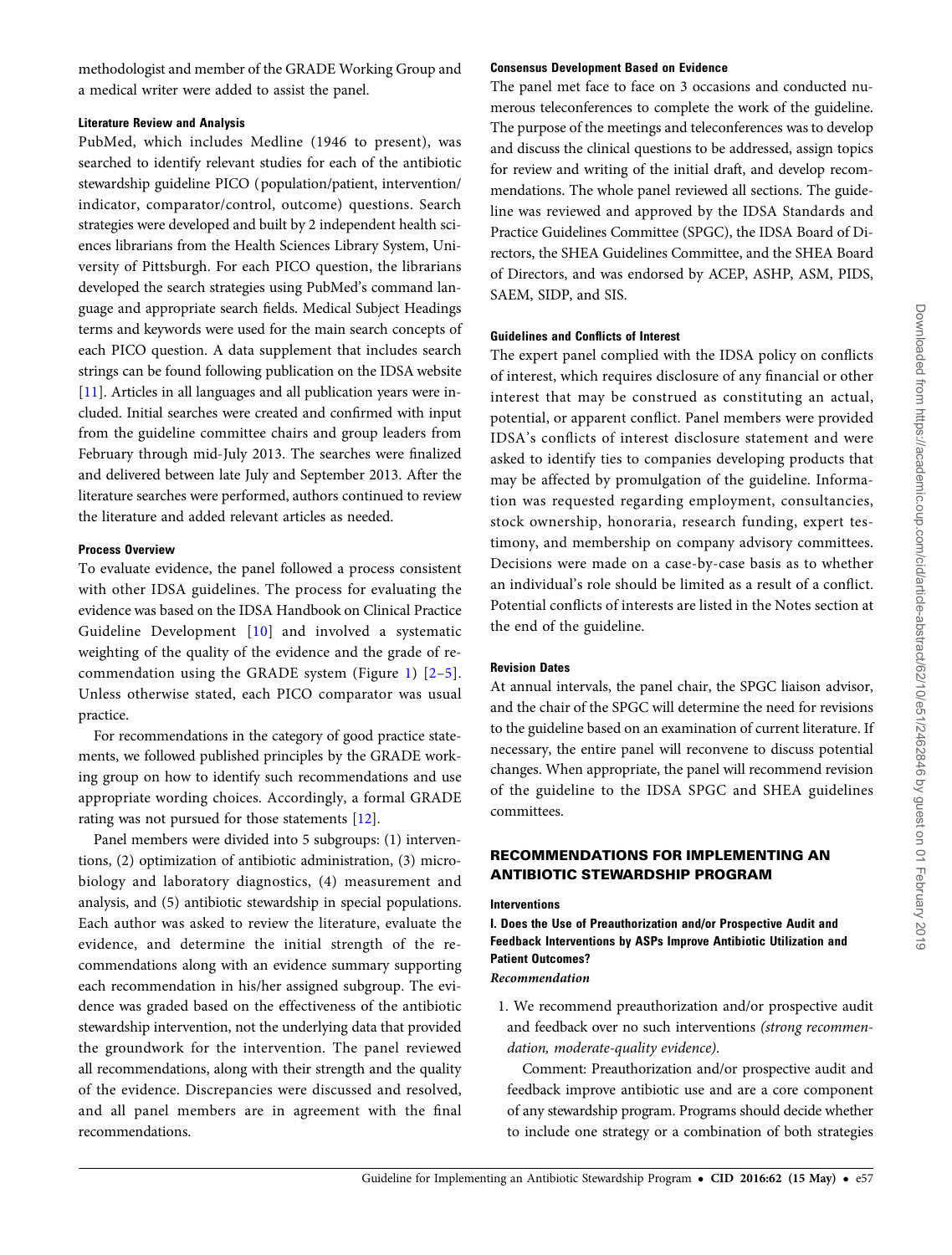methodologist and member of the GRADE Working Group and a medical writer were added to assist the panel.

#### Literature Review and Analysis

PubMed, which includes Medline (1946 to present), was searched to identify relevant studies for each of the antibiotic stewardship guideline PICO (population/patient, intervention/indicator, comparator/control, outcome) questions. Search strategies were developed and built by 2 independent health sciences librarians from the Health Sciences Library System, University of Pittsburgh. For each PICO question, the librarians developed the search strategies using PubMed's command language and appropriate search fields. Medical Subject Headings terms and keywords were used for the main search concepts of each PICO question. A data supplement that includes search strings can be found following publication on the IDSA website [11]. Articles in all languages and all publication years were included. Initial searches were created and confirmed with input from the guideline committee chairs and group leaders from February through mid-July 2013. The searches were finalized and delivered between late July and September 2013. After the literature searches were performed, authors continued to review the literature and added relevant articles as needed.

#### Process Overview

To evaluate evidence, the panel followed a process consistent with other IDSA guidelines. The process for evaluating the evidence was based on the IDSA Handbook on Clinical Practice Guideline Development [10] and involved a systematic weighting of the quality of the evidence and the grade of recommendation using the GRADE system (Figure 1) [2–5]. Unless otherwise stated, each PICO comparator was usual practice.

For recommendations in the category of good practice statements, we followed published principles by the GRADE working group on how to identify such recommendations and use appropriate wording choices. Accordingly, a formal GRADE rating was not pursued for those statements [12].

Panel members were divided into 5 subgroups: (1) interventions, (2) optimization of antibiotic administration, (3) microbiology and laboratory diagnostics, (4) measurement and analysis, and (5) antibiotic stewardship in special populations. Each author was asked to review the literature, evaluate the evidence, and determine the initial strength of the recommendations along with an evidence summary supporting each recommendation in his/her assigned subgroup. The evidence was graded based on the effectiveness of the antibiotic stewardship intervention, not the underlying data that provided the groundwork for the intervention. The panel reviewed all recommendations, along with their strength and the quality of the evidence. Discrepancies were discussed and resolved, and all panel members are in agreement with the final recommendations.

#### Consensus Development Based on Evidence

The panel met face to face on 3 occasions and conducted numerous teleconferences to complete the work of the guideline. The purpose of the meetings and teleconferences was to develop and discuss the clinical questions to be addressed, assign topics for review and writing of the initial draft, and develop recommendations. The whole panel reviewed all sections. The guideline was reviewed and approved by the IDSA Standards and Practice Guidelines Committee (SPGC), the IDSA Board of Directors, the SHEA Guidelines Committee, and the SHEA Board of Directors, and was endorsed by ACEP, ASHP, ASM, PIDS, SAEM, SIDP, and SIS.

#### Guidelines and Conflicts of Interest

The expert panel complied with the IDSA policy on conflicts of interest, which requires disclosure of any financial or other interest that may be construed as constituting an actual, potential, or apparent conflict. Panel members were provided IDSA's conflicts of interest disclosure statement and were asked to identify ties to companies developing products that may be affected by promulgation of the guideline. Information was requested regarding employment, consultancies, stock ownership, honoraria, research funding, expert testimony, and membership on company advisory committees. Decisions were made on a case-by-case basis as to whether an individual's role should be limited as a result of a conflict. Potential conflicts of interests are listed in the Notes section at the end of the guideline.

#### Revision Dates

At annual intervals, the panel chair, the SPGC liaison advisor, and the chair of the SPGC will determine the need for revisions to the guideline based on an examination of current literature. If necessary, the entire panel will reconvene to discuss potential changes. When appropriate, the panel will recommend revision of the guideline to the IDSA SPGC and SHEA guidelines committees.

## RECOMMENDATIONS FOR IMPLEMENTING AN ANTIBIOTIC STEWARDSHIP PROGRAM

### Interventions

#### I. Does the Use of Preauthorization and/or Prospective Audit and Feedback Interventions by ASPs Improve Antibiotic Utilization and Patient Outcomes?

*Recommendation*

1. We recommend preauthorization and/or prospective audit and feedback over no such interventions *(strong recommendation, moderate-quality evidence)*.

   Comment: Preauthorization and/or prospective audit and feedback improve antibiotic use and are a core component of any stewardship program. Programs should decide whether to include one strategy or a combination of both strategies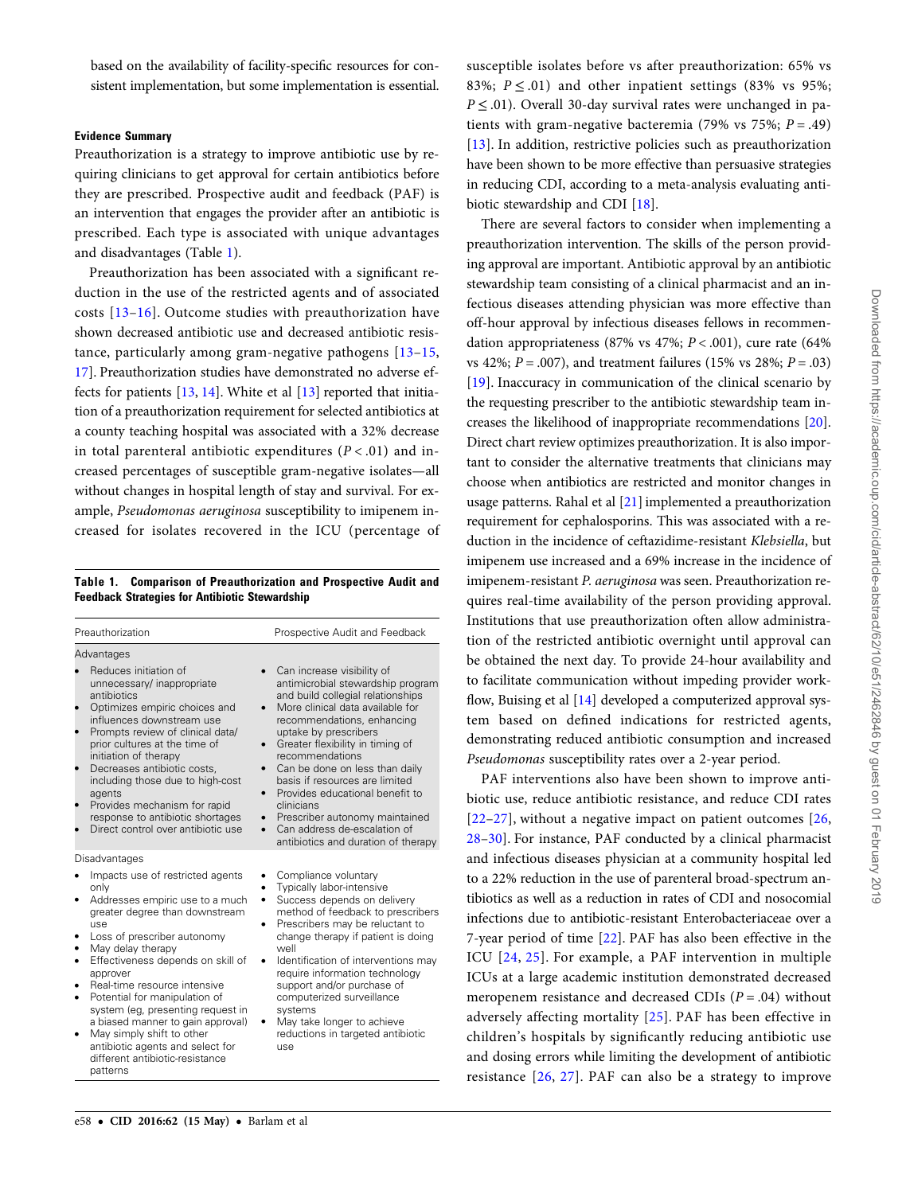based on the availability of facility-specific resources for consistent implementation, but some implementation is essential.

#### Evidence Summary

Preauthorization is a strategy to improve antibiotic use by requiring clinicians to get approval for certain antibiotics before they are prescribed. Prospective audit and feedback (PAF) is an intervention that engages the provider after an antibiotic is prescribed. Each type is associated with unique advantages and disadvantages (Table 1).

Preauthorization has been associated with a significant reduction in the use of the restricted agents and of associated costs [13–16]. Outcome studies with preauthorization have shown decreased antibiotic use and decreased antibiotic resistance, particularly among gram-negative pathogens [13–15, 17]. Preauthorization studies have demonstrated no adverse effects for patients [13, 14]. White et al [13] reported that initiation of a preauthorization requirement for selected antibiotics at a county teaching hospital was associated with a 32% decrease in total parenteral antibiotic expenditures ($P < .01$) and increased percentages of susceptible gram-negative isolates—all without changes in hospital length of stay and survival. For example, *Pseudomonas aeruginosa* susceptibility to imipenem increased for isolates recovered in the ICU (percentage of susceptible isolates before vs after preauthorization: 65% vs 83%; $P \leq .01$) and other inpatient settings (83% vs 95%; $P \leq .01$). Overall 30-day survival rates were unchanged in patients with gram-negative bacteremia (79% vs 75%; $P = .49$) [13]. In addition, restrictive policies such as preauthorization have been shown to be more effective than persuasive strategies in reducing CDI, according to a meta-analysis evaluating antibiotic stewardship and CDI [18].

**Table 1. Comparison of Preauthorization and Prospective Audit and Feedback Strategies for Antibiotic Stewardship**

| Preauthorization | Prospective Audit and Feedback |
|---|---|
| **Advantages** | |
| • Reduces initiation of unnecessary/ inappropriate antibiotics<br>• Optimizes empiric choices and influences downstream use<br>• Prompts review of clinical data/ prior cultures at the time of initiation of therapy<br>• Decreases antibiotic costs, including those due to high-cost agents<br>• Provides mechanism for rapid response to antibiotic shortages<br>• Direct control over antibiotic use | • Can increase visibility of antimicrobial stewardship program and build collegial relationships<br>• More clinical data available for recommendations, enhancing uptake by prescribers<br>• Greater flexibility in timing of recommendations<br>• Can be done on less than daily basis if resources are limited<br>• Provides educational benefit to clinicians<br>• Prescriber autonomy maintained<br>• Can address de-escalation of antibiotics and duration of therapy |
| **Disadvantages** | |
| • Impacts use of restricted agents only<br>• Addresses empiric use to a much greater degree than downstream use<br>• Loss of prescriber autonomy<br>• May delay therapy<br>• Effectiveness depends on skill of approver<br>• Real-time resource intensive<br>• Potential for manipulation of system (eg, presenting request in a biased manner to gain approval)<br>• May simply shift to other antibiotic agents and select for different antibiotic-resistance patterns | • Compliance voluntary<br>• Typically labor-intensive<br>• Success depends on delivery method of feedback to prescribers<br>• Prescribers may be reluctant to change therapy if patient is doing well<br>• Identification of interventions may require information technology support and/or purchase of computerized surveillance systems<br>• May take longer to achieve reductions in targeted antibiotic use |

There are several factors to consider when implementing a preauthorization intervention. The skills of the person providing approval are important. Antibiotic approval by an antibiotic stewardship team consisting of a clinical pharmacist and an infectious diseases attending physician was more effective than off-hour approval by infectious diseases fellows in recommendation appropriateness (87% vs 47%; $P < .001$), cure rate (64% vs 42%; $P = .007$), and treatment failures (15% vs 28%; $P = .03$) [19]. Inaccuracy in communication of the clinical scenario by the requesting prescriber to the antibiotic stewardship team increases the likelihood of inappropriate recommendations [20]. Direct chart review optimizes preauthorization. It is also important to consider the alternative treatments that clinicians may choose when antibiotics are restricted and monitor changes in usage patterns. Rahal et al [21] implemented a preauthorization requirement for cephalosporins. This was associated with a reduction in the incidence of ceftazidime-resistant *Klebsiella*, but imipenem use increased and a 69% increase in the incidence of imipenem-resistant *P. aeruginosa* was seen. Preauthorization requires real-time availability of the person providing approval. Institutions that use preauthorization often allow administration of the restricted antibiotic overnight until approval can be obtained the next day. To provide 24-hour availability and to facilitate communication without impeding provider workflow, Buising et al [14] developed a computerized approval system based on defined indications for restricted agents, demonstrating reduced antibiotic consumption and increased *Pseudomonas* susceptibility rates over a 2-year period.

PAF interventions also have been shown to improve antibiotic use, reduce antibiotic resistance, and reduce CDI rates [22–27], without a negative impact on patient outcomes [26, 28–30]. For instance, PAF conducted by a clinical pharmacist and infectious diseases physician at a community hospital led to a 22% reduction in the use of parenteral broad-spectrum antibiotics as well as a reduction in rates of CDI and nosocomial infections due to antibiotic-resistant Enterobacteriaceae over a 7-year period of time [22]. PAF has also been effective in the ICU [24, 25]. For example, a PAF intervention in multiple ICUs at a large academic institution demonstrated decreased meropenem resistance and decreased CDIs ($P = .04$) without adversely affecting mortality [25]. PAF has been effective in children's hospitals by significantly reducing antibiotic use and dosing errors while limiting the development of antibiotic resistance [26, 27]. PAF can also be a strategy to improve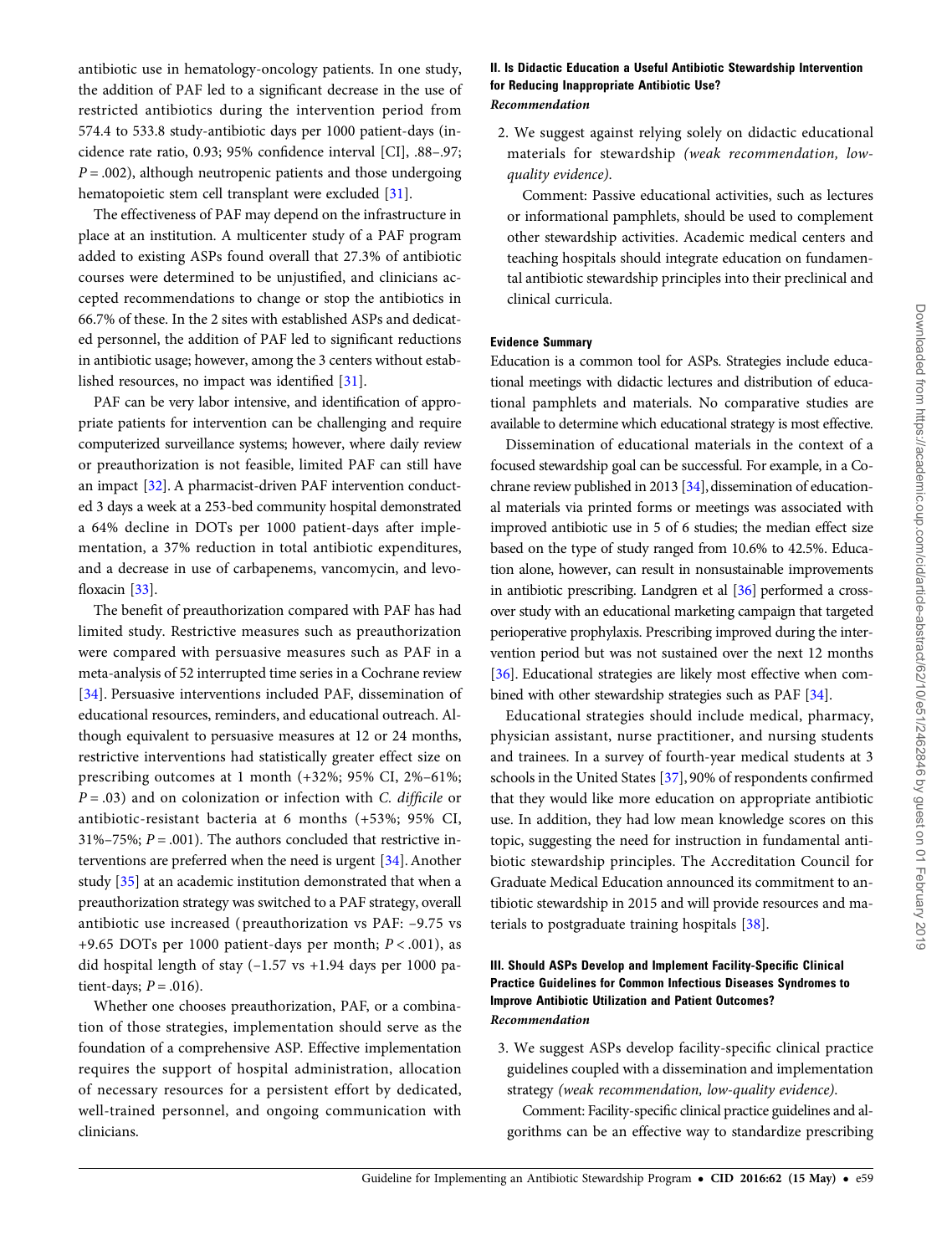antibiotic use in hematology-oncology patients. In one study, the addition of PAF led to a significant decrease in the use of restricted antibiotics during the intervention period from 574.4 to 533.8 study-antibiotic days per 1000 patient-days (incidence rate ratio, 0.93; 95% confidence interval [CI], .88–.97; $P = .002$), although neutropenic patients and those undergoing hematopoietic stem cell transplant were excluded [31].

The effectiveness of PAF may depend on the infrastructure in place at an institution. A multicenter study of a PAF program added to existing ASPs found overall that 27.3% of antibiotic courses were determined to be unjustified, and clinicians accepted recommendations to change or stop the antibiotics in 66.7% of these. In the 2 sites with established ASPs and dedicated personnel, the addition of PAF led to significant reductions in antibiotic usage; however, among the 3 centers without established resources, no impact was identified [31].

PAF can be very labor intensive, and identification of appropriate patients for intervention can be challenging and require computerized surveillance systems; however, where daily review or preauthorization is not feasible, limited PAF can still have an impact [32]. A pharmacist-driven PAF intervention conducted 3 days a week at a 253-bed community hospital demonstrated a 64% decline in DOTs per 1000 patient-days after implementation, a 37% reduction in total antibiotic expenditures, and a decrease in use of carbapenems, vancomycin, and levofloxacin [33].

The benefit of preauthorization compared with PAF has had limited study. Restrictive measures such as preauthorization were compared with persuasive measures such as PAF in a meta-analysis of 52 interrupted time series in a Cochrane review [34]. Persuasive interventions included PAF, dissemination of educational resources, reminders, and educational outreach. Although equivalent to persuasive measures at 12 or 24 months, restrictive interventions had statistically greater effect size on prescribing outcomes at 1 month (+32%; 95% CI, 2%–61%; $P = .03$) and on colonization or infection with *C. difficile* or antibiotic-resistant bacteria at 6 months (+53%; 95% CI, 31%–75%; $P = .001$). The authors concluded that restrictive interventions are preferred when the need is urgent [34]. Another study [35] at an academic institution demonstrated that when a preauthorization strategy was switched to a PAF strategy, overall antibiotic use increased (preauthorization vs PAF: −9.75 vs +9.65 DOTs per 1000 patient-days per month; $P < .001$), as did hospital length of stay (−1.57 vs +1.94 days per 1000 patient-days; $P = .016$).

Whether one chooses preauthorization, PAF, or a combination of those strategies, implementation should serve as the foundation of a comprehensive ASP. Effective implementation requires the support of hospital administration, allocation of necessary resources for a persistent effort by dedicated, well-trained personnel, and ongoing communication with clinicians.

### II. Is Didactic Education a Useful Antibiotic Stewardship Intervention for Reducing Inappropriate Antibiotic Use?

*Recommendation*

2. We suggest against relying solely on didactic educational materials for stewardship *(weak recommendation, low-quality evidence)*.

   Comment: Passive educational activities, such as lectures or informational pamphlets, should be used to complement other stewardship activities. Academic medical centers and teaching hospitals should integrate education on fundamental antibiotic stewardship principles into their preclinical and clinical curricula.

#### Evidence Summary

Education is a common tool for ASPs. Strategies include educational meetings with didactic lectures and distribution of educational pamphlets and materials. No comparative studies are available to determine which educational strategy is most effective.

Dissemination of educational materials in the context of a focused stewardship goal can be successful. For example, in a Cochrane review published in 2013 [34], dissemination of educational materials via printed forms or meetings was associated with improved antibiotic use in 5 of 6 studies; the median effect size based on the type of study ranged from 10.6% to 42.5%. Education alone, however, can result in nonsustainable improvements in antibiotic prescribing. Landgren et al [36] performed a crossover study with an educational marketing campaign that targeted perioperative prophylaxis. Prescribing improved during the intervention period but was not sustained over the next 12 months [36]. Educational strategies are likely most effective when combined with other stewardship strategies such as PAF [34].

Educational strategies should include medical, pharmacy, physician assistant, nurse practitioner, and nursing students and trainees. In a survey of fourth-year medical students at 3 schools in the United States [37], 90% of respondents confirmed that they would like more education on appropriate antibiotic use. In addition, they had low mean knowledge scores on this topic, suggesting the need for instruction in fundamental antibiotic stewardship principles. The Accreditation Council for Graduate Medical Education announced its commitment to antibiotic stewardship in 2015 and will provide resources and materials to postgraduate training hospitals [38].

### III. Should ASPs Develop and Implement Facility-Specific Clinical Practice Guidelines for Common Infectious Diseases Syndromes to Improve Antibiotic Utilization and Patient Outcomes?

*Recommendation*

3. We suggest ASPs develop facility-specific clinical practice guidelines coupled with a dissemination and implementation strategy *(weak recommendation, low-quality evidence)*.

   Comment: Facility-specific clinical practice guidelines and algorithms can be an effective way to standardize prescribing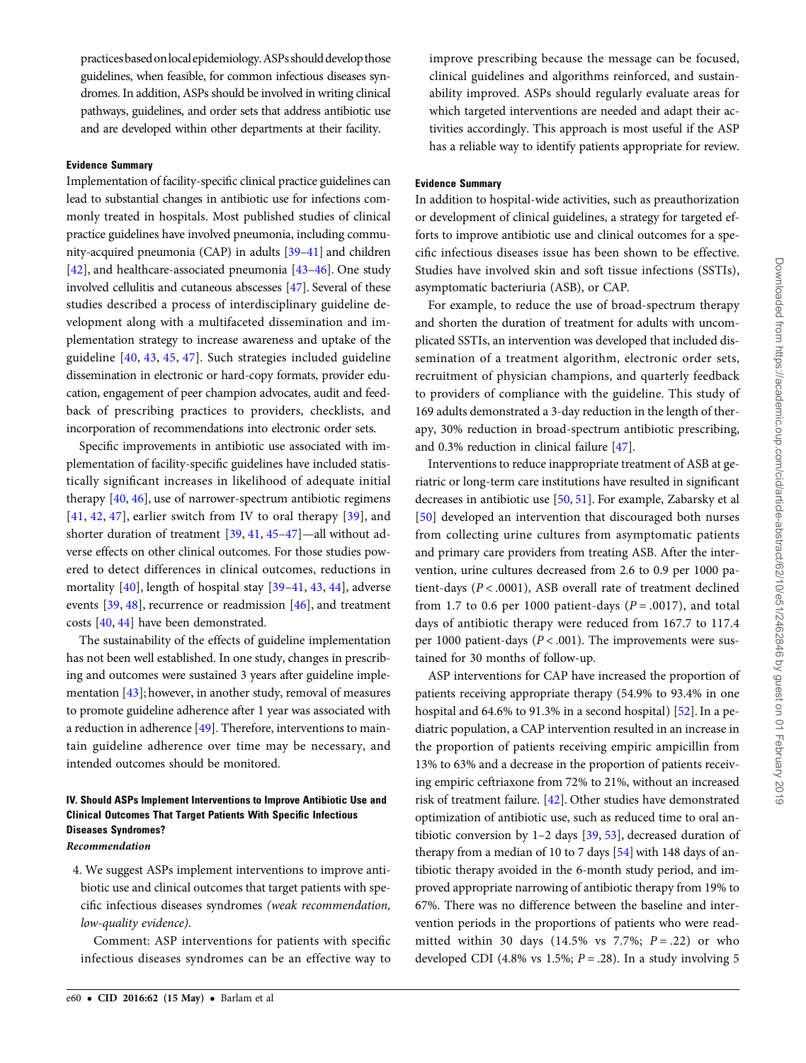practices based on local epidemiology. ASPs should develop those guidelines, when feasible, for common infectious diseases syndromes. In addition, ASPs should be involved in writing clinical pathways, guidelines, and order sets that address antibiotic use and are developed within other departments at their facility.

#### Evidence Summary

Implementation of facility-specific clinical practice guidelines can lead to substantial changes in antibiotic use for infections commonly treated in hospitals. Most published studies of clinical practice guidelines have involved pneumonia, including community-acquired pneumonia (CAP) in adults [39–41] and children [42], and healthcare-associated pneumonia [43–46]. One study involved cellulitis and cutaneous abscesses [47]. Several of these studies described a process of interdisciplinary guideline development along with a multifaceted dissemination and implementation strategy to increase awareness and uptake of the guideline [40, 43, 45, 47]. Such strategies included guideline dissemination in electronic or hard-copy formats, provider education, engagement of peer champion advocates, audit and feedback of prescribing practices to providers, checklists, and incorporation of recommendations into electronic order sets.

Specific improvements in antibiotic use associated with implementation of facility-specific guidelines have included statistically significant increases in likelihood of adequate initial therapy [40, 46], use of narrower-spectrum antibiotic regimens [41, 42, 47], earlier switch from IV to oral therapy [39], and shorter duration of treatment [39, 41, 45–47]—all without adverse effects on other clinical outcomes. For those studies powered to detect differences in clinical outcomes, reductions in mortality [40], length of hospital stay [39–41, 43, 44], adverse events [39, 48], recurrence or readmission [46], and treatment costs [40, 44] have been demonstrated.

The sustainability of the effects of guideline implementation has not been well established. In one study, changes in prescribing and outcomes were sustained 3 years after guideline implementation [43]; however, in another study, removal of measures to promote guideline adherence after 1 year was associated with a reduction in adherence [49]. Therefore, interventions to maintain guideline adherence over time may be necessary, and intended outcomes should be monitored.

### IV. Should ASPs Implement Interventions to Improve Antibiotic Use and Clinical Outcomes That Target Patients With Specific Infectious Diseases Syndromes?

#### *Recommendation*

4. We suggest ASPs implement interventions to improve antibiotic use and clinical outcomes that target patients with specific infectious diseases syndromes *(weak recommendation, low-quality evidence)*.

   Comment: ASP interventions for patients with specific infectious diseases syndromes can be an effective way to improve prescribing because the message can be focused, clinical guidelines and algorithms reinforced, and sustainability improved. ASPs should regularly evaluate areas for which targeted interventions are needed and adapt their activities accordingly. This approach is most useful if the ASP has a reliable way to identify patients appropriate for review.

#### Evidence Summary

In addition to hospital-wide activities, such as preauthorization or development of clinical guidelines, a strategy for targeted efforts to improve antibiotic use and clinical outcomes for a specific infectious diseases issue has been shown to be effective. Studies have involved skin and soft tissue infections (SSTIs), asymptomatic bacteriuria (ASB), or CAP.

For example, to reduce the use of broad-spectrum therapy and shorten the duration of treatment for adults with uncomplicated SSTIs, an intervention was developed that included dissemination of a treatment algorithm, electronic order sets, recruitment of physician champions, and quarterly feedback to providers of compliance with the guideline. This study of 169 adults demonstrated a 3-day reduction in the length of therapy, 30% reduction in broad-spectrum antibiotic prescribing, and 0.3% reduction in clinical failure [47].

Interventions to reduce inappropriate treatment of ASB at geriatric or long-term care institutions have resulted in significant decreases in antibiotic use [50, 51]. For example, Zabarsky et al [50] developed an intervention that discouraged both nurses from collecting urine cultures from asymptomatic patients and primary care providers from treating ASB. After the intervention, urine cultures decreased from 2.6 to 0.9 per 1000 patient-days ($P < .0001$), ASB overall rate of treatment declined from 1.7 to 0.6 per 1000 patient-days ($P = .0017$), and total days of antibiotic therapy were reduced from 167.7 to 117.4 per 1000 patient-days ($P < .001$). The improvements were sustained for 30 months of follow-up.

ASP interventions for CAP have increased the proportion of patients receiving appropriate therapy (54.9% to 93.4% in one hospital and 64.6% to 91.3% in a second hospital) [52]. In a pediatric population, a CAP intervention resulted in an increase in the proportion of patients receiving empiric ampicillin from 13% to 63% and a decrease in the proportion of patients receiving empiric ceftriaxone from 72% to 21%, without an increased risk of treatment failure. [42]. Other studies have demonstrated optimization of antibiotic use, such as reduced time to oral antibiotic conversion by 1–2 days [39, 53], decreased duration of therapy from a median of 10 to 7 days [54] with 148 days of antibiotic therapy avoided in the 6-month study period, and improved appropriate narrowing of antibiotic therapy from 19% to 67%. There was no difference between the baseline and intervention periods in the proportions of patients who were readmitted within 30 days (14.5% vs 7.7%; $P = .22$) or who developed CDI (4.8% vs 1.5%; $P = .28$). In a study involving 5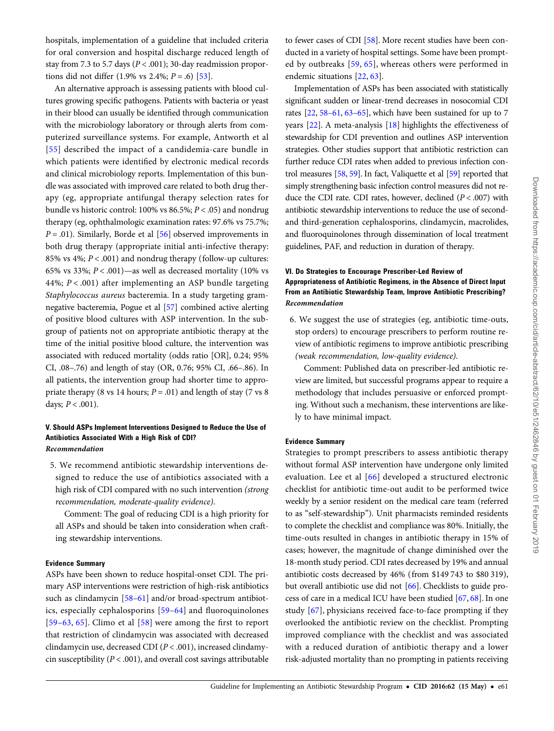hospitals, implementation of a guideline that included criteria for oral conversion and hospital discharge reduced length of stay from 7.3 to 5.7 days ($P < .001$); 30-day readmission proportions did not differ (1.9% vs 2.4%; $P = .6$) [53].

An alternative approach is assessing patients with blood cultures growing specific pathogens. Patients with bacteria or yeast in their blood can usually be identified through communication with the microbiology laboratory or through alerts from computerized surveillance systems. For example, Antworth et al [55] described the impact of a candidemia-care bundle in which patients were identified by electronic medical records and clinical microbiology reports. Implementation of this bundle was associated with improved care related to both drug therapy (eg, appropriate antifungal therapy selection rates for bundle vs historic control: 100% vs 86.5%; $P < .05$) and nondrug therapy (eg, ophthalmologic examination rates: 97.6% vs 75.7%; $P = .01$). Similarly, Borde et al [56] observed improvements in both drug therapy (appropriate initial anti-infective therapy: 85% vs 4%; $P < .001$) and nondrug therapy (follow-up cultures: 65% vs 33%; $P < .001$)—as well as decreased mortality (10% vs 44%; $P < .001$) after implementing an ASP bundle targeting *Staphylococcus aureus* bacteremia. In a study targeting gram-negative bacteremia, Pogue et al [57] combined active alerting of positive blood cultures with ASP intervention. In the subgroup of patients not on appropriate antibiotic therapy at the time of the initial positive blood culture, the intervention was associated with reduced mortality (odds ratio [OR], 0.24; 95% CI, .08–.76) and length of stay (OR, 0.76; 95% CI, .66–.86). In all patients, the intervention group had shorter time to appropriate therapy (8 vs 14 hours; $P = .01$) and length of stay (7 vs 8 days; $P < .001$).

### V. Should ASPs Implement Interventions Designed to Reduce the Use of Antibiotics Associated With a High Risk of CDI?

*Recommendation*

5. We recommend antibiotic stewardship interventions designed to reduce the use of antibiotics associated with a high risk of CDI compared with no such intervention *(strong recommendation, moderate-quality evidence).*

   Comment: The goal of reducing CDI is a high priority for all ASPs and should be taken into consideration when crafting stewardship interventions.

#### Evidence Summary

ASPs have been shown to reduce hospital-onset CDI. The primary ASP interventions were restriction of high-risk antibiotics such as clindamycin [58–61] and/or broad-spectrum antibiotics, especially cephalosporins [59–64] and fluoroquinolones [59–63, 65]. Climo et al [58] were among the first to report that restriction of clindamycin was associated with decreased clindamycin use, decreased CDI ($P < .001$), increased clindamycin susceptibility ($P < .001$), and overall cost savings attributable to fewer cases of CDI [58]. More recent studies have been conducted in a variety of hospital settings. Some have been prompted by outbreaks [59, 65], whereas others were performed in endemic situations [22, 63].

Implementation of ASPs has been associated with statistically significant sudden or linear-trend decreases in nosocomial CDI rates [22, 58–61, 63–65], which have been sustained for up to 7 years [22]. A meta-analysis [18] highlights the effectiveness of stewardship for CDI prevention and outlines ASP intervention strategies. Other studies support that antibiotic restriction can further reduce CDI rates when added to previous infection control measures [58, 59]. In fact, Valiquette et al [59] reported that simply strengthening basic infection control measures did not reduce the CDI rate. CDI rates, however, declined ($P < .007$) with antibiotic stewardship interventions to reduce the use of second- and third-generation cephalosporins, clindamycin, macrolides, and fluoroquinolones through dissemination of local treatment guidelines, PAF, and reduction in duration of therapy.

### VI. Do Strategies to Encourage Prescriber-Led Review of Appropriateness of Antibiotic Regimens, in the Absence of Direct Input From an Antibiotic Stewardship Team, Improve Antibiotic Prescribing?

*Recommendation*

6. We suggest the use of strategies (eg, antibiotic time-outs, stop orders) to encourage prescribers to perform routine review of antibiotic regimens to improve antibiotic prescribing *(weak recommendation, low-quality evidence).*

   Comment: Published data on prescriber-led antibiotic review are limited, but successful programs appear to require a methodology that includes persuasive or enforced prompting. Without such a mechanism, these interventions are likely to have minimal impact.

#### Evidence Summary

Strategies to prompt prescribers to assess antibiotic therapy without formal ASP intervention have undergone only limited evaluation. Lee et al [66] developed a structured electronic checklist for antibiotic time-out audit to be performed twice weekly by a senior resident on the medical care team (referred to as "self-stewardship"). Unit pharmacists reminded residents to complete the checklist and compliance was 80%. Initially, the time-outs resulted in changes in antibiotic therapy in 15% of cases; however, the magnitude of change diminished over the 18-month study period. CDI rates decreased by 19% and annual antibiotic costs decreased by 46% (from $149 743 to $80 319), but overall antibiotic use did not [66]. Checklists to guide process of care in a medical ICU have been studied [67, 68]. In one study [67], physicians received face-to-face prompting if they overlooked the antibiotic review on the checklist. Prompting improved compliance with the checklist and was associated with a reduced duration of antibiotic therapy and a lower risk-adjusted mortality than no prompting in patients receiving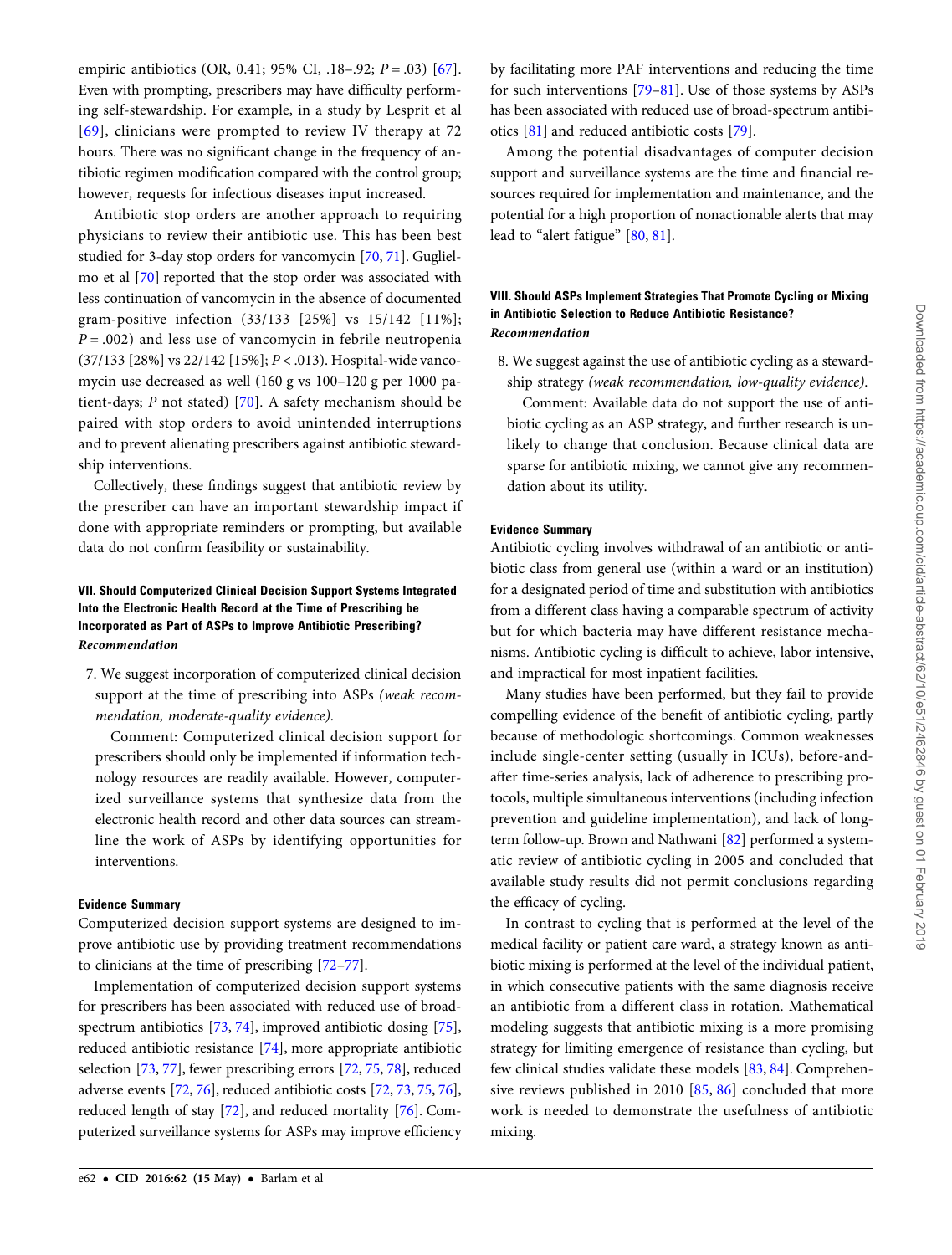empiric antibiotics (OR, 0.41; 95% CI, .18–.92; $P = .03$) [67]. Even with prompting, prescribers may have difficulty performing self-stewardship. For example, in a study by Lesprit et al [69], clinicians were prompted to review IV therapy at 72 hours. There was no significant change in the frequency of antibiotic regimen modification compared with the control group; however, requests for infectious diseases input increased.

Antibiotic stop orders are another approach to requiring physicians to review their antibiotic use. This has been best studied for 3-day stop orders for vancomycin [70, 71]. Guglielmo et al [70] reported that the stop order was associated with less continuation of vancomycin in the absence of documented gram-positive infection (33/133 [25%] vs 15/142 [11%]; $P = .002$) and less use of vancomycin in febrile neutropenia (37/133 [28%] vs 22/142 [15%]; $P < .013$). Hospital-wide vancomycin use decreased as well (160 g vs 100–120 g per 1000 patient-days; $P$ not stated) [70]. A safety mechanism should be paired with stop orders to avoid unintended interruptions and to prevent alienating prescribers against antibiotic stewardship interventions.

Collectively, these findings suggest that antibiotic review by the prescriber can have an important stewardship impact if done with appropriate reminders or prompting, but available data do not confirm feasibility or sustainability.

#### VII. Should Computerized Clinical Decision Support Systems Integrated Into the Electronic Health Record at the Time of Prescribing be Incorporated as Part of ASPs to Improve Antibiotic Prescribing?

***Recommendation***

7. We suggest incorporation of computerized clinical decision support at the time of prescribing into ASPs *(weak recommendation, moderate-quality evidence).*

   Comment: Computerized clinical decision support for prescribers should only be implemented if information technology resources are readily available. However, computerized surveillance systems that synthesize data from the electronic health record and other data sources can streamline the work of ASPs by identifying opportunities for interventions.

#### Evidence Summary

Computerized decision support systems are designed to improve antibiotic use by providing treatment recommendations to clinicians at the time of prescribing [72–77].

Implementation of computerized decision support systems for prescribers has been associated with reduced use of broad-spectrum antibiotics [73, 74], improved antibiotic dosing [75], reduced antibiotic resistance [74], more appropriate antibiotic selection [73, 77], fewer prescribing errors [72, 75, 78], reduced adverse events [72, 76], reduced antibiotic costs [72, 73, 75, 76], reduced length of stay [72], and reduced mortality [76]. Computerized surveillance systems for ASPs may improve efficiency by facilitating more PAF interventions and reducing the time for such interventions [79–81]. Use of those systems by ASPs has been associated with reduced use of broad-spectrum antibiotics [81] and reduced antibiotic costs [79].

Among the potential disadvantages of computer decision support and surveillance systems are the time and financial resources required for implementation and maintenance, and the potential for a high proportion of nonactionable alerts that may lead to "alert fatigue" [80, 81].

#### VIII. Should ASPs Implement Strategies That Promote Cycling or Mixing in Antibiotic Selection to Reduce Antibiotic Resistance?

***Recommendation***

8. We suggest against the use of antibiotic cycling as a stewardship strategy *(weak recommendation, low-quality evidence).*

   Comment: Available data do not support the use of antibiotic cycling as an ASP strategy, and further research is unlikely to change that conclusion. Because clinical data are sparse for antibiotic mixing, we cannot give any recommendation about its utility.

#### Evidence Summary

Antibiotic cycling involves withdrawal of an antibiotic or antibiotic class from general use (within a ward or an institution) for a designated period of time and substitution with antibiotics from a different class having a comparable spectrum of activity but for which bacteria may have different resistance mechanisms. Antibiotic cycling is difficult to achieve, labor intensive, and impractical for most inpatient facilities.

Many studies have been performed, but they fail to provide compelling evidence of the benefit of antibiotic cycling, partly because of methodologic shortcomings. Common weaknesses include single-center setting (usually in ICUs), before-and-after time-series analysis, lack of adherence to prescribing protocols, multiple simultaneous interventions (including infection prevention and guideline implementation), and lack of long-term follow-up. Brown and Nathwani [82] performed a systematic review of antibiotic cycling in 2005 and concluded that available study results did not permit conclusions regarding the efficacy of cycling.

In contrast to cycling that is performed at the level of the medical facility or patient care ward, a strategy known as antibiotic mixing is performed at the level of the individual patient, in which consecutive patients with the same diagnosis receive an antibiotic from a different class in rotation. Mathematical modeling suggests that antibiotic mixing is a more promising strategy for limiting emergence of resistance than cycling, but few clinical studies validate these models [83, 84]. Comprehensive reviews published in 2010 [85, 86] concluded that more work is needed to demonstrate the usefulness of antibiotic mixing.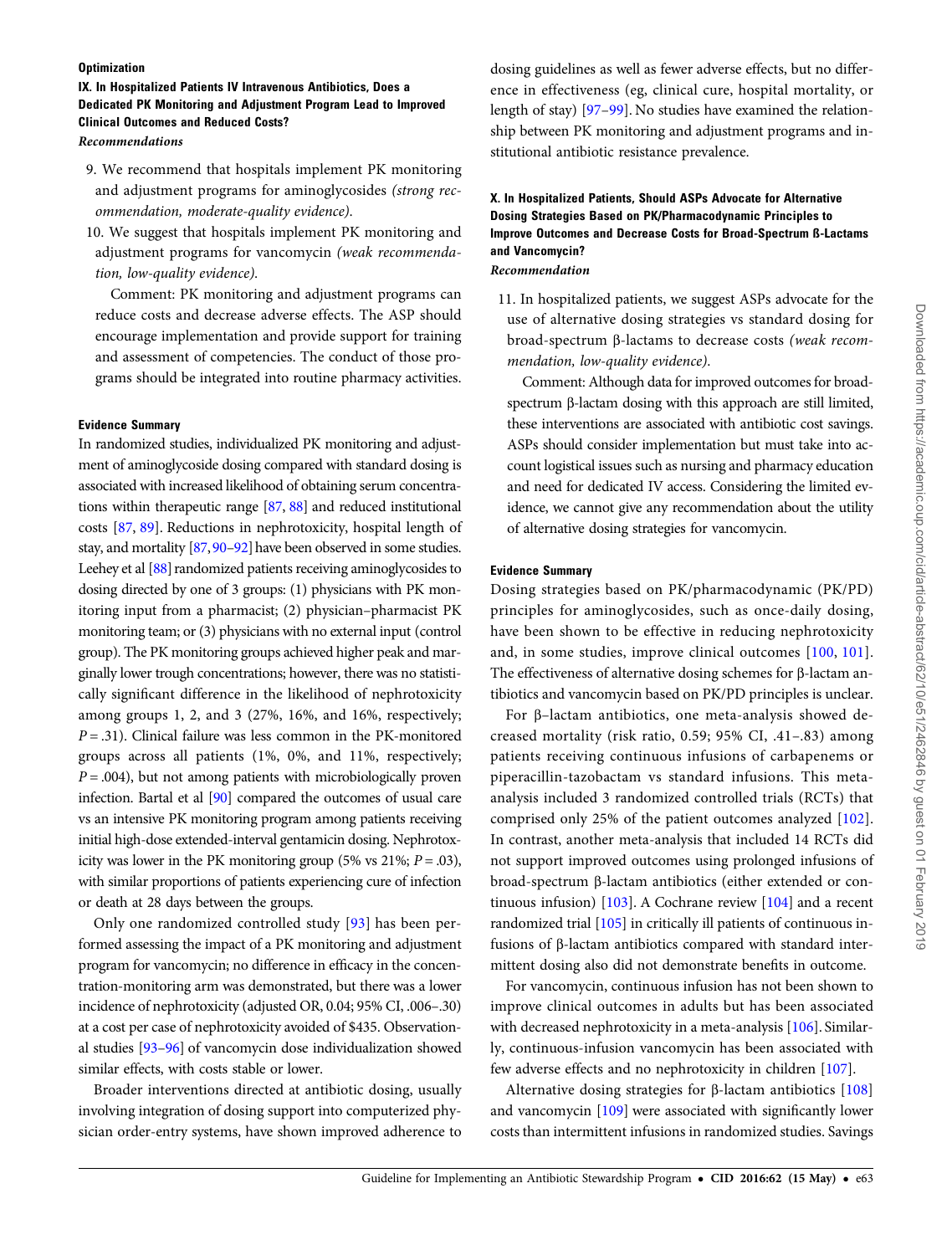### Optimization

### IX. In Hospitalized Patients IV Intravenous Antibiotics, Does a Dedicated PK Monitoring and Adjustment Program Lead to Improved Clinical Outcomes and Reduced Costs?

*Recommendations*

9. We recommend that hospitals implement PK monitoring and adjustment programs for aminoglycosides *(strong recommendation, moderate-quality evidence)*.
10. We suggest that hospitals implement PK monitoring and adjustment programs for vancomycin *(weak recommendation, low-quality evidence)*.

Comment: PK monitoring and adjustment programs can reduce costs and decrease adverse effects. The ASP should encourage implementation and provide support for training and assessment of competencies. The conduct of those programs should be integrated into routine pharmacy activities.

#### Evidence Summary

In randomized studies, individualized PK monitoring and adjustment of aminoglycoside dosing compared with standard dosing is associated with increased likelihood of obtaining serum concentrations within therapeutic range [87, 88] and reduced institutional costs [87, 89]. Reductions in nephrotoxicity, hospital length of stay, and mortality [87, 90–92] have been observed in some studies. Leehey et al [88] randomized patients receiving aminoglycosides to dosing directed by one of 3 groups: (1) physicians with PK monitoring input from a pharmacist; (2) physician–pharmacist PK monitoring team; or (3) physicians with no external input (control group). The PK monitoring groups achieved higher peak and marginally lower trough concentrations; however, there was no statistically significant difference in the likelihood of nephrotoxicity among groups 1, 2, and 3 (27%, 16%, and 16%, respectively; $P = .31$). Clinical failure was less common in the PK-monitored groups across all patients (1%, 0%, and 11%, respectively; $P = .004$), but not among patients with microbiologically proven infection. Bartal et al [90] compared the outcomes of usual care vs an intensive PK monitoring program among patients receiving initial high-dose extended-interval gentamicin dosing. Nephrotoxicity was lower in the PK monitoring group (5% vs 21%; $P = .03$), with similar proportions of patients experiencing cure of infection or death at 28 days between the groups.

Only one randomized controlled study [93] has been performed assessing the impact of a PK monitoring and adjustment program for vancomycin; no difference in efficacy in the concentration-monitoring arm was demonstrated, but there was a lower incidence of nephrotoxicity (adjusted OR, 0.04; 95% CI, .006–.30) at a cost per case of nephrotoxicity avoided of $435. Observational studies [93–96] of vancomycin dose individualization showed similar effects, with costs stable or lower.

Broader interventions directed at antibiotic dosing, usually involving integration of dosing support into computerized physician order-entry systems, have shown improved adherence to dosing guidelines as well as fewer adverse effects, but no difference in effectiveness (eg, clinical cure, hospital mortality, or length of stay) [97–99]. No studies have examined the relationship between PK monitoring and adjustment programs and institutional antibiotic resistance prevalence.

### X. In Hospitalized Patients, Should ASPs Advocate for Alternative Dosing Strategies Based on PK/Pharmacodynamic Principles to Improve Outcomes and Decrease Costs for Broad-Spectrum ß-Lactams and Vancomycin?

*Recommendation*

11. In hospitalized patients, we suggest ASPs advocate for the use of alternative dosing strategies vs standard dosing for broad-spectrum β-lactams to decrease costs *(weak recommendation, low-quality evidence)*.

Comment: Although data for improved outcomes for broad-spectrum β-lactam dosing with this approach are still limited, these interventions are associated with antibiotic cost savings. ASPs should consider implementation but must take into account logistical issues such as nursing and pharmacy education and need for dedicated IV access. Considering the limited evidence, we cannot give any recommendation about the utility of alternative dosing strategies for vancomycin.

#### Evidence Summary

Dosing strategies based on PK/pharmacodynamic (PK/PD) principles for aminoglycosides, such as once-daily dosing, have been shown to be effective in reducing nephrotoxicity and, in some studies, improve clinical outcomes [100, 101]. The effectiveness of alternative dosing schemes for β-lactam antibiotics and vancomycin based on PK/PD principles is unclear.

For β–lactam antibiotics, one meta-analysis showed decreased mortality (risk ratio, 0.59; 95% CI, .41–.83) among patients receiving continuous infusions of carbapenems or piperacillin-tazobactam vs standard infusions. This meta-analysis included 3 randomized controlled trials (RCTs) that comprised only 25% of the patient outcomes analyzed [102]. In contrast, another meta-analysis that included 14 RCTs did not support improved outcomes using prolonged infusions of broad-spectrum β-lactam antibiotics (either extended or continuous infusion) [103]. A Cochrane review [104] and a recent randomized trial [105] in critically ill patients of continuous infusions of β-lactam antibiotics compared with standard intermittent dosing also did not demonstrate benefits in outcome.

For vancomycin, continuous infusion has not been shown to improve clinical outcomes in adults but has been associated with decreased nephrotoxicity in a meta-analysis [106]. Similarly, continuous-infusion vancomycin has been associated with few adverse effects and no nephrotoxicity in children [107].

Alternative dosing strategies for β-lactam antibiotics [108] and vancomycin [109] were associated with significantly lower costs than intermittent infusions in randomized studies. Savings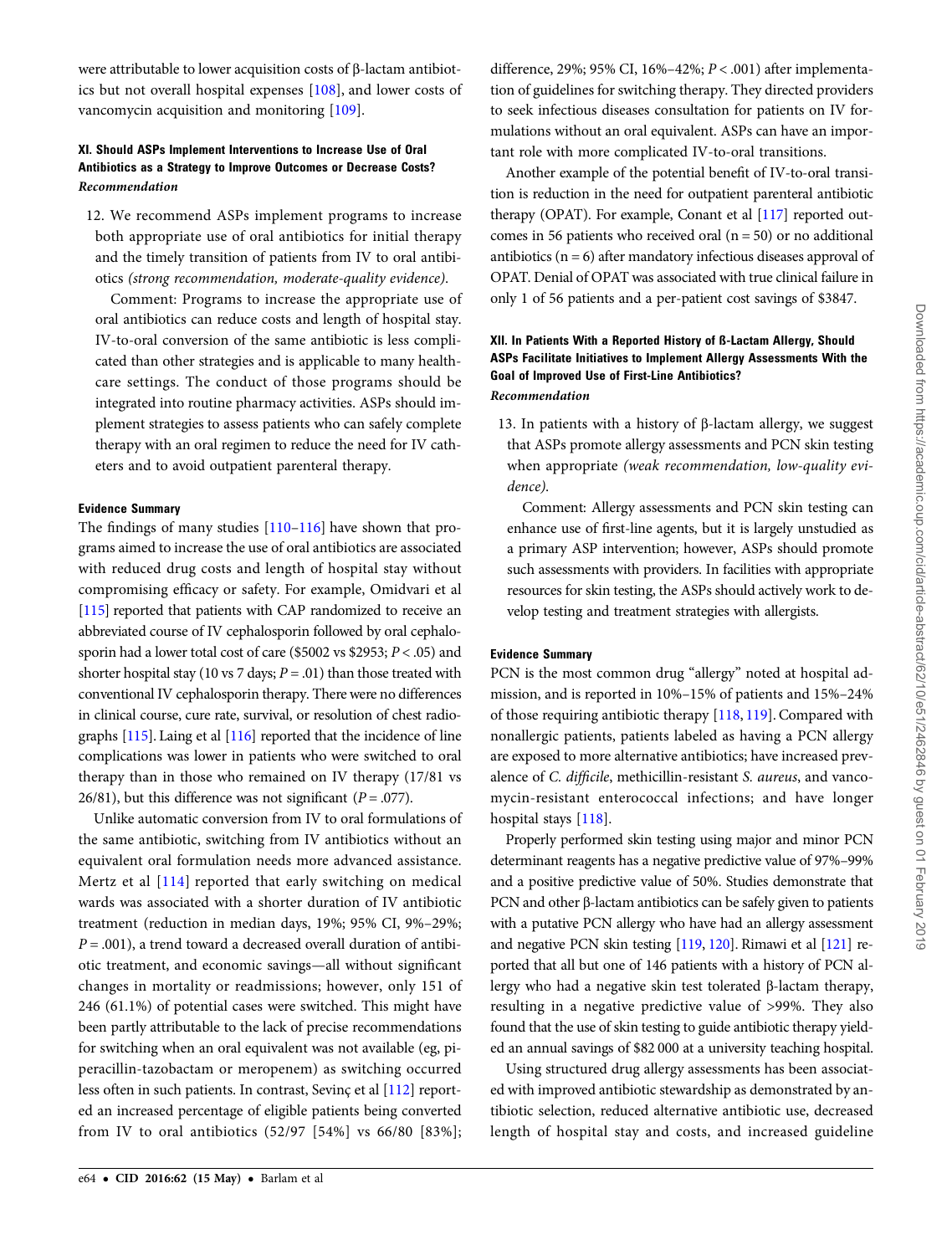were attributable to lower acquisition costs of β-lactam antibiotics but not overall hospital expenses [108], and lower costs of vancomycin acquisition and monitoring [109].

### XI. Should ASPs Implement Interventions to Increase Use of Oral Antibiotics as a Strategy to Improve Outcomes or Decrease Costs?

*Recommendation*

12. We recommend ASPs implement programs to increase both appropriate use of oral antibiotics for initial therapy and the timely transition of patients from IV to oral antibiotics *(strong recommendation, moderate-quality evidence)*.

    Comment: Programs to increase the appropriate use of oral antibiotics can reduce costs and length of hospital stay. IV-to-oral conversion of the same antibiotic is less complicated than other strategies and is applicable to many healthcare settings. The conduct of those programs should be integrated into routine pharmacy activities. ASPs should implement strategies to assess patients who can safely complete therapy with an oral regimen to reduce the need for IV catheters and to avoid outpatient parenteral therapy.

#### Evidence Summary

The findings of many studies [110–116] have shown that programs aimed to increase the use of oral antibiotics are associated with reduced drug costs and length of hospital stay without compromising efficacy or safety. For example, Omidvari et al [115] reported that patients with CAP randomized to receive an abbreviated course of IV cephalosporin followed by oral cephalosporin had a lower total cost of care ($5002 vs $2953; $P < .05$) and shorter hospital stay (10 vs 7 days; $P = .01$) than those treated with conventional IV cephalosporin therapy. There were no differences in clinical course, cure rate, survival, or resolution of chest radiographs [115]. Laing et al [116] reported that the incidence of line complications was lower in patients who were switched to oral therapy than in those who remained on IV therapy (17/81 vs 26/81), but this difference was not significant ($P = .077$).

Unlike automatic conversion from IV to oral formulations of the same antibiotic, switching from IV antibiotics without an equivalent oral formulation needs more advanced assistance. Mertz et al [114] reported that early switching on medical wards was associated with a shorter duration of IV antibiotic treatment (reduction in median days, 19%; 95% CI, 9%–29%; $P = .001$), a trend toward a decreased overall duration of antibiotic treatment, and economic savings—all without significant changes in mortality or readmissions; however, only 151 of 246 (61.1%) of potential cases were switched. This might have been partly attributable to the lack of precise recommendations for switching when an oral equivalent was not available (eg, piperacillin-tazobactam or meropenem) as switching occurred less often in such patients. In contrast, Sevinç et al [112] reported an increased percentage of eligible patients being converted from IV to oral antibiotics (52/97 [54%] vs 66/80 [83%]; difference, 29%; 95% CI, 16%–42%; $P < .001$) after implementation of guidelines for switching therapy. They directed providers to seek infectious diseases consultation for patients on IV formulations without an oral equivalent. ASPs can have an important role with more complicated IV-to-oral transitions.

Another example of the potential benefit of IV-to-oral transition is reduction in the need for outpatient parenteral antibiotic therapy (OPAT). For example, Conant et al [117] reported outcomes in 56 patients who received oral (n = 50) or no additional antibiotics (n = 6) after mandatory infectious diseases approval of OPAT. Denial of OPAT was associated with true clinical failure in only 1 of 56 patients and a per-patient cost savings of $3847.

### XII. In Patients With a Reported History of ß-Lactam Allergy, Should ASPs Facilitate Initiatives to Implement Allergy Assessments With the Goal of Improved Use of First-Line Antibiotics?

*Recommendation*

13. In patients with a history of β-lactam allergy, we suggest that ASPs promote allergy assessments and PCN skin testing when appropriate *(weak recommendation, low-quality evidence)*.

    Comment: Allergy assessments and PCN skin testing can enhance use of first-line agents, but it is largely unstudied as a primary ASP intervention; however, ASPs should promote such assessments with providers. In facilities with appropriate resources for skin testing, the ASPs should actively work to develop testing and treatment strategies with allergists.

#### Evidence Summary

PCN is the most common drug "allergy" noted at hospital admission, and is reported in 10%–15% of patients and 15%–24% of those requiring antibiotic therapy [118, 119]. Compared with nonallergic patients, patients labeled as having a PCN allergy are exposed to more alternative antibiotics; have increased prevalence of *C. difficile*, methicillin-resistant *S. aureus*, and vancomycin-resistant enterococcal infections; and have longer hospital stays [118].

Properly performed skin testing using major and minor PCN determinant reagents has a negative predictive value of 97%–99% and a positive predictive value of 50%. Studies demonstrate that PCN and other β-lactam antibiotics can be safely given to patients with a putative PCN allergy who have had an allergy assessment and negative PCN skin testing [119, 120]. Rimawi et al [121] reported that all but one of 146 patients with a history of PCN allergy who had a negative skin test tolerated β-lactam therapy, resulting in a negative predictive value of >99%. They also found that the use of skin testing to guide antibiotic therapy yielded an annual savings of $82 000 at a university teaching hospital.

Using structured drug allergy assessments has been associated with improved antibiotic stewardship as demonstrated by antibiotic selection, reduced alternative antibiotic use, decreased length of hospital stay and costs, and increased guideline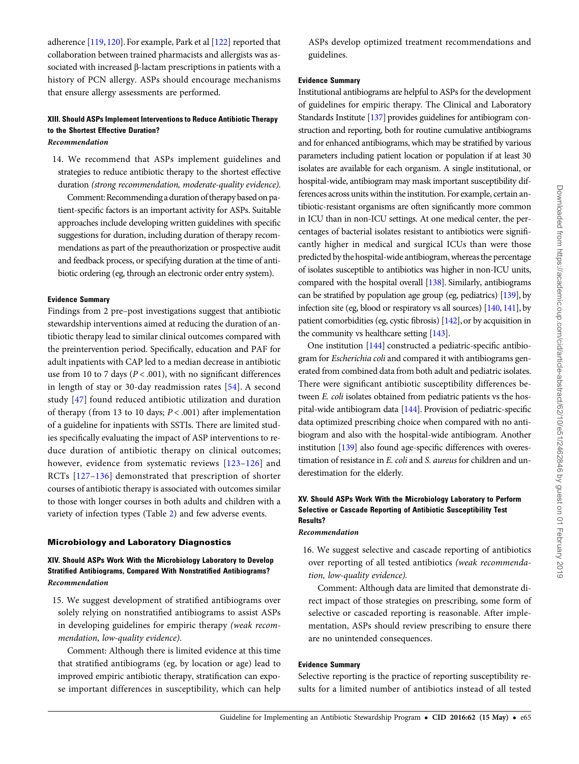adherence [119, 120]. For example, Park et al [122] reported that collaboration between trained pharmacists and allergists was associated with increased β-lactam prescriptions in patients with a history of PCN allergy. ASPs should encourage mechanisms that ensure allergy assessments are performed.

### XIII. Should ASPs Implement Interventions to Reduce Antibiotic Therapy to the Shortest Effective Duration?

*Recommendation*

14. We recommend that ASPs implement guidelines and strategies to reduce antibiotic therapy to the shortest effective duration *(strong recommendation, moderate-quality evidence)*.

    Comment: Recommending a duration of therapy based on patient-specific factors is an important activity for ASPs. Suitable approaches include developing written guidelines with specific suggestions for duration, including duration of therapy recommendations as part of the preauthorization or prospective audit and feedback process, or specifying duration at the time of antibiotic ordering (eg, through an electronic order entry system).

#### Evidence Summary

Findings from 2 pre–post investigations suggest that antibiotic stewardship interventions aimed at reducing the duration of antibiotic therapy lead to similar clinical outcomes compared with the preintervention period. Specifically, education and PAF for adult inpatients with CAP led to a median decrease in antibiotic use from 10 to 7 days ($P < .001$), with no significant differences in length of stay or 30-day readmission rates [54]. A second study [47] found reduced antibiotic utilization and duration of therapy (from 13 to 10 days; $P < .001$) after implementation of a guideline for inpatients with SSTIs. There are limited studies specifically evaluating the impact of ASP interventions to reduce duration of antibiotic therapy on clinical outcomes; however, evidence from systematic reviews [123–126] and RCTs [127–136] demonstrated that prescription of shorter courses of antibiotic therapy is associated with outcomes similar to those with longer courses in both adults and children with a variety of infection types (Table 2) and few adverse events.

## Microbiology and Laboratory Diagnostics

### XIV. Should ASPs Work With the Microbiology Laboratory to Develop Stratified Antibiograms, Compared With Nonstratified Antibiograms?

*Recommendation*

15. We suggest development of stratified antibiograms over solely relying on nonstratified antibiograms to assist ASPs in developing guidelines for empiric therapy *(weak recommendation, low-quality evidence)*.

    Comment: Although there is limited evidence at this time that stratified antibiograms (eg, by location or age) lead to improved empiric antibiotic therapy, stratification can expose important differences in susceptibility, which can help ASPs develop optimized treatment recommendations and guidelines.

#### Evidence Summary

Institutional antibiograms are helpful to ASPs for the development of guidelines for empiric therapy. The Clinical and Laboratory Standards Institute [137] provides guidelines for antibiogram construction and reporting, both for routine cumulative antibiograms and for enhanced antibiograms, which may be stratified by various parameters including patient location or population if at least 30 isolates are available for each organism. A single institutional, or hospital-wide, antibiogram may mask important susceptibility differences across units within the institution. For example, certain antibiotic-resistant organisms are often significantly more common in ICU than in non-ICU settings. At one medical center, the percentages of bacterial isolates resistant to antibiotics were significantly higher in medical and surgical ICUs than were those predicted by the hospital-wide antibiogram, whereas the percentage of isolates susceptible to antibiotics was higher in non-ICU units, compared with the hospital overall [138]. Similarly, antibiograms can be stratified by population age group (eg, pediatrics) [139], by infection site (eg, blood or respiratory vs all sources) [140, 141], by patient comorbidities (eg, cystic fibrosis) [142], or by acquisition in the community vs healthcare setting [143].

One institution [144] constructed a pediatric-specific antibiogram for *Escherichia coli* and compared it with antibiograms generated from combined data from both adult and pediatric isolates. There were significant antibiotic susceptibility differences between *E. coli* isolates obtained from pediatric patients vs the hospital-wide antibiogram data [144]. Provision of pediatric-specific data optimized prescribing choice when compared with no antibiogram and also with the hospital-wide antibiogram. Another institution [139] also found age-specific differences with overestimation of resistance in *E. coli* and *S. aureus* for children and underestimation for the elderly.

### XV. Should ASPs Work With the Microbiology Laboratory to Perform Selective or Cascade Reporting of Antibiotic Susceptibility Test Results?

*Recommendation*

16. We suggest selective and cascade reporting of antibiotics over reporting of all tested antibiotics *(weak recommendation, low-quality evidence)*.

    Comment: Although data are limited that demonstrate direct impact of those strategies on prescribing, some form of selective or cascaded reporting is reasonable. After implementation, ASPs should review prescribing to ensure there are no unintended consequences.

#### Evidence Summary

Selective reporting is the practice of reporting susceptibility results for a limited number of antibiotics instead of all tested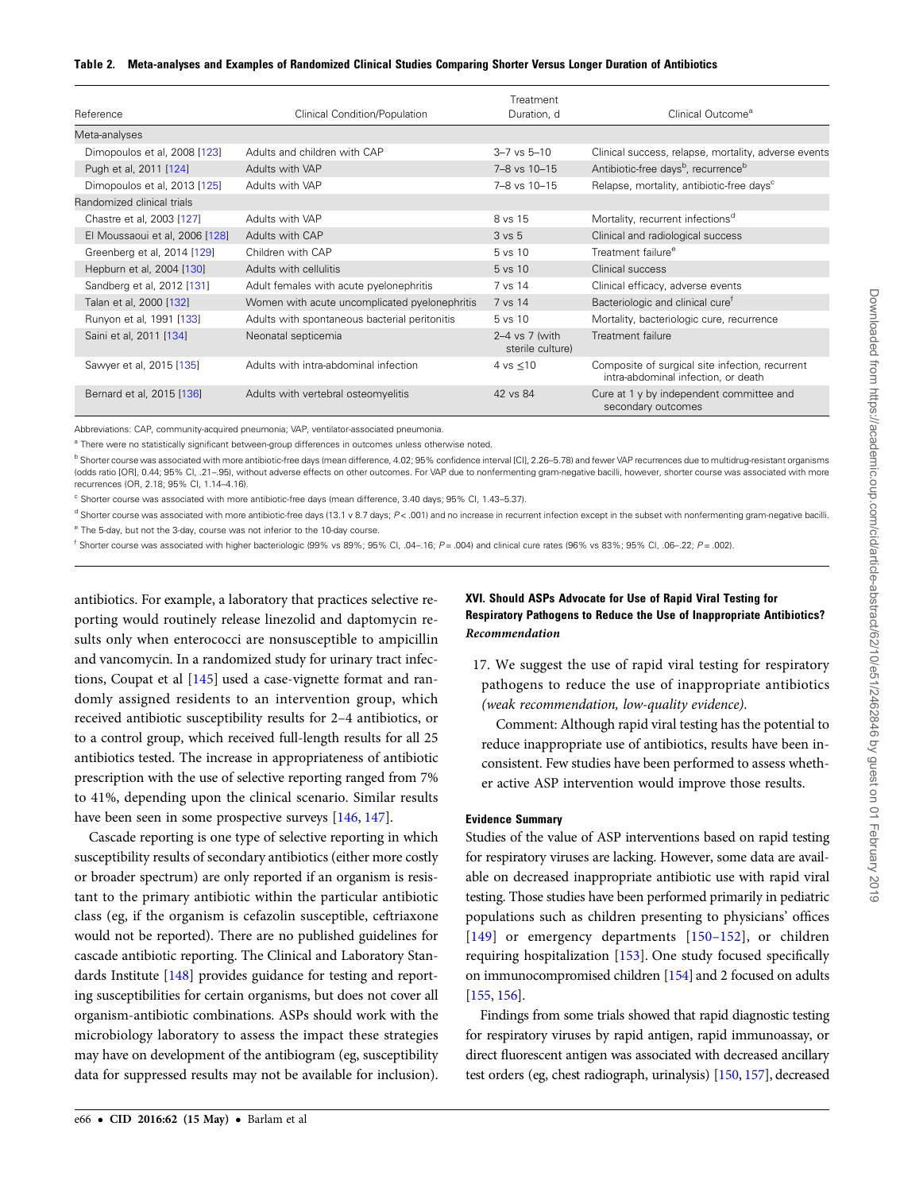**Table 2. Meta-analyses and Examples of Randomized Clinical Studies Comparing Shorter Versus Longer Duration of Antibiotics**

| Reference | Clinical Condition/Population | Treatment Duration, d | Clinical Outcome[a] |
|---|---|---|---|
| Meta-analyses | | | |
| Dimopoulos et al, 2008 [123] | Adults and children with CAP | 3–7 vs 5–10 | Clinical success, relapse, mortality, adverse events |
| Pugh et al, 2011 [124] | Adults with VAP | 7–8 vs 10–15 | Antibiotic-free days[b], recurrence[b] |
| Dimopoulos et al, 2013 [125] | Adults with VAP | 7–8 vs 10–15 | Relapse, mortality, antibiotic-free days[c] |
| Randomized clinical trials | | | |
| Chastre et al, 2003 [127] | Adults with VAP | 8 vs 15 | Mortality, recurrent infections[d] |
| El Moussaoui et al, 2006 [128] | Adults with CAP | 3 vs 5 | Clinical and radiological success |
| Greenberg et al, 2014 [129] | Children with CAP | 5 vs 10 | Treatment failure[e] |
| Hepburn et al, 2004 [130] | Adults with cellulitis | 5 vs 10 | Clinical success |
| Sandberg et al, 2012 [131] | Adult females with acute pyelonephritis | 7 vs 14 | Clinical efficacy, adverse events |
| Talan et al, 2000 [132] | Women with acute uncomplicated pyelonephritis | 7 vs 14 | Bacteriologic and clinical cure[f] |
| Runyon et al, 1991 [133] | Adults with spontaneous bacterial peritonitis | 5 vs 10 | Mortality, bacteriologic cure, recurrence |
| Saini et al, 2011 [134] | Neonatal septicemia | 2–4 vs 7 (with sterile culture) | Treatment failure |
| Sawyer et al, 2015 [135] | Adults with intra-abdominal infection | 4 vs ≤10 | Composite of surgical site infection, recurrent intra-abdominal infection, or death |
| Bernard et al, 2015 [136] | Adults with vertebral osteomyelitis | 42 vs 84 | Cure at 1 y by independent committee and secondary outcomes |

Abbreviations: CAP, community-acquired pneumonia; VAP, ventilator-associated pneumonia.

[a] There were no statistically significant between-group differences in outcomes unless otherwise noted.

[b] Shorter course was associated with more antibiotic-free days (mean difference, 4.02; 95% confidence interval [CI], 2.26–5.78) and fewer VAP recurrences due to multidrug-resistant organisms (odds ratio [OR], 0.44; 95% CI, .21–.95), without adverse effects on other outcomes. For VAP due to nonfermenting gram-negative bacilli, however, shorter course was associated with more recurrences (OR, 2.18; 95% CI, 1.14–4.16).

[c] Shorter course was associated with more antibiotic-free days (mean difference, 3.40 days; 95% CI, 1.43–5.37).

[d] Shorter course was associated with more antibiotic-free days (13.1 v 8.7 days; $P < .001$) and no increase in recurrent infection except in the subset with nonfermenting gram-negative bacilli.

[e] The 5-day, but not the 3-day, course was not inferior to the 10-day course.

[f] Shorter course was associated with higher bacteriologic (99% vs 89%; 95% CI, .04–.16; $P = .004$) and clinical cure rates (96% vs 83%; 95% CI, .06–.22; $P = .002$).

antibiotics. For example, a laboratory that practices selective reporting would routinely release linezolid and daptomycin results only when enterococci are nonsusceptible to ampicillin and vancomycin. In a randomized study for urinary tract infections, Coupat et al [145] used a case-vignette format and randomly assigned residents to an intervention group, which received antibiotic susceptibility results for 2–4 antibiotics, or to a control group, which received full-length results for all 25 antibiotics tested. The increase in appropriateness of antibiotic prescription with the use of selective reporting ranged from 7% to 41%, depending upon the clinical scenario. Similar results have been seen in some prospective surveys [146, 147].

Cascade reporting is one type of selective reporting in which susceptibility results of secondary antibiotics (either more costly or broader spectrum) are only reported if an organism is resistant to the primary antibiotic within the particular antibiotic class (eg, if the organism is cefazolin susceptible, ceftriaxone would not be reported). There are no published guidelines for cascade antibiotic reporting. The Clinical and Laboratory Standards Institute [148] provides guidance for testing and reporting susceptibilities for certain organisms, but does not cover all organism-antibiotic combinations. ASPs should work with the microbiology laboratory to assess the impact these strategies may have on development of the antibiogram (eg, susceptibility data for suppressed results may not be available for inclusion).

### XVI. Should ASPs Advocate for Use of Rapid Viral Testing for Respiratory Pathogens to Reduce the Use of Inappropriate Antibiotics?

*Recommendation*

17. We suggest the use of rapid viral testing for respiratory pathogens to reduce the use of inappropriate antibiotics *(weak recommendation, low-quality evidence)*.

    Comment: Although rapid viral testing has the potential to reduce inappropriate use of antibiotics, results have been inconsistent. Few studies have been performed to assess whether active ASP intervention would improve those results.

#### Evidence Summary

Studies of the value of ASP interventions based on rapid testing for respiratory viruses are lacking. However, some data are available on decreased inappropriate antibiotic use with rapid viral testing. Those studies have been performed primarily in pediatric populations such as children presenting to physicians' offices [149] or emergency departments [150–152], or children requiring hospitalization [153]. One study focused specifically on immunocompromised children [154] and 2 focused on adults [155, 156].

Findings from some trials showed that rapid diagnostic testing for respiratory viruses by rapid antigen, rapid immunoassay, or direct fluorescent antigen was associated with decreased ancillary test orders (eg, chest radiograph, urinalysis) [150, 157], decreased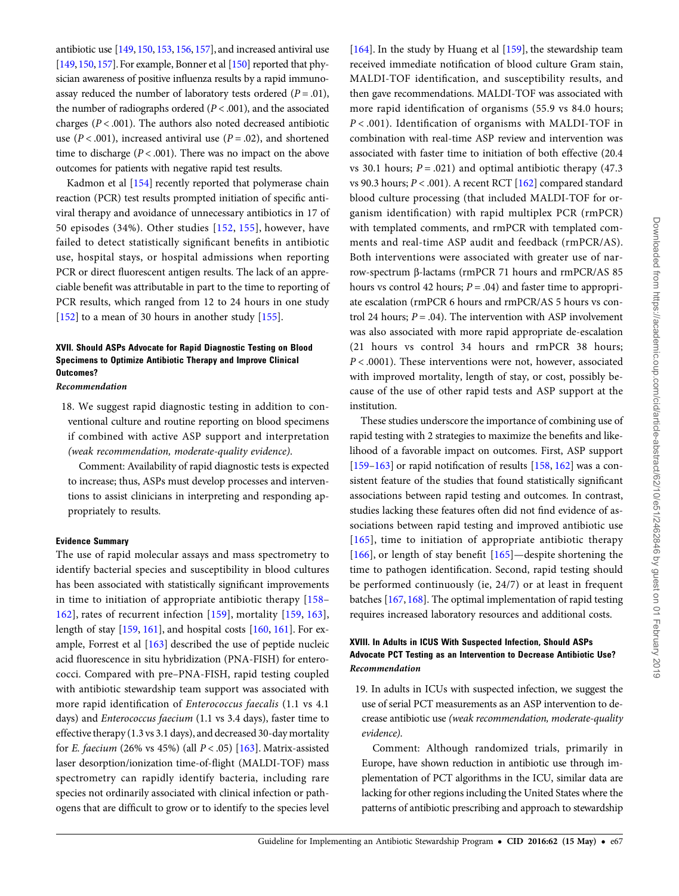antibiotic use [149, 150, 153, 156, 157], and increased antiviral use [149, 150, 157]. For example, Bonner et al [150] reported that physician awareness of positive influenza results by a rapid immunoassay reduced the number of laboratory tests ordered ($P = .01$), the number of radiographs ordered ($P < .001$), and the associated charges ($P < .001$). The authors also noted decreased antibiotic use ($P < .001$), increased antiviral use ($P = .02$), and shortened time to discharge ($P < .001$). There was no impact on the above outcomes for patients with negative rapid test results.

Kadmon et al [154] recently reported that polymerase chain reaction (PCR) test results prompted initiation of specific antiviral therapy and avoidance of unnecessary antibiotics in 17 of 50 episodes (34%). Other studies [152, 155], however, have failed to detect statistically significant benefits in antibiotic use, hospital stays, or hospital admissions when reporting PCR or direct fluorescent antigen results. The lack of an appreciable benefit was attributable in part to the time to reporting of PCR results, which ranged from 12 to 24 hours in one study [152] to a mean of 30 hours in another study [155].

### XVII. Should ASPs Advocate for Rapid Diagnostic Testing on Blood Specimens to Optimize Antibiotic Therapy and Improve Clinical Outcomes?

***Recommendation***

18. We suggest rapid diagnostic testing in addition to conventional culture and routine reporting on blood specimens if combined with active ASP support and interpretation *(weak recommendation, moderate-quality evidence)*.

    Comment: Availability of rapid diagnostic tests is expected to increase; thus, ASPs must develop processes and interventions to assist clinicians in interpreting and responding appropriately to results.

#### Evidence Summary

The use of rapid molecular assays and mass spectrometry to identify bacterial species and susceptibility in blood cultures has been associated with statistically significant improvements in time to initiation of appropriate antibiotic therapy [158–162], rates of recurrent infection [159], mortality [159, 163], length of stay [159, 161], and hospital costs [160, 161]. For example, Forrest et al [163] described the use of peptide nucleic acid fluorescence in situ hybridization (PNA-FISH) for enterococci. Compared with pre–PNA-FISH, rapid testing coupled with antibiotic stewardship team support was associated with more rapid identification of *Enterococcus faecalis* (1.1 vs 4.1 days) and *Enterococcus faecium* (1.1 vs 3.4 days), faster time to effective therapy (1.3 vs 3.1 days), and decreased 30-day mortality for *E. faecium* (26% vs 45%) (all $P < .05$) [163]. Matrix-assisted laser desorption/ionization time-of-flight (MALDI-TOF) mass spectrometry can rapidly identify bacteria, including rare species not ordinarily associated with clinical infection or pathogens that are difficult to grow or to identify to the species level [164]. In the study by Huang et al [159], the stewardship team received immediate notification of blood culture Gram stain, MALDI-TOF identification, and susceptibility results, and then gave recommendations. MALDI-TOF was associated with more rapid identification of organisms (55.9 vs 84.0 hours; $P < .001$). Identification of organisms with MALDI-TOF in combination with real-time ASP review and intervention was associated with faster time to initiation of both effective (20.4 vs 30.1 hours; $P = .021$) and optimal antibiotic therapy (47.3 vs 90.3 hours; $P < .001$). A recent RCT [162] compared standard blood culture processing (that included MALDI-TOF for organism identification) with rapid multiplex PCR (rmPCR) with templated comments, and rmPCR with templated comments and real-time ASP audit and feedback (rmPCR/AS). Both interventions were associated with greater use of narrow-spectrum β-lactams (rmPCR 71 hours and rmPCR/AS 85 hours vs control 42 hours; $P = .04$) and faster time to appropriate escalation (rmPCR 6 hours and rmPCR/AS 5 hours vs control 24 hours; $P = .04$). The intervention with ASP involvement was also associated with more rapid appropriate de-escalation (21 hours vs control 34 hours and rmPCR 38 hours; $P < .0001$). These interventions were not, however, associated with improved mortality, length of stay, or cost, possibly because of the use of other rapid tests and ASP support at the institution.

These studies underscore the importance of combining use of rapid testing with 2 strategies to maximize the benefits and likelihood of a favorable impact on outcomes. First, ASP support [159–163] or rapid notification of results [158, 162] was a consistent feature of the studies that found statistically significant associations between rapid testing and outcomes. In contrast, studies lacking these features often did not find evidence of associations between rapid testing and improved antibiotic use [165], time to initiation of appropriate antibiotic therapy [166], or length of stay benefit [165]—despite shortening the time to pathogen identification. Second, rapid testing should be performed continuously (ie, 24/7) or at least in frequent batches [167, 168]. The optimal implementation of rapid testing requires increased laboratory resources and additional costs.

### XVIII. In Adults in ICUS With Suspected Infection, Should ASPs Advocate PCT Testing as an Intervention to Decrease Antibiotic Use?

***Recommendation***

19. In adults in ICUs with suspected infection, we suggest the use of serial PCT measurements as an ASP intervention to decrease antibiotic use *(weak recommendation, moderate-quality evidence)*.

    Comment: Although randomized trials, primarily in Europe, have shown reduction in antibiotic use through implementation of PCT algorithms in the ICU, similar data are lacking for other regions including the United States where the patterns of antibiotic prescribing and approach to stewardship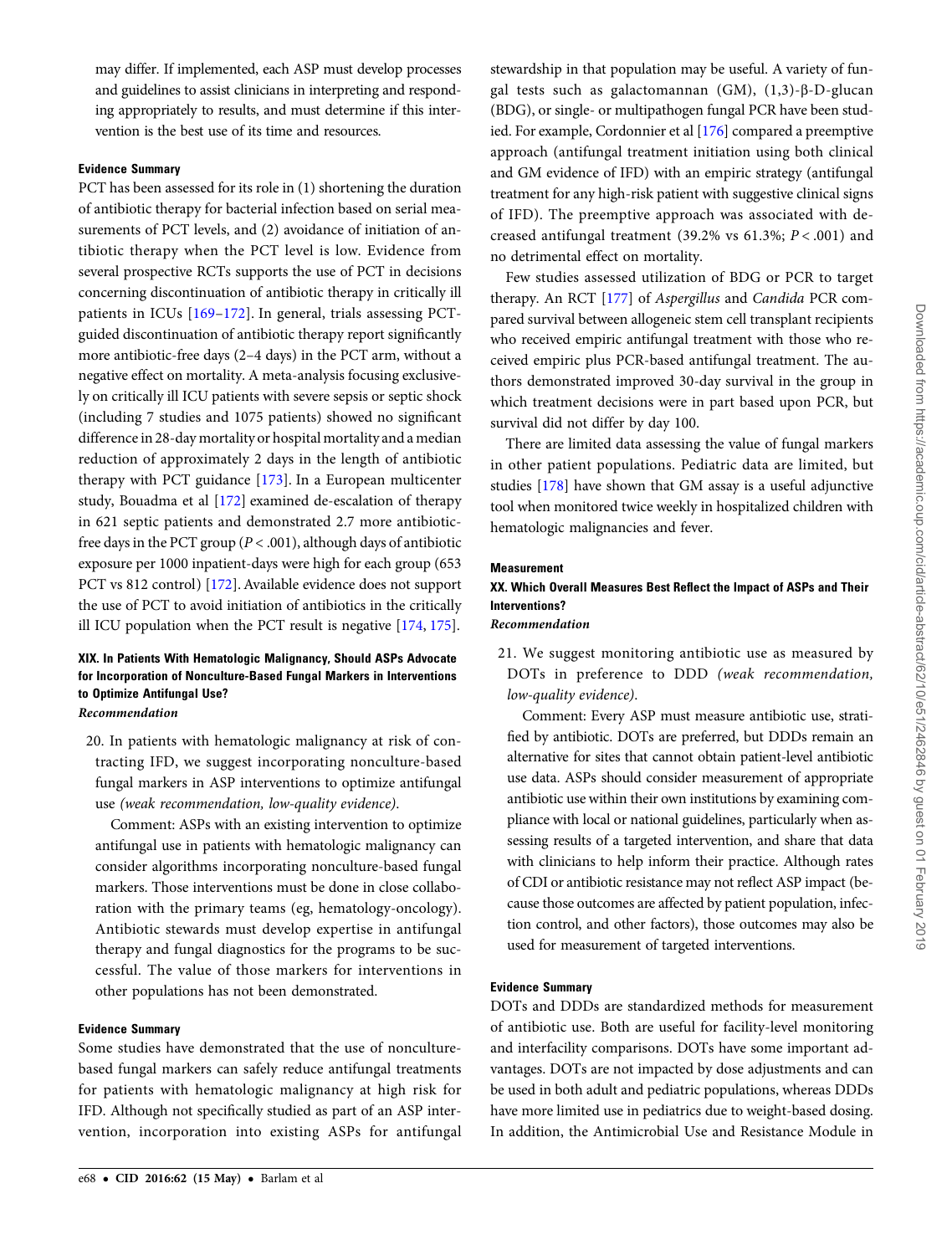may differ. If implemented, each ASP must develop processes and guidelines to assist clinicians in interpreting and responding appropriately to results, and must determine if this intervention is the best use of its time and resources.

#### Evidence Summary

PCT has been assessed for its role in (1) shortening the duration of antibiotic therapy for bacterial infection based on serial measurements of PCT levels, and (2) avoidance of initiation of antibiotic therapy when the PCT level is low. Evidence from several prospective RCTs supports the use of PCT in decisions concerning discontinuation of antibiotic therapy in critically ill patients in ICUs [169–172]. In general, trials assessing PCT-guided discontinuation of antibiotic therapy report significantly more antibiotic-free days (2–4 days) in the PCT arm, without a negative effect on mortality. A meta-analysis focusing exclusively on critically ill ICU patients with severe sepsis or septic shock (including 7 studies and 1075 patients) showed no significant difference in 28-day mortality or hospital mortality and a median reduction of approximately 2 days in the length of antibiotic therapy with PCT guidance [173]. In a European multicenter study, Bouadma et al [172] examined de-escalation of therapy in 621 septic patients and demonstrated 2.7 more antibiotic-free days in the PCT group ($P < .001$), although days of antibiotic exposure per 1000 inpatient-days were high for each group (653 PCT vs 812 control) [172]. Available evidence does not support the use of PCT to avoid initiation of antibiotics in the critically ill ICU population when the PCT result is negative [174, 175].

### XIX. In Patients With Hematologic Malignancy, Should ASPs Advocate for Incorporation of Nonculture-Based Fungal Markers in Interventions to Optimize Antifungal Use?

*Recommendation*

20. In patients with hematologic malignancy at risk of contracting IFD, we suggest incorporating nonculture-based fungal markers in ASP interventions to optimize antifungal use *(weak recommendation, low-quality evidence)*.

    Comment: ASPs with an existing intervention to optimize antifungal use in patients with hematologic malignancy can consider algorithms incorporating nonculture-based fungal markers. Those interventions must be done in close collaboration with the primary teams (eg, hematology-oncology). Antibiotic stewards must develop expertise in antifungal therapy and fungal diagnostics for the programs to be successful. The value of those markers for interventions in other populations has not been demonstrated.

#### Evidence Summary

Some studies have demonstrated that the use of nonculture-based fungal markers can safely reduce antifungal treatments for patients with hematologic malignancy at high risk for IFD. Although not specifically studied as part of an ASP intervention, incorporation into existing ASPs for antifungal stewardship in that population may be useful. A variety of fungal tests such as galactomannan (GM), (1,3)-β-D-glucan (BDG), or single- or multipathogen fungal PCR have been studied. For example, Cordonnier et al [176] compared a preemptive approach (antifungal treatment initiation using both clinical and GM evidence of IFD) with an empiric strategy (antifungal treatment for any high-risk patient with suggestive clinical signs of IFD). The preemptive approach was associated with decreased antifungal treatment (39.2% vs 61.3%; $P < .001$) and no detrimental effect on mortality.

Few studies assessed utilization of BDG or PCR to target therapy. An RCT [177] of *Aspergillus* and *Candida* PCR compared survival between allogeneic stem cell transplant recipients who received empiric antifungal treatment with those who received empiric plus PCR-based antifungal treatment. The authors demonstrated improved 30-day survival in the group in which treatment decisions were in part based upon PCR, but survival did not differ by day 100.

There are limited data assessing the value of fungal markers in other patient populations. Pediatric data are limited, but studies [178] have shown that GM assay is a useful adjunctive tool when monitored twice weekly in hospitalized children with hematologic malignancies and fever.

## Measurement

### XX. Which Overall Measures Best Reflect the Impact of ASPs and Their Interventions?

*Recommendation*

21. We suggest monitoring antibiotic use as measured by DOTs in preference to DDD *(weak recommendation, low-quality evidence)*.

    Comment: Every ASP must measure antibiotic use, stratified by antibiotic. DOTs are preferred, but DDDs remain an alternative for sites that cannot obtain patient-level antibiotic use data. ASPs should consider measurement of appropriate antibiotic use within their own institutions by examining compliance with local or national guidelines, particularly when assessing results of a targeted intervention, and share that data with clinicians to help inform their practice. Although rates of CDI or antibiotic resistance may not reflect ASP impact (because those outcomes are affected by patient population, infection control, and other factors), those outcomes may also be used for measurement of targeted interventions.

#### Evidence Summary

DOTs and DDDs are standardized methods for measurement of antibiotic use. Both are useful for facility-level monitoring and interfacility comparisons. DOTs have some important advantages. DOTs are not impacted by dose adjustments and can be used in both adult and pediatric populations, whereas DDDs have more limited use in pediatrics due to weight-based dosing. In addition, the Antimicrobial Use and Resistance Module in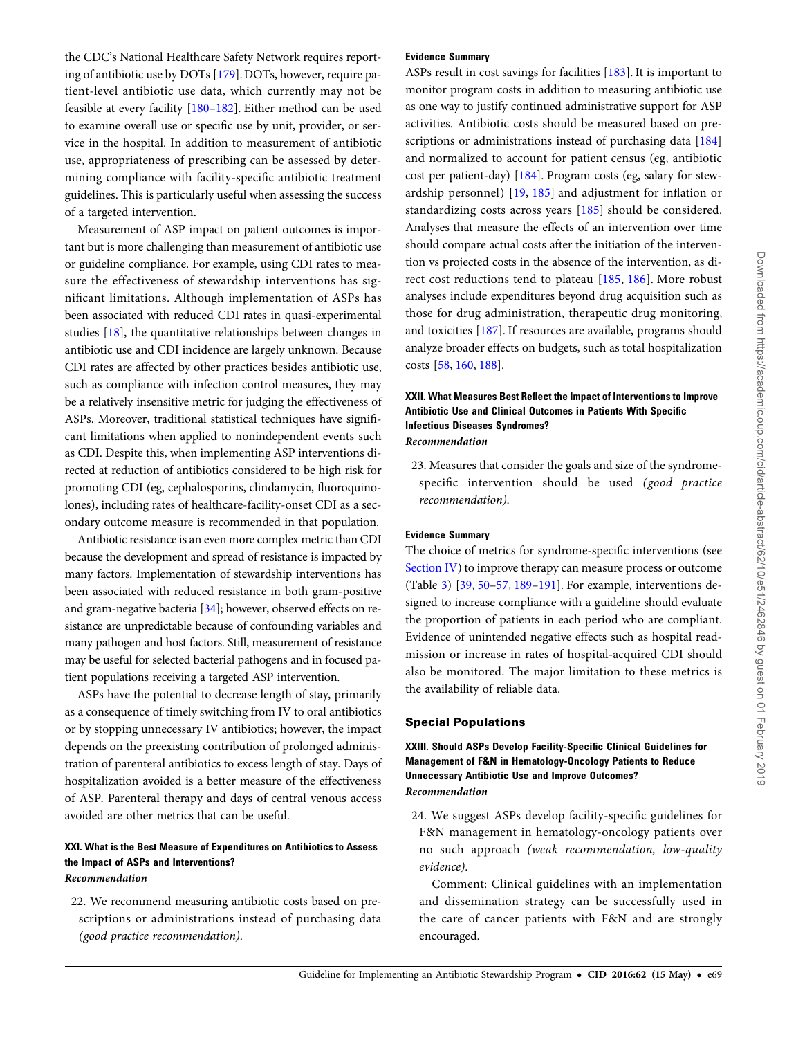the CDC's National Healthcare Safety Network requires reporting of antibiotic use by DOTs [179]. DOTs, however, require patient-level antibiotic use data, which currently may not be feasible at every facility [180–182]. Either method can be used to examine overall use or specific use by unit, provider, or service in the hospital. In addition to measurement of antibiotic use, appropriateness of prescribing can be assessed by determining compliance with facility-specific antibiotic treatment guidelines. This is particularly useful when assessing the success of a targeted intervention.

Measurement of ASP impact on patient outcomes is important but is more challenging than measurement of antibiotic use or guideline compliance. For example, using CDI rates to measure the effectiveness of stewardship interventions has significant limitations. Although implementation of ASPs has been associated with reduced CDI rates in quasi-experimental studies [18], the quantitative relationships between changes in antibiotic use and CDI incidence are largely unknown. Because CDI rates are affected by other practices besides antibiotic use, such as compliance with infection control measures, they may be a relatively insensitive metric for judging the effectiveness of ASPs. Moreover, traditional statistical techniques have significant limitations when applied to nonindependent events such as CDI. Despite this, when implementing ASP interventions directed at reduction of antibiotics considered to be high risk for promoting CDI (eg, cephalosporins, clindamycin, fluoroquinolones), including rates of healthcare-facility-onset CDI as a secondary outcome measure is recommended in that population.

Antibiotic resistance is an even more complex metric than CDI because the development and spread of resistance is impacted by many factors. Implementation of stewardship interventions has been associated with reduced resistance in both gram-positive and gram-negative bacteria [34]; however, observed effects on resistance are unpredictable because of confounding variables and many pathogen and host factors. Still, measurement of resistance may be useful for selected bacterial pathogens and in focused patient populations receiving a targeted ASP intervention.

ASPs have the potential to decrease length of stay, primarily as a consequence of timely switching from IV to oral antibiotics or by stopping unnecessary IV antibiotics; however, the impact depends on the preexisting contribution of prolonged administration of parenteral antibiotics to excess length of stay. Days of hospitalization avoided is a better measure of the effectiveness of ASP. Parenteral therapy and days of central venous access avoided are other metrics that can be useful.

### XXI. What is the Best Measure of Expenditures on Antibiotics to Assess the Impact of ASPs and Interventions?

***Recommendation***

22. We recommend measuring antibiotic costs based on prescriptions or administrations instead of purchasing data *(good practice recommendation).*

#### Evidence Summary

ASPs result in cost savings for facilities [183]. It is important to monitor program costs in addition to measuring antibiotic use as one way to justify continued administrative support for ASP activities. Antibiotic costs should be measured based on prescriptions or administrations instead of purchasing data [184] and normalized to account for patient census (eg, antibiotic cost per patient-day) [184]. Program costs (eg, salary for stewardship personnel) [19, 185] and adjustment for inflation or standardizing costs across years [185] should be considered. Analyses that measure the effects of an intervention over time should compare actual costs after the initiation of the intervention vs projected costs in the absence of the intervention, as direct cost reductions tend to plateau [185, 186]. More robust analyses include expenditures beyond drug acquisition such as those for drug administration, therapeutic drug monitoring, and toxicities [187]. If resources are available, programs should analyze broader effects on budgets, such as total hospitalization costs [58, 160, 188].

### XXII. What Measures Best Reflect the Impact of Interventions to Improve Antibiotic Use and Clinical Outcomes in Patients With Specific Infectious Diseases Syndromes?

***Recommendation***

23. Measures that consider the goals and size of the syndrome-specific intervention should be used *(good practice recommendation).*

#### Evidence Summary

The choice of metrics for syndrome-specific interventions (see Section IV) to improve therapy can measure process or outcome (Table 3) [39, 50–57, 189–191]. For example, interventions designed to increase compliance with a guideline should evaluate the proportion of patients in each period who are compliant. Evidence of unintended negative effects such as hospital readmission or increase in rates of hospital-acquired CDI should also be monitored. The major limitation to these metrics is the availability of reliable data.

## Special Populations

### XXIII. Should ASPs Develop Facility-Specific Clinical Guidelines for Management of F&N in Hematology-Oncology Patients to Reduce Unnecessary Antibiotic Use and Improve Outcomes?

***Recommendation***

24. We suggest ASPs develop facility-specific guidelines for F&N management in hematology-oncology patients over no such approach *(weak recommendation, low-quality evidence).*

 Comment: Clinical guidelines with an implementation and dissemination strategy can be successfully used in the care of cancer patients with F&N and are strongly encouraged.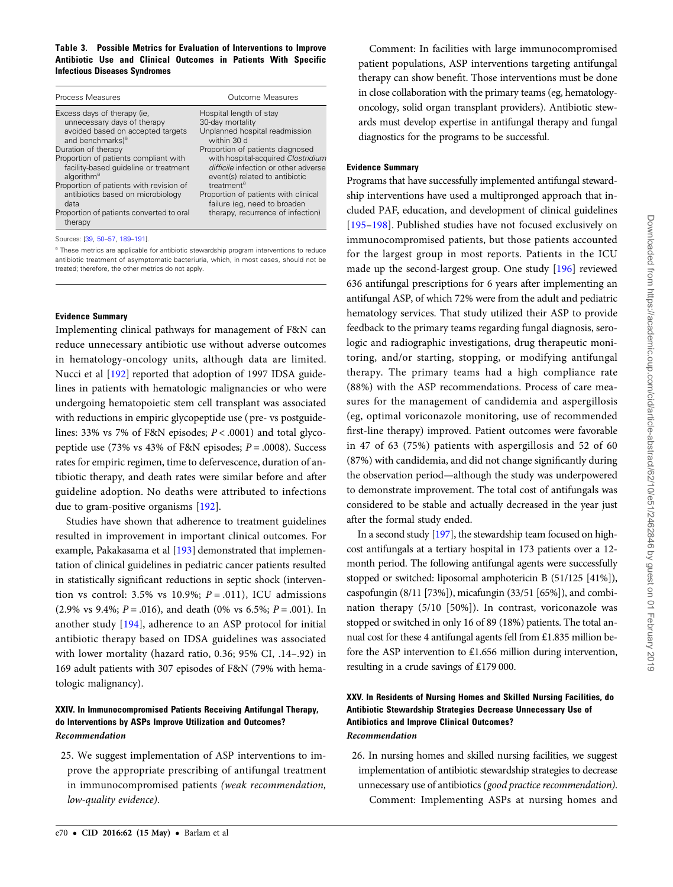**Table 3. Possible Metrics for Evaluation of Interventions to Improve Antibiotic Use and Clinical Outcomes in Patients With Specific Infectious Diseases Syndromes**

| Process Measures | Outcome Measures |
|---|---|
| Excess days of therapy (ie, unnecessary days of therapy avoided based on accepted targets and benchmarks)[a] | Hospital length of stay |
| Duration of therapy | 30-day mortality |
| Proportion of patients compliant with facility-based guideline or treatment algorithm[a] | Unplanned hospital readmission within 30 d |
| Proportion of patients with revision of antibiotics based on microbiology data | Proportion of patients diagnosed with hospital-acquired *Clostridium difficile* infection or other adverse event(s) related to antibiotic treatment[a] |
| Proportion of patients converted to oral therapy | Proportion of patients with clinical failure (eg, need to broaden therapy, recurrence of infection) |

Sources: [39, 50–57, 189–191].

[a] These metrics are applicable for antibiotic stewardship program interventions to reduce antibiotic treatment of asymptomatic bacteriuria, which, in most cases, should not be treated; therefore, the other metrics do not apply.

#### Evidence Summary

Implementing clinical pathways for management of F&N can reduce unnecessary antibiotic use without adverse outcomes in hematology-oncology units, although data are limited. Nucci et al [192] reported that adoption of 1997 IDSA guidelines in patients with hematologic malignancies or who were undergoing hematopoietic stem cell transplant was associated with reductions in empiric glycopeptide use (pre- vs postguidelines: 33% vs 7% of F&N episodes; $P < .0001$) and total glycopeptide use (73% vs 43% of F&N episodes; $P = .0008$). Success rates for empiric regimen, time to defervescence, duration of antibiotic therapy, and death rates were similar before and after guideline adoption. No deaths were attributed to infections due to gram-positive organisms [192].

Studies have shown that adherence to treatment guidelines resulted in improvement in important clinical outcomes. For example, Pakakasama et al [193] demonstrated that implementation of clinical guidelines in pediatric cancer patients resulted in statistically significant reductions in septic shock (intervention vs control: 3.5% vs 10.9%; $P = .011$), ICU admissions (2.9% vs 9.4%; $P = .016$), and death (0% vs 6.5%; $P = .001$). In another study [194], adherence to an ASP protocol for initial antibiotic therapy based on IDSA guidelines was associated with lower mortality (hazard ratio, 0.36; 95% CI, .14–.92) in 169 adult patients with 307 episodes of F&N (79% with hematologic malignancy).

### XXIV. In Immunocompromised Patients Receiving Antifungal Therapy, do Interventions by ASPs Improve Utilization and Outcomes?

***Recommendation***

25. We suggest implementation of ASP interventions to improve the appropriate prescribing of antifungal treatment in immunocompromised patients *(weak recommendation, low-quality evidence)*.

Comment: In facilities with large immunocompromised patient populations, ASP interventions targeting antifungal therapy can show benefit. Those interventions must be done in close collaboration with the primary teams (eg, hematology-oncology, solid organ transplant providers). Antibiotic stewards must develop expertise in antifungal therapy and fungal diagnostics for the programs to be successful.

#### Evidence Summary

Programs that have successfully implemented antifungal stewardship interventions have used a multipronged approach that included PAF, education, and development of clinical guidelines [195–198]. Published studies have not focused exclusively on immunocompromised patients, but those patients accounted for the largest group in most reports. Patients in the ICU made up the second-largest group. One study [196] reviewed 636 antifungal prescriptions for 6 years after implementing an antifungal ASP, of which 72% were from the adult and pediatric hematology services. That study utilized their ASP to provide feedback to the primary teams regarding fungal diagnosis, serologic and radiographic investigations, drug therapeutic monitoring, and/or starting, stopping, or modifying antifungal therapy. The primary teams had a high compliance rate (88%) with the ASP recommendations. Process of care measures for the management of candidemia and aspergillosis (eg, optimal voriconazole monitoring, use of recommended first-line therapy) improved. Patient outcomes were favorable in 47 of 63 (75%) patients with aspergillosis and 52 of 60 (87%) with candidemia, and did not change significantly during the observation period—although the study was underpowered to demonstrate improvement. The total cost of antifungals was considered to be stable and actually decreased in the year just after the formal study ended.

In a second study [197], the stewardship team focused on high-cost antifungals at a tertiary hospital in 173 patients over a 12-month period. The following antifungal agents were successfully stopped or switched: liposomal amphotericin B (51/125 [41%]), caspofungin (8/11 [73%]), micafungin (33/51 [65%]), and combination therapy (5/10 [50%]). In contrast, voriconazole was stopped or switched in only 16 of 89 (18%) patients. The total annual cost for these 4 antifungal agents fell from £1.835 million before the ASP intervention to £1.656 million during intervention, resulting in a crude savings of £179 000.

### XXV. In Residents of Nursing Homes and Skilled Nursing Facilities, do Antibiotic Stewardship Strategies Decrease Unnecessary Use of Antibiotics and Improve Clinical Outcomes?

***Recommendation***

26. In nursing homes and skilled nursing facilities, we suggest implementation of antibiotic stewardship strategies to decrease unnecessary use of antibiotics *(good practice recommendation)*.

Comment: Implementing ASPs at nursing homes and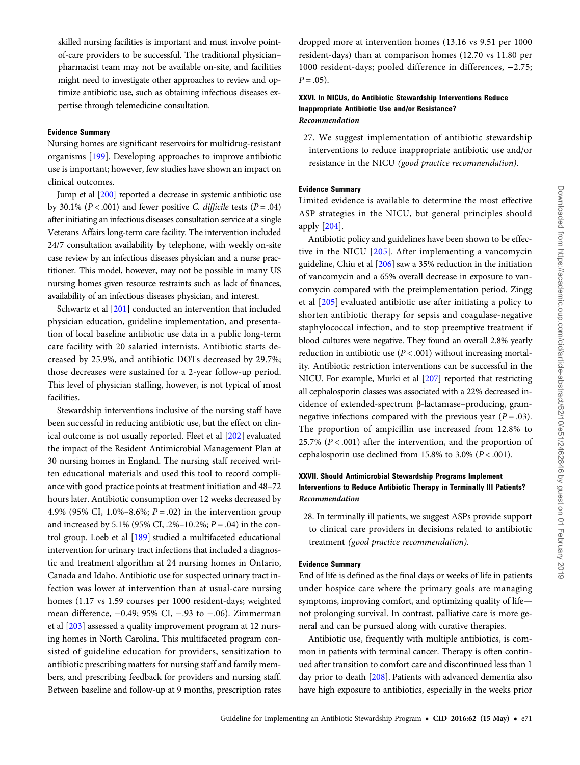skilled nursing facilities is important and must involve point-of-care providers to be successful. The traditional physician–pharmacist team may not be available on-site, and facilities might need to investigate other approaches to review and optimize antibiotic use, such as obtaining infectious diseases expertise through telemedicine consultation.

#### Evidence Summary

Nursing homes are significant reservoirs for multidrug-resistant organisms [199]. Developing approaches to improve antibiotic use is important; however, few studies have shown an impact on clinical outcomes.

Jump et al [200] reported a decrease in systemic antibiotic use by 30.1% ($P < .001$) and fewer positive *C. difficile* tests ($P = .04$) after initiating an infectious diseases consultation service at a single Veterans Affairs long-term care facility. The intervention included 24/7 consultation availability by telephone, with weekly on-site case review by an infectious diseases physician and a nurse practitioner. This model, however, may not be possible in many US nursing homes given resource restraints such as lack of finances, availability of an infectious diseases physician, and interest.

Schwartz et al [201] conducted an intervention that included physician education, guideline implementation, and presentation of local baseline antibiotic use data in a public long-term care facility with 20 salaried internists. Antibiotic starts decreased by 25.9%, and antibiotic DOTs decreased by 29.7%; those decreases were sustained for a 2-year follow-up period. This level of physician staffing, however, is not typical of most facilities.

Stewardship interventions inclusive of the nursing staff have been successful in reducing antibiotic use, but the effect on clinical outcome is not usually reported. Fleet et al [202] evaluated the impact of the Resident Antimicrobial Management Plan at 30 nursing homes in England. The nursing staff received written educational materials and used this tool to record compliance with good practice points at treatment initiation and 48–72 hours later. Antibiotic consumption over 12 weeks decreased by 4.9% (95% CI, 1.0%–8.6%; $P = .02$) in the intervention group and increased by 5.1% (95% CI, .2%–10.2%; $P = .04$) in the control group. Loeb et al [189] studied a multifaceted educational intervention for urinary tract infections that included a diagnostic and treatment algorithm at 24 nursing homes in Ontario, Canada and Idaho. Antibiotic use for suspected urinary tract infection was lower at intervention than at usual-care nursing homes (1.17 vs 1.59 courses per 1000 resident-days; weighted mean difference, −0.49; 95% CI, −.93 to −.06). Zimmerman et al [203] assessed a quality improvement program at 12 nursing homes in North Carolina. This multifaceted program consisted of guideline education for providers, sensitization to antibiotic prescribing matters for nursing staff and family members, and prescribing feedback for providers and nursing staff. Between baseline and follow-up at 9 months, prescription rates dropped more at intervention homes (13.16 vs 9.51 per 1000 resident-days) than at comparison homes (12.70 vs 11.80 per 1000 resident-days; pooled difference in differences, −2.75; $P = .05$).

### XXVI. In NICUs, do Antibiotic Stewardship Interventions Reduce Inappropriate Antibiotic Use and/or Resistance?

#### *Recommendation*

27. We suggest implementation of antibiotic stewardship interventions to reduce inappropriate antibiotic use and/or resistance in the NICU *(good practice recommendation).*

#### Evidence Summary

Limited evidence is available to determine the most effective ASP strategies in the NICU, but general principles should apply [204].

Antibiotic policy and guidelines have been shown to be effective in the NICU [205]. After implementing a vancomycin guideline, Chiu et al [206] saw a 35% reduction in the initiation of vancomycin and a 65% overall decrease in exposure to vancomycin compared with the preimplementation period. Zingg et al [205] evaluated antibiotic use after initiating a policy to shorten antibiotic therapy for sepsis and coagulase-negative staphylococcal infection, and to stop preemptive treatment if blood cultures were negative. They found an overall 2.8% yearly reduction in antibiotic use ($P < .001$) without increasing mortality. Antibiotic restriction interventions can be successful in the NICU. For example, Murki et al [207] reported that restricting all cephalosporin classes was associated with a 22% decreased incidence of extended-spectrum β-lactamase–producing, gram-negative infections compared with the previous year ($P = .03$). The proportion of ampicillin use increased from 12.8% to 25.7% ($P < .001$) after the intervention, and the proportion of cephalosporin use declined from 15.8% to 3.0% ($P < .001$).

### XXVII. Should Antimicrobial Stewardship Programs Implement Interventions to Reduce Antibiotic Therapy in Terminally Ill Patients?

#### *Recommendation*

28. In terminally ill patients, we suggest ASPs provide support to clinical care providers in decisions related to antibiotic treatment *(good practice recommendation).*

#### Evidence Summary

End of life is defined as the final days or weeks of life in patients under hospice care where the primary goals are managing symptoms, improving comfort, and optimizing quality of life—not prolonging survival. In contrast, palliative care is more general and can be pursued along with curative therapies.

Antibiotic use, frequently with multiple antibiotics, is common in patients with terminal cancer. Therapy is often continued after transition to comfort care and discontinued less than 1 day prior to death [208]. Patients with advanced dementia also have high exposure to antibiotics, especially in the weeks prior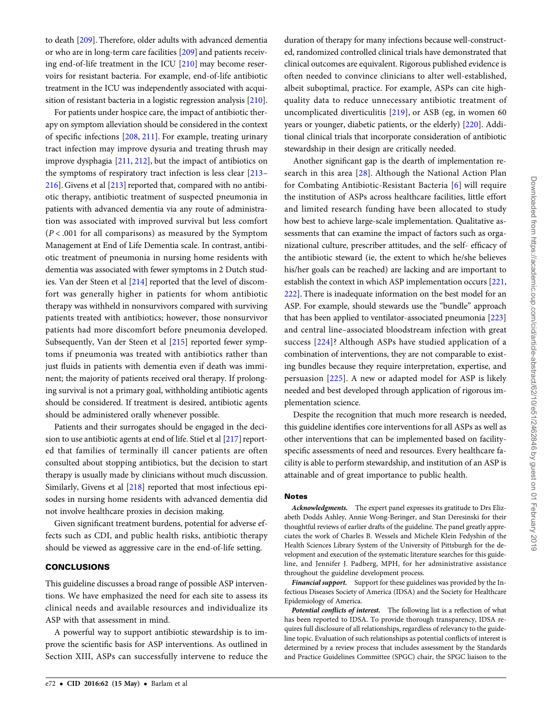to death [209]. Therefore, older adults with advanced dementia or who are in long-term care facilities [209] and patients receiving end-of-life treatment in the ICU [210] may become reservoirs for resistant bacteria. For example, end-of-life antibiotic treatment in the ICU was independently associated with acquisition of resistant bacteria in a logistic regression analysis [210].

For patients under hospice care, the impact of antibiotic therapy on symptom alleviation should be considered in the context of specific infections [208, 211]. For example, treating urinary tract infection may improve dysuria and treating thrush may improve dysphagia [211, 212], but the impact of antibiotics on the symptoms of respiratory tract infection is less clear [213–216]. Givens et al [213] reported that, compared with no antibiotic therapy, antibiotic treatment of suspected pneumonia in patients with advanced dementia via any route of administration was associated with improved survival but less comfort ($P < .001$ for all comparisons) as measured by the Symptom Management at End of Life Dementia scale. In contrast, antibiotic treatment of pneumonia in nursing home residents with dementia was associated with fewer symptoms in 2 Dutch studies. Van der Steen et al [214] reported that the level of discomfort was generally higher in patients for whom antibiotic therapy was withheld in nonsurvivors compared with surviving patients treated with antibiotics; however, those nonsurvivor patients had more discomfort before pneumonia developed. Subsequently, Van der Steen et al [215] reported fewer symptoms if pneumonia was treated with antibiotics rather than just fluids in patients with dementia even if death was imminent; the majority of patients received oral therapy. If prolonging survival is not a primary goal, withholding antibiotic agents should be considered. If treatment is desired, antibiotic agents should be administered orally whenever possible.

Patients and their surrogates should be engaged in the decision to use antibiotic agents at end of life. Stiel et al [217] reported that families of terminally ill cancer patients are often consulted about stopping antibiotics, but the decision to start therapy is usually made by clinicians without much discussion. Similarly, Givens et al [218] reported that most infectious episodes in nursing home residents with advanced dementia did not involve healthcare proxies in decision making.

Given significant treatment burdens, potential for adverse effects such as CDI, and public health risks, antibiotic therapy should be viewed as aggressive care in the end-of-life setting.

## CONCLUSIONS

This guideline discusses a broad range of possible ASP interventions. We have emphasized the need for each site to assess its clinical needs and available resources and individualize its ASP with that assessment in mind.

A powerful way to support antibiotic stewardship is to improve the scientific basis for ASP interventions. As outlined in Section XIII, ASPs can successfully intervene to reduce the duration of therapy for many infections because well-constructed, randomized controlled clinical trials have demonstrated that clinical outcomes are equivalent. Rigorous published evidence is often needed to convince clinicians to alter well-established, albeit suboptimal, practice. For example, ASPs can cite high-quality data to reduce unnecessary antibiotic treatment of uncomplicated diverticulitis [219], or ASB (eg, in women 60 years or younger, diabetic patients, or the elderly) [220]. Additional clinical trials that incorporate consideration of antibiotic stewardship in their design are critically needed.

Another significant gap is the dearth of implementation research in this area [28]. Although the National Action Plan for Combating Antibiotic-Resistant Bacteria [6] will require the institution of ASPs across healthcare facilities, little effort and limited research funding have been allocated to study how best to achieve large-scale implementation. Qualitative assessments that can examine the impact of factors such as organizational culture, prescriber attitudes, and the self- efficacy of the antibiotic steward (ie, the extent to which he/she believes his/her goals can be reached) are lacking and are important to establish the context in which ASP implementation occurs [221, 222]. There is inadequate information on the best model for an ASP. For example, should stewards use the "bundle" approach that has been applied to ventilator-associated pneumonia [223] and central line–associated bloodstream infection with great success [224]? Although ASPs have studied application of a combination of interventions, they are not comparable to existing bundles because they require interpretation, expertise, and persuasion [225]. A new or adapted model for ASP is likely needed and best developed through application of rigorous implementation science.

Despite the recognition that much more research is needed, this guideline identifies core interventions for all ASPs as well as other interventions that can be implemented based on facility-specific assessments of need and resources. Every healthcare facility is able to perform stewardship, and institution of an ASP is attainable and of great importance to public health.

### Notes

***Acknowledgments.*** The expert panel expresses its gratitude to Drs Elizabeth Dodds Ashley, Annie Wong-Beringer, and Stan Deresinski for their thoughtful reviews of earlier drafts of the guideline. The panel greatly appreciates the work of Charles B. Wessels and Michele Klein Fedyshin of the Health Sciences Library System of the University of Pittsburgh for the development and execution of the systematic literature searches for this guideline, and Jennifer J. Padberg, MPH, for her administrative assistance throughout the guideline development process.

***Financial support.*** Support for these guidelines was provided by the Infectious Diseases Society of America (IDSA) and the Society for Healthcare Epidemiology of America.

***Potential conflicts of interest.*** The following list is a reflection of what has been reported to IDSA. To provide thorough transparency, IDSA requires full disclosure of all relationships, regardless of relevancy to the guideline topic. Evaluation of such relationships as potential conflicts of interest is determined by a review process that includes assessment by the Standards and Practice Guidelines Committee (SPGC) chair, the SPGC liaison to the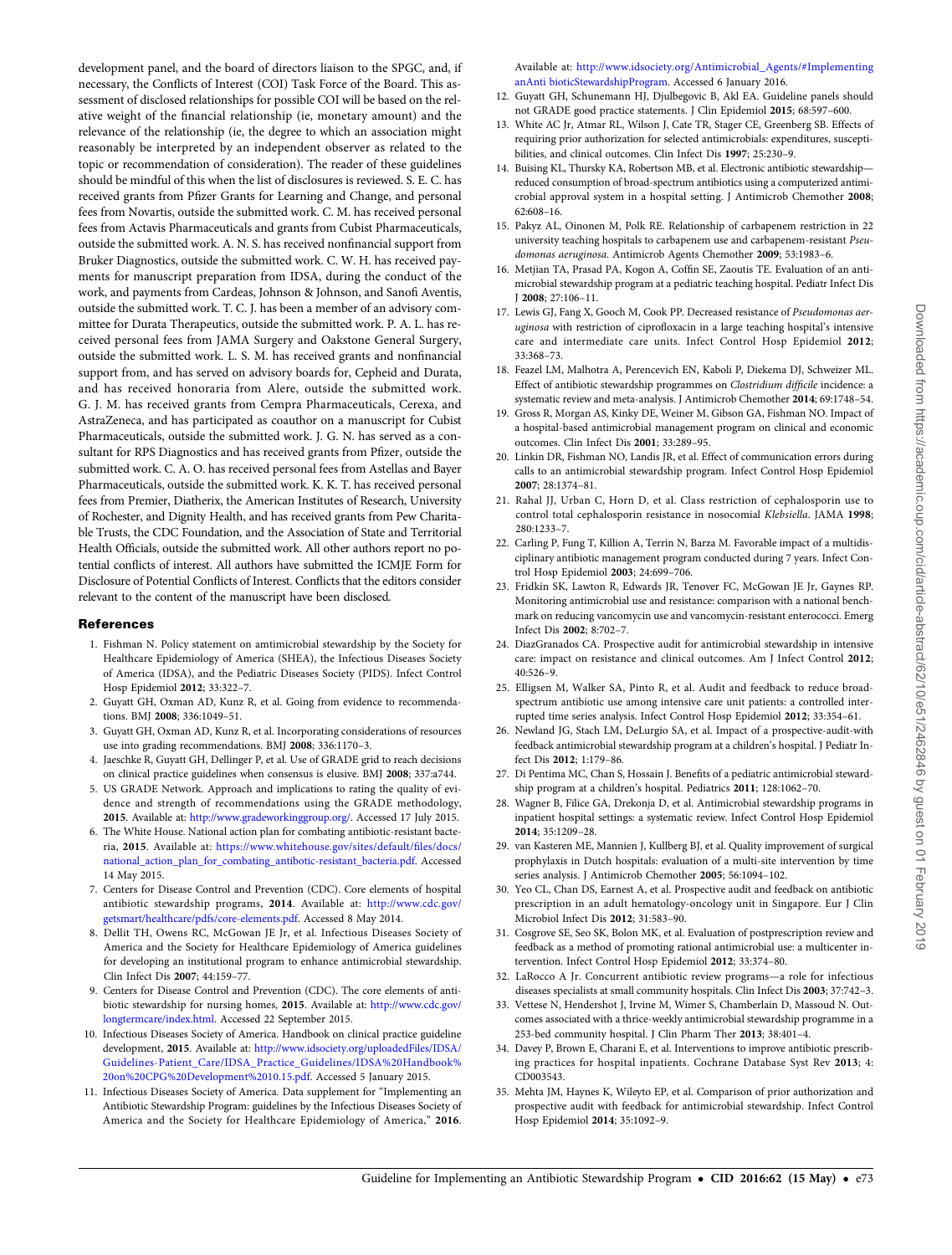development panel, and the board of directors liaison to the SPGC, and, if necessary, the Conflicts of Interest (COI) Task Force of the Board. This assessment of disclosed relationships for possible COI will be based on the relative weight of the financial relationship (ie, monetary amount) and the relevance of the relationship (ie, the degree to which an association might reasonably be interpreted by an independent observer as related to the topic or recommendation of consideration). The reader of these guidelines should be mindful of this when the list of disclosures is reviewed. S. E. C. has received grants from Pfizer Grants for Learning and Change, and personal fees from Novartis, outside the submitted work. C. M. has received personal fees from Actavis Pharmaceuticals and grants from Cubist Pharmaceuticals, outside the submitted work. A. N. S. has received nonfinancial support from Bruker Diagnostics, outside the submitted work. C. W. H. has received payments for manuscript preparation from IDSA, during the conduct of the work, and payments from Cardeas, Johnson & Johnson, and Sanofi Aventis, outside the submitted work. T. C. J. has been a member of an advisory committee for Durata Therapeutics, outside the submitted work. P. A. L. has received personal fees from JAMA Surgery and Oakstone General Surgery, outside the submitted work. L. S. M. has received grants and nonfinancial support from, and has served on advisory boards for, Cepheid and Durata, and has received honoraria from Alere, outside the submitted work. G. J. M. has received grants from Cempra Pharmaceuticals, Cerexa, and AstraZeneca, and has participated as coauthor on a manuscript for Cubist Pharmaceuticals, outside the submitted work. J. G. N. has served as a consultant for RPS Diagnostics and has received grants from Pfizer, outside the submitted work. C. A. O. has received personal fees from Astellas and Bayer Pharmaceuticals, outside the submitted work. K. K. T. has received personal fees from Premier, Diatherix, the American Institutes of Research, University of Rochester, and Dignity Health, and has received grants from Pew Charitable Trusts, the CDC Foundation, and the Association of State and Territorial Health Officials, outside the submitted work. All other authors report no potential conflicts of interest. All authors have submitted the ICMJE Form for Disclosure of Potential Conflicts of Interest. Conflicts that the editors consider relevant to the content of the manuscript have been disclosed.

## References

1. Fishman N. Policy statement on amtimicrobial stewardship by the Society for Healthcare Epidemiology of America (SHEA), the Infectious Diseases Society of America (IDSA), and the Pediatric Diseases Society (PIDS). Infect Control Hosp Epidemiol **2012**; 33:322–7.
2. Guyatt GH, Oxman AD, Kunz R, et al. Going from evidence to recommendations. BMJ **2008**; 336:1049–51.
3. Guyatt GH, Oxman AD, Kunz R, et al. Incorporating considerations of resources use into grading recommendations. BMJ **2008**; 336:1170–3.
4. Jaeschke R, Guyatt GH, Dellinger P, et al. Use of GRADE grid to reach decisions on clinical practice guidelines when consensus is elusive. BMJ **2008**; 337:a744.
5. US GRADE Network. Approach and implications to rating the quality of evidence and strength of recommendations using the GRADE methodology, **2015**. Available at: http://www.gradeworkinggroup.org/. Accessed 17 July 2015.
6. The White House. National action plan for combating antibiotic-resistant bacteria, **2015**. Available at: https://www.whitehouse.gov/sites/default/files/docs/national_action_plan_for_combating_antibotic-resistant_bacteria.pdf. Accessed 14 May 2015.
7. Centers for Disease Control and Prevention (CDC). Core elements of hospital antibiotic stewardship programs, **2014**. Available at: http://www.cdc.gov/getsmart/healthcare/pdfs/core-elements.pdf. Accessed 8 May 2014.
8. Dellit TH, Owens RC, McGowan JE Jr, et al. Infectious Diseases Society of America and the Society for Healthcare Epidemiology of America guidelines for developing an institutional program to enhance antimicrobial stewardship. Clin Infect Dis **2007**; 44:159–77.
9. Centers for Disease Control and Prevention (CDC). The core elements of antibiotic stewardship for nursing homes, **2015**. Available at: http://www.cdc.gov/longtermcare/index.html. Accessed 22 September 2015.
10. Infectious Diseases Society of America. Handbook on clinical practice guideline development, **2015**. Available at: http://www.idsociety.org/uploadedFiles/IDSA/Guidelines-Patient_Care/IDSA_Practice_Guidelines/IDSA%20Handbook%20on%20CPG%20Development%2010.15.pdf. Accessed 5 January 2015.
11. Infectious Diseases Society of America. Data supplement for "Implementing an Antibiotic Stewardship Program: guidelines by the Infectious Diseases Society of America and the Society for Healthcare Epidemiology of America," **2016**. Available at: http://www.idsociety.org/Antimicrobial_Agents/#ImplementinganAnti bioticStewardshipProgram. Accessed 6 January 2016.
12. Guyatt GH, Schunemann HJ, Djulbegovic B, Akl EA. Guideline panels should not GRADE good practice statements. J Clin Epidemiol **2015**; 68:597–600.
13. White AC Jr, Atmar RL, Wilson J, Cate TR, Stager CE, Greenberg SB. Effects of requiring prior authorization for selected antimicrobials: expenditures, susceptibilities, and clinical outcomes. Clin Infect Dis **1997**; 25:230–9.
14. Buising KL, Thursky KA, Robertson MB, et al. Electronic antibiotic stewardship—reduced consumption of broad-spectrum antibiotics using a computerized antimicrobial approval system in a hospital setting. J Antimicrob Chemother **2008**; 62:608–16.
15. Pakyz AL, Oinonen M, Polk RE. Relationship of carbapenem restriction in 22 university teaching hospitals to carbapenem use and carbapenem-resistant *Pseudomonas aeruginosa*. Antimicrob Agents Chemother **2009**; 53:1983–6.
16. Metjian TA, Prasad PA, Kogon A, Coffin SE, Zaoutis TE. Evaluation of an antimicrobial stewardship program at a pediatric teaching hospital. Pediatr Infect Dis J **2008**; 27:106–11.
17. Lewis GJ, Fang X, Gooch M, Cook PP. Decreased resistance of *Pseudomonas aeruginosa* with restriction of ciprofloxacin in a large teaching hospital's intensive care and intermediate care units. Infect Control Hosp Epidemiol **2012**; 33:368–73.
18. Feazel LM, Malhotra A, Perencevich EN, Kaboli P, Diekema DJ, Schweizer ML. Effect of antibiotic stewardship programmes on *Clostridium difficile* incidence: a systematic review and meta-analysis. J Antimicrob Chemother **2014**; 69:1748–54.
19. Gross R, Morgan AS, Kinky DE, Weiner M, Gibson GA, Fishman NO. Impact of a hospital-based antimicrobial management program on clinical and economic outcomes. Clin Infect Dis **2001**; 33:289–95.
20. Linkin DR, Fishman NO, Landis JR, et al. Effect of communication errors during calls to an antimicrobial stewardship program. Infect Control Hosp Epidemiol **2007**; 28:1374–81.
21. Rahal JJ, Urban C, Horn D, et al. Class restriction of cephalosporin use to control total cephalosporin resistance in nosocomial *Klebsiella*. JAMA **1998**; 280:1233–7.
22. Carling P, Fung T, Killion A, Terrin N, Barza M. Favorable impact of a multidisciplinary antibiotic management program conducted during 7 years. Infect Control Hosp Epidemiol **2003**; 24:699–706.
23. Fridkin SK, Lawton R, Edwards JR, Tenover FC, McGowan JE Jr, Gaynes RP. Monitoring antimicrobial use and resistance: comparison with a national benchmark on reducing vancomycin use and vancomycin-resistant enterococci. Emerg Infect Dis **2002**; 8:702–7.
24. DiazGranados CA. Prospective audit for antimicrobial stewardship in intensive care: impact on resistance and clinical outcomes. Am J Infect Control **2012**; 40:526–9.
25. Elligsen M, Walker SA, Pinto R, et al. Audit and feedback to reduce broad-spectrum antibiotic use among intensive care unit patients: a controlled interrupted time series analysis. Infect Control Hosp Epidemiol **2012**; 33:354–61.
26. Newland JG, Stach LM, DeLurgio SA, et al. Impact of a prospective-audit-with feedback antimicrobial stewardship program at a children's hospital. J Pediatr Infect Dis **2012**; 1:179–86.
27. Di Pentima MC, Chan S, Hossain J. Benefits of a pediatric antimicrobial stewardship program at a children's hospital. Pediatrics **2011**; 128:1062–70.
28. Wagner B, Filice GA, Drekonja D, et al. Antimicrobial stewardship programs in inpatient hospital settings: a systematic review. Infect Control Hosp Epidemiol **2014**; 35:1209–28.
29. van Kasteren ME, Mannien J, Kullberg BJ, et al. Quality improvement of surgical prophylaxis in Dutch hospitals: evaluation of a multi-site intervention by time series analysis. J Antimicrob Chemother **2005**; 56:1094–102.
30. Yeo CL, Chan DS, Earnest A, et al. Prospective audit and feedback on antibiotic prescription in an adult hematology-oncology unit in Singapore. Eur J Clin Microbiol Infect Dis **2012**; 31:583–90.
31. Cosgrove SE, Seo SK, Bolon MK, et al. Evaluation of postprescription review and feedback as a method of promoting rational antimicrobial use: a multicenter intervention. Infect Control Hosp Epidemiol **2012**; 33:374–80.
32. LaRocco A Jr. Concurrent antibiotic review programs—a role for infectious diseases specialists at small community hospitals. Clin Infect Dis **2003**; 37:742–3.
33. Vettese N, Hendershot J, Irvine M, Wimer S, Chamberlain D, Massoud N. Outcomes associated with a thrice-weekly antimicrobial stewardship programme in a 253-bed community hospital. J Clin Pharm Ther **2013**; 38:401–4.
34. Davey P, Brown E, Charani E, et al. Interventions to improve antibiotic prescribing practices for hospital inpatients. Cochrane Database Syst Rev **2013**; 4: CD003543.
35. Mehta JM, Haynes K, Wileyto EP, et al. Comparison of prior authorization and prospective audit with feedback for antimicrobial stewardship. Infect Control Hosp Epidemiol **2014**; 35:1092–9.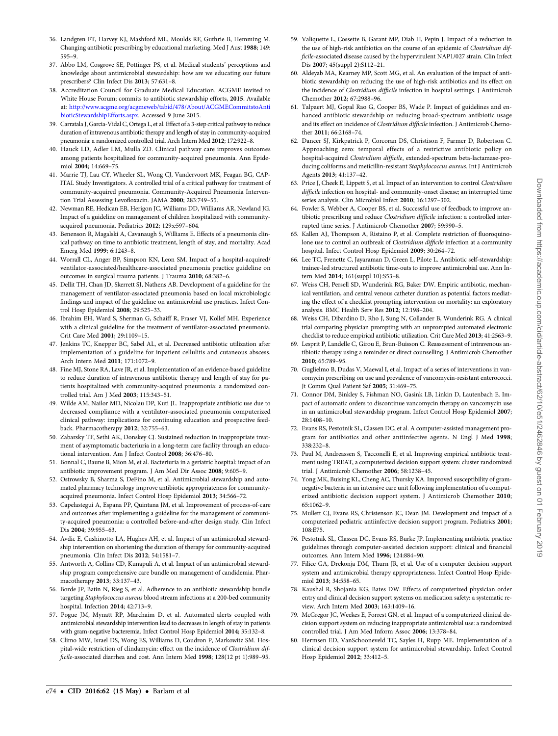36. Landgren FT, Harvey KJ, Mashford ML, Moulds RF, Guthrie B, Hemming M. Changing antibiotic prescribing by educational marketing. Med J Aust **1988**; 149: 595–9.
37. Abbo LM, Cosgrove SE, Pottinger PS, et al. Medical students' perceptions and knowledge about antimicrobial stewardship: how are we educating our future prescribers? Clin Infect Dis **2013**; 57:631–8.
38. Accreditation Council for Graduate Medical Education. ACGME invited to White House Forum; commits to antibiotic stewardship efforts, **2015**. Available at: http://www.acgme.org/acgmeweb/tabid/478/About/ACGMECommitstoAntibioticStewardshipEfforts.aspx. Accessed 9 June 2015.
39. Carratala J, Garcia-Vidal C, Ortega L, et al. Effect of a 3-step critical pathway to reduce duration of intravenous antibiotic therapy and length of stay in community-acquired pneumonia: a randomized controlled trial. Arch Intern Med **2012**; 172:922–8.
40. Hauck LD, Adler LM, Mulla ZD. Clinical pathway care improves outcomes among patients hospitalized for community-acquired pneumonia. Ann Epidemiol **2004**; 14:669–75.
41. Marrie TJ, Lau CY, Wheeler SL, Wong CJ, Vandervoort MK, Feagan BG, CAPITAL Study Investigators. A controlled trial of a critical pathway for treatment of community-acquired pneumonia. Community-Acquired Pneumonia Intervention Trial Assessing Levofloxacin. JAMA **2000**; 283:749–55.
42. Newman RE, Hedican EB, Herigon JC, Williams DD, Williams AR, Newland JG. Impact of a guideline on management of children hospitalized with community-acquired pneumonia. Pediatrics **2012**; 129:e597–604.
43. Benenson R, Magalski A, Cavanaugh S, Williams E. Effects of a pneumonia clinical pathway on time to antibiotic treatment, length of stay, and mortality. Acad Emerg Med **1999**; 6:1243–8.
44. Worrall CL, Anger BP, Simpson KN, Leon SM. Impact of a hospital-acquired/ventilator-associated/healthcare-associated pneumonia practice guideline on outcomes in surgical trauma patients. J Trauma **2010**; 68:382–6.
45. Dellit TH, Chan JD, Skerrett SJ, Nathens AB. Development of a guideline for the management of ventilator-associated pneumonia based on local microbiologic findings and impact of the guideline on antimicrobial use practices. Infect Control Hosp Epidemiol **2008**; 29:525–33.
46. Ibrahim EH, Ward S, Sherman G, Schaiff R, Fraser VJ, Kollef MH. Experience with a clinical guideline for the treatment of ventilator-associated pneumonia. Crit Care Med **2001**; 29:1109–15.
47. Jenkins TC, Knepper BC, Sabel AL, et al. Decreased antibiotic utilization after implementation of a guideline for inpatient cellulitis and cutaneous abscess. Arch Intern Med **2011**; 171:1072–9.
48. Fine MJ, Stone RA, Lave JR, et al. Implementation of an evidence-based guideline to reduce duration of intravenous antibiotic therapy and length of stay for patients hospitalized with community-acquired pneumonia: a randomized controlled trial. Am J Med **2003**; 115:343–51.
49. Wilde AM, Nailor MD, Nicolau DP, Kuti JL. Inappropriate antibiotic use due to decreased compliance with a ventilator-associated pneumonia computerized clinical pathway: implications for continuing education and prospective feedback. Pharmacotherapy **2012**; 32:755–63.
50. Zabarsky TF, Sethi AK, Donskey CJ. Sustained reduction in inappropriate treatment of asymptomatic bacteriuria in a long-term care facility through an educational intervention. Am J Infect Control **2008**; 36:476–80.
51. Bonnal C, Baune B, Mion M, et al. Bacteriuria in a geriatric hospital: impact of an antibiotic improvement program. J Am Med Dir Assoc **2008**; 9:605–9.
52. Ostrowsky B, Sharma S, DeFino M, et al. Antimicrobial stewardship and automated pharmacy technology improve antibiotic appropriateness for community-acquired pneumonia. Infect Control Hosp Epidemiol **2013**; 34:566–72.
53. Capelastegui A, Espana PP, Quintana JM, et al. Improvement of process-of-care and outcomes after implementing a guideline for the management of community-acquired pneumonia: a controlled before-and-after design study. Clin Infect Dis **2004**; 39:955–63.
54. Avdic E, Cushinotto LA, Hughes AH, et al. Impact of an antimicrobial stewardship intervention on shortening the duration of therapy for community-acquired pneumonia. Clin Infect Dis **2012**; 54:1581–7.
55. Antworth A, Collins CD, Kunapuli A, et al. Impact of an antimicrobial stewardship program comprehensive care bundle on management of candidemia. Pharmacotherapy **2013**; 33:137–43.
56. Borde JP, Batin N, Rieg S, et al. Adherence to an antibiotic stewardship bundle targeting *Staphylococcus aureus* blood stream infections at a 200-bed community hospital. Infection **2014**; 42:713–9.
57. Pogue JM, Mynatt RP, Marchaim D, et al. Automated alerts coupled with antimicrobial stewardship intervention lead to decreases in length of stay in patients with gram-negative bacteremia. Infect Control Hosp Epidemiol **2014**; 35:132–8.
58. Climo MW, Israel DS, Wong ES, Williams D, Coudron P, Markowitz SM. Hospital-wide restriction of clindamycin: effect on the incidence of *Clostridium difficile*-associated diarrhea and cost. Ann Intern Med **1998**; 128(12 pt 1):989–95.
59. Valiquette L, Cossette B, Garant MP, Diab H, Pepin J. Impact of a reduction in the use of high-risk antibiotics on the course of an epidemic of *Clostridium difficile*-associated disease caused by the hypervirulent NAP1/027 strain. Clin Infect Dis **2007**; 45(suppl 2):S112–21.
60. Aldeyab MA, Kearney MP, Scott MG, et al. An evaluation of the impact of antibiotic stewardship on reducing the use of high-risk antibiotics and its effect on the incidence of *Clostridium difficile* infection in hospital settings. J Antimicrob Chemother **2012**; 67:2988–96.
61. Talpaert MJ, Gopal Rao G, Cooper BS, Wade P. Impact of guidelines and enhanced antibiotic stewardship on reducing broad-spectrum antibiotic usage and its effect on incidence of *Clostridium difficile* infection. J Antimicrob Chemother **2011**; 66:2168–74.
62. Dancer SJ, Kirkpatrick P, Corcoran DS, Christison F, Farmer D, Robertson C. Approaching zero: temporal effects of a restrictive antibiotic policy on hospital-acquired *Clostridium difficile*, extended-spectrum beta-lactamase-producing coliforms and meticillin-resistant *Staphylococcus aureus*. Int J Antimicrob Agents **2013**; 41:137–42.
63. Price J, Cheek E, Lippett S, et al. Impact of an intervention to control *Clostridium difficile* infection on hospital- and community-onset disease; an interrupted time series analysis. Clin Microbiol Infect **2010**; 16:1297–302.
64. Fowler S, Webber A, Cooper BS, et al. Successful use of feedback to improve antibiotic prescribing and reduce *Clostridium difficile* infection: a controlled interrupted time series. J Antimicrob Chemother **2007**; 59:990–5.
65. Kallen AJ, Thompson A, Ristaino P, et al. Complete restriction of fluoroquinolone use to control an outbreak of *Clostridium difficile* infection at a community hospital. Infect Control Hosp Epidemiol **2009**; 30:264–72.
66. Lee TC, Frenette C, Jayaraman D, Green L, Pilote L. Antibiotic self-stewardship: trainee-led structured antibiotic time-outs to improve antimicrobial use. Ann Intern Med **2014**; 161(suppl 10):S53–8.
67. Weiss CH, Persell SD, Wunderink RG, Baker DW. Empiric antibiotic, mechanical ventilation, and central venous catheter duration as potential factors mediating the effect of a checklist prompting intervention on mortality: an exploratory analysis. BMC Health Serv Res **2012**; 12:198–204.
68. Weiss CH, Dibardino D, Rho J, Sung N, Collander B, Wunderink RG. A clinical trial comparing physician prompting with an unprompted automated electronic checklist to reduce empirical antibiotic utilization. Crit Care Med **2013**; 41:2563–9.
69. Lesprit P, Landelle C, Girou E, Brun-Buisson C. Reassessment of intravenous antibiotic therapy using a reminder or direct counselling. J Antimicrob Chemother **2010**; 65:789–95.
70. Guglielmo B, Dudas V, Maewal I, et al. Impact of a series of interventions in vancomycin prescribing on use and prevalence of vancomycin-resistant enterococci. Jt Comm Qual Patient Saf **2005**; 31:469–75.
71. Connor DM, Binkley S, Fishman NO, Gasink LB, Linkin D, Lautenbach E. Impact of automatic orders to discontinue vancomycin therapy on vancomycin use in an antimicrobial stewardship program. Infect Control Hosp Epidemiol **2007**; 28:1408–10.
72. Evans RS, Pestotnik SL, Classen DC, et al. A computer-assisted management program for antibiotics and other antiinfective agents. N Engl J Med **1998**; 338:232–8.
73. Paul M, Andreassen S, Tacconelli E, et al. Improving empirical antibiotic treatment using TREAT, a computerized decision support system: cluster randomized trial. J Antimicrob Chemother **2006**; 58:1238–45.
74. Yong MK, Buising KL, Cheng AC, Thursky KA. Improved susceptibility of gram-negative bacteria in an intensive care unit following implementation of a computerized antibiotic decision support system. J Antimicrob Chemother **2010**; 65:1062–9.
75. Mullett CJ, Evans RS, Christenson JC, Dean JM. Development and impact of a computerized pediatric antiinfective decision support program. Pediatrics **2001**; 108:E75.
76. Pestotnik SL, Classen DC, Evans RS, Burke JP. Implementing antibiotic practice guidelines through computer-assisted decision support: clinical and financial outcomes. Ann Intern Med **1996**; 124:884–90.
77. Filice GA, Drekonja DM, Thurn JR, et al. Use of a computer decision support system and antimicrobial therapy appropriateness. Infect Control Hosp Epidemiol **2013**; 34:558–65.
78. Kaushal R, Shojania KG, Bates DW. Effects of computerized physician order entry and clinical decision support systems on medication safety: a systematic review. Arch Intern Med **2003**; 163:1409–16.
79. McGregor JC, Weekes E, Forrest GN, et al. Impact of a computerized clinical decision support system on reducing inappropriate antimicrobial use: a randomized controlled trial. J Am Med Inform Assoc **2006**; 13:378–84.
80. Hermsen ED, VanSchooneveld TC, Sayles H, Rupp ME. Implementation of a clinical decision support system for antimicrobial stewardship. Infect Control Hosp Epidemiol **2012**; 33:412–5.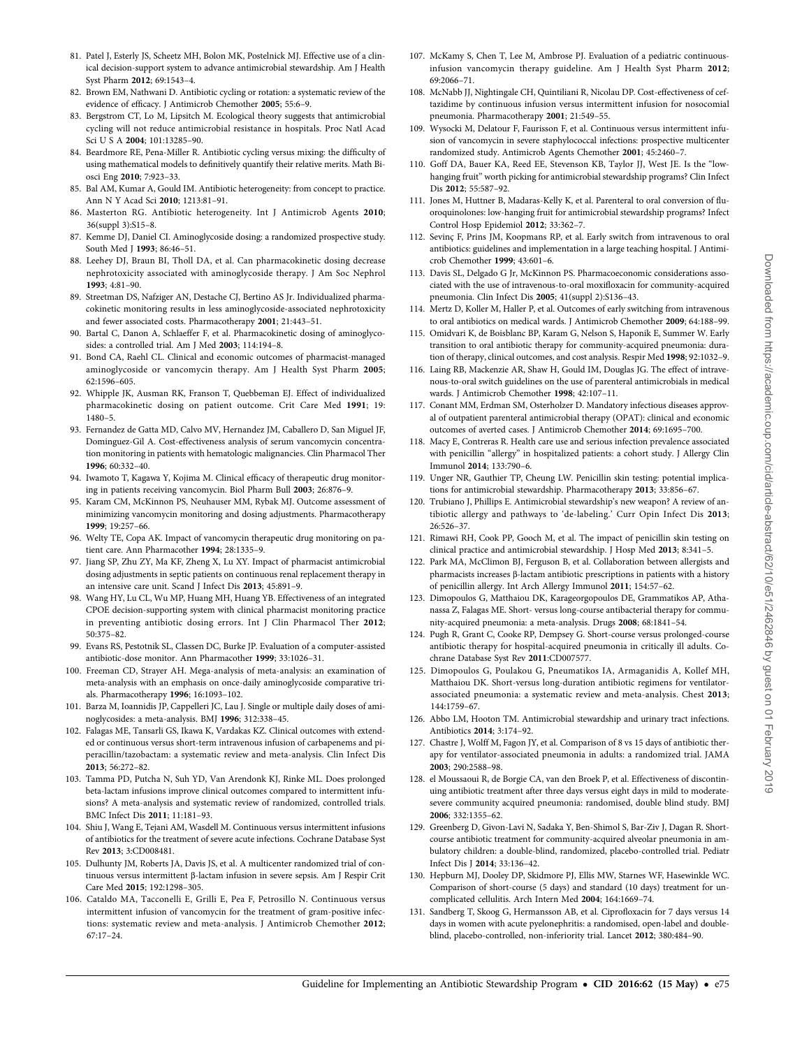81. Patel J, Esterly JS, Scheetz MH, Bolon MK, Postelnick MJ. Effective use of a clinical decision-support system to advance antimicrobial stewardship. Am J Health Syst Pharm **2012**; 69:1543–4.
82. Brown EM, Nathwani D. Antibiotic cycling or rotation: a systematic review of the evidence of efficacy. J Antimicrob Chemother **2005**; 55:6–9.
83. Bergstrom CT, Lo M, Lipsitch M. Ecological theory suggests that antimicrobial cycling will not reduce antimicrobial resistance in hospitals. Proc Natl Acad Sci U S A **2004**; 101:13285–90.
84. Beardmore RE, Pena-Miller R. Antibiotic cycling versus mixing: the difficulty of using mathematical models to definitively quantify their relative merits. Math Biosci Eng **2010**; 7:923–33.
85. Bal AM, Kumar A, Gould IM. Antibiotic heterogeneity: from concept to practice. Ann N Y Acad Sci **2010**; 1213:81–91.
86. Masterton RG. Antibiotic heterogeneity. Int J Antimicrob Agents **2010**; 36(suppl 3):S15–8.
87. Kemme DJ, Daniel CI. Aminoglycoside dosing: a randomized prospective study. South Med J **1993**; 86:46–51.
88. Leehey DJ, Braun BI, Tholl DA, et al. Can pharmacokinetic dosing decrease nephrotoxicity associated with aminoglycoside therapy. J Am Soc Nephrol **1993**; 4:81–90.
89. Streetman DS, Nafziger AN, Destache CJ, Bertino AS Jr. Individualized pharmacokinetic monitoring results in less aminoglycoside-associated nephrotoxicity and fewer associated costs. Pharmacotherapy **2001**; 21:443–51.
90. Bartal C, Danon A, Schlaeffer F, et al. Pharmacokinetic dosing of aminoglycosides: a controlled trial. Am J Med **2003**; 114:194–8.
91. Bond CA, Raehl CL. Clinical and economic outcomes of pharmacist-managed aminoglycoside or vancomycin therapy. Am J Health Syst Pharm **2005**; 62:1596–605.
92. Whipple JK, Ausman RK, Franson T, Quebbeman EJ. Effect of individualized pharmacokinetic dosing on patient outcome. Crit Care Med **1991**; 19: 1480–5.
93. Fernandez de Gatta MD, Calvo MV, Hernandez JM, Caballero D, San Miguel JF, Dominguez-Gil A. Cost-effectiveness analysis of serum vancomycin concentration monitoring in patients with hematologic malignancies. Clin Pharmacol Ther **1996**; 60:332–40.
94. Iwamoto T, Kagawa Y, Kojima M. Clinical efficacy of therapeutic drug monitoring in patients receiving vancomycin. Biol Pharm Bull **2003**; 26:876–9.
95. Karam CM, McKinnon PS, Neuhauser MM, Rybak MJ. Outcome assessment of minimizing vancomycin monitoring and dosing adjustments. Pharmacotherapy **1999**; 19:257–66.
96. Welty TE, Copa AK. Impact of vancomycin therapeutic drug monitoring on patient care. Ann Pharmacother **1994**; 28:1335–9.
97. Jiang SP, Zhu ZY, Ma KF, Zheng X, Lu XY. Impact of pharmacist antimicrobial dosing adjustments in septic patients on continuous renal replacement therapy in an intensive care unit. Scand J Infect Dis **2013**; 45:891–9.
98. Wang HY, Lu CL, Wu MP, Huang MH, Huang YB. Effectiveness of an integrated CPOE decision-supporting system with clinical pharmacist monitoring practice in preventing antibiotic dosing errors. Int J Clin Pharmacol Ther **2012**; 50:375–82.
99. Evans RS, Pestotnik SL, Classen DC, Burke JP. Evaluation of a computer-assisted antibiotic-dose monitor. Ann Pharmacother **1999**; 33:1026–31.
100. Freeman CD, Strayer AH. Mega-analysis of meta-analysis: an examination of meta-analysis with an emphasis on once-daily aminoglycoside comparative trials. Pharmacotherapy **1996**; 16:1093–102.
101. Barza M, Ioannidis JP, Cappelleri JC, Lau J. Single or multiple daily doses of aminoglycosides: a meta-analysis. BMJ **1996**; 312:338–45.
102. Falagas ME, Tansarli GS, Ikawa K, Vardakas KZ. Clinical outcomes with extended or continuous versus short-term intravenous infusion of carbapenems and piperacillin/tazobactam: a systematic review and meta-analysis. Clin Infect Dis **2013**; 56:272–82.
103. Tamma PD, Putcha N, Suh YD, Van Arendonk KJ, Rinke ML. Does prolonged beta-lactam infusions improve clinical outcomes compared to intermittent infusions? A meta-analysis and systematic review of randomized, controlled trials. BMC Infect Dis **2011**; 11:181–93.
104. Shiu J, Wang E, Tejani AM, Wasdell M. Continuous versus intermittent infusions of antibiotics for the treatment of severe acute infections. Cochrane Database Syst Rev **2013**; 3:CD008481.
105. Dulhunty JM, Roberts JA, Davis JS, et al. A multicenter randomized trial of continuous versus intermittent β-lactam infusion in severe sepsis. Am J Respir Crit Care Med **2015**; 192:1298–305.
106. Cataldo MA, Tacconelli E, Grilli E, Pea F, Petrosillo N. Continuous versus intermittent infusion of vancomycin for the treatment of gram-positive infections: systematic review and meta-analysis. J Antimicrob Chemother **2012**; 67:17–24.
107. McKamy S, Chen T, Lee M, Ambrose PJ. Evaluation of a pediatric continuous-infusion vancomycin therapy guideline. Am J Health Syst Pharm **2012**; 69:2066–71.
108. McNabb JJ, Nightingale CH, Quintiliani R, Nicolau DP. Cost-effectiveness of ceftazidime by continuous infusion versus intermittent infusion for nosocomial pneumonia. Pharmacotherapy **2001**; 21:549–55.
109. Wysocki M, Delatour F, Faurisson F, et al. Continuous versus intermittent infusion of vancomycin in severe staphylococcal infections: prospective multicenter randomized study. Antimicrob Agents Chemother **2001**; 45:2460–7.
110. Goff DA, Bauer KA, Reed EE, Stevenson KB, Taylor JJ, West JE. Is the "low-hanging fruit" worth picking for antimicrobial stewardship programs? Clin Infect Dis **2012**; 55:587–92.
111. Jones M, Huttner B, Madaras-Kelly K, et al. Parenteral to oral conversion of fluoroquinolones: low-hanging fruit for antimicrobial stewardship programs? Infect Control Hosp Epidemiol **2012**; 33:362–7.
112. Sevinç F, Prins JM, Koopmans RP, et al. Early switch from intravenous to oral antibiotics: guidelines and implementation in a large teaching hospital. J Antimicrob Chemother **1999**; 43:601–6.
113. Davis SL, Delgado G Jr, McKinnon PS. Pharmacoeconomic considerations associated with the use of intravenous-to-oral moxifloxacin for community-acquired pneumonia. Clin Infect Dis **2005**; 41(suppl 2):S136–43.
114. Mertz D, Koller M, Haller P, et al. Outcomes of early switching from intravenous to oral antibiotics on medical wards. J Antimicrob Chemother **2009**; 64:188–99.
115. Omidvari K, de Boisblanc BP, Karam G, Nelson S, Haponik E, Summer W. Early transition to oral antibiotic therapy for community-acquired pneumonia: duration of therapy, clinical outcomes, and cost analysis. Respir Med **1998**; 92:1032–9.
116. Laing RB, Mackenzie AR, Shaw H, Gould IM, Douglas JG. The effect of intravenous-to-oral switch guidelines on the use of parenteral antimicrobials in medical wards. J Antimicrob Chemother **1998**; 42:107–11.
117. Conant MM, Erdman SM, Osterholzer D. Mandatory infectious diseases approval of outpatient parenteral antimicrobial therapy (OPAT): clinical and economic outcomes of averted cases. J Antimicrob Chemother **2014**; 69:1695–700.
118. Macy E, Contreras R. Health care use and serious infection prevalence associated with penicillin "allergy" in hospitalized patients: a cohort study. J Allergy Clin Immunol **2014**; 133:790–6.
119. Unger NR, Gauthier TP, Cheung LW. Penicillin skin testing: potential implications for antimicrobial stewardship. Pharmacotherapy **2013**; 33:856–67.
120. Trubiano J, Phillips E. Antimicrobial stewardship's new weapon? A review of antibiotic allergy and pathways to 'de-labeling.' Curr Opin Infect Dis **2013**; 26:526–37.
121. Rimawi RH, Cook PP, Gooch M, et al. The impact of penicillin skin testing on clinical practice and antimicrobial stewardship. J Hosp Med **2013**; 8:341–5.
122. Park MA, McClimon BJ, Ferguson B, et al. Collaboration between allergists and pharmacists increases β-lactam antibiotic prescriptions in patients with a history of penicillin allergy. Int Arch Allergy Immunol **2011**; 154:57–62.
123. Dimopoulos G, Matthaiou DK, Karageorgopoulos DE, Grammatikos AP, Athanassa Z, Falagas ME. Short- versus long-course antibacterial therapy for community-acquired pneumonia: a meta-analysis. Drugs **2008**; 68:1841–54.
124. Pugh R, Grant C, Cooke RP, Dempsey G. Short-course versus prolonged-course antibiotic therapy for hospital-acquired pneumonia in critically ill adults. Cochrane Database Syst Rev **2011**:CD007577.
125. Dimopoulos G, Poulakou G, Pneumatikos IA, Armaganidis A, Kollef MH, Matthaiou DK. Short-versus long-duration antibiotic regimens for ventilator-associated pneumonia: a systematic review and meta-analysis. Chest **2013**; 144:1759–67.
126. Abbo LM, Hooton TM. Antimicrobial stewardship and urinary tract infections. Antibiotics **2014**; 3:174–92.
127. Chastre J, Wolff M, Fagon JY, et al. Comparison of 8 vs 15 days of antibiotic therapy for ventilator-associated pneumonia in adults: a randomized trial. JAMA **2003**; 290:2588–98.
128. el Moussaoui R, de Borgie CA, van den Broek P, et al. Effectiveness of discontinuing antibiotic treatment after three days versus eight days in mild to moderate-severe community acquired pneumonia: randomised, double blind study. BMJ **2006**; 332:1355–62.
129. Greenberg D, Givon-Lavi N, Sadaka Y, Ben-Shimol S, Bar-Ziv J, Dagan R. Short-course antibiotic treatment for community-acquired alveolar pneumonia in ambulatory children: a double-blind, randomized, placebo-controlled trial. Pediatr Infect Dis J **2014**; 33:136–42.
130. Hepburn MJ, Dooley DP, Skidmore PJ, Ellis MW, Starnes WF, Hasewinkle WC. Comparison of short-course (5 days) and standard (10 days) treatment for uncomplicated cellulitis. Arch Intern Med **2004**; 164:1669–74.
131. Sandberg T, Skoog G, Hermansson AB, et al. Ciprofloxacin for 7 days versus 14 days in women with acute pyelonephritis: a randomised, open-label and double-blind, placebo-controlled, non-inferiority trial. Lancet **2012**; 380:484–90.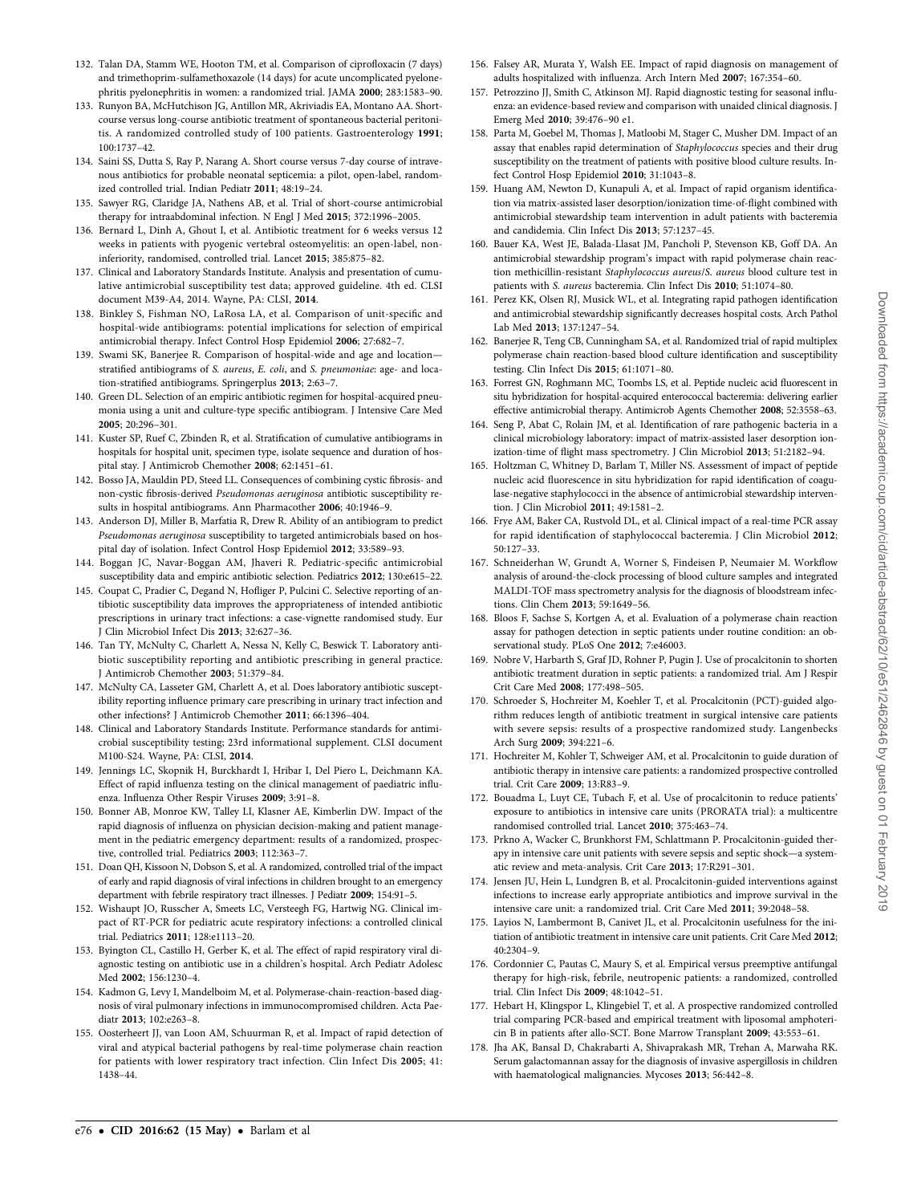132. Talan DA, Stamm WE, Hooton TM, et al. Comparison of ciprofloxacin (7 days) and trimethoprim-sulfamethoxazole (14 days) for acute uncomplicated pyelonephritis pyelonephritis in women: a randomized trial. JAMA **2000**; 283:1583–90.
133. Runyon BA, McHutchison JG, Antillon MR, Akriviadis EA, Montano AA. Short-course versus long-course antibiotic treatment of spontaneous bacterial peritonitis. A randomized controlled study of 100 patients. Gastroenterology **1991**; 100:1737–42.
134. Saini SS, Dutta S, Ray P, Narang A. Short course versus 7-day course of intravenous antibiotics for probable neonatal septicemia: a pilot, open-label, randomized controlled trial. Indian Pediatr **2011**; 48:19–24.
135. Sawyer RG, Claridge JA, Nathens AB, et al. Trial of short-course antimicrobial therapy for intraabdominal infection. N Engl J Med **2015**; 372:1996–2005.
136. Bernard L, Dinh A, Ghout I, et al. Antibiotic treatment for 6 weeks versus 12 weeks in patients with pyogenic vertebral osteomyelitis: an open-label, non-inferiority, randomised, controlled trial. Lancet **2015**; 385:875–82.
137. Clinical and Laboratory Standards Institute. Analysis and presentation of cumulative antimicrobial susceptibility test data; approved guideline. 4th ed. CLSI document M39-A4, 2014. Wayne, PA: CLSI, **2014**.
138. Binkley S, Fishman NO, LaRosa LA, et al. Comparison of unit-specific and hospital-wide antibiograms: potential implications for selection of empirical antimicrobial therapy. Infect Control Hosp Epidemiol **2006**; 27:682–7.
139. Swami SK, Banerjee R. Comparison of hospital-wide and age and location—stratified antibiograms of *S. aureus*, *E. coli*, and *S. pneumoniae*: age- and location-stratified antibiograms. Springerplus **2013**; 2:63–7.
140. Green DL. Selection of an empiric antibiotic regimen for hospital-acquired pneumonia using a unit and culture-type specific antibiogram. J Intensive Care Med **2005**; 20:296–301.
141. Kuster SP, Ruef C, Zbinden R, et al. Stratification of cumulative antibiograms in hospitals for hospital unit, specimen type, isolate sequence and duration of hospital stay. J Antimicrob Chemother **2008**; 62:1451–61.
142. Bosso JA, Mauldin PD, Steed LL. Consequences of combining cystic fibrosis- and non-cystic fibrosis-derived *Pseudomonas aeruginosa* antibiotic susceptibility results in hospital antibiograms. Ann Pharmacother **2006**; 40:1946–9.
143. Anderson DJ, Miller B, Marfatia R, Drew R. Ability of an antibiogram to predict *Pseudomonas aeruginosa* susceptibility to targeted antimicrobials based on hospital day of isolation. Infect Control Hosp Epidemiol **2012**; 33:589–93.
144. Boggan JC, Navar-Boggan AM, Jhaveri R. Pediatric-specific antimicrobial susceptibility data and empiric antibiotic selection. Pediatrics **2012**; 130:e615–22.
145. Coupat C, Pradier C, Degand N, Hofliger P, Pulcini C. Selective reporting of antibiotic susceptibility data improves the appropriateness of intended antibiotic prescriptions in urinary tract infections: a case-vignette randomised study. Eur J Clin Microbiol Infect Dis **2013**; 32:627–36.
146. Tan TY, McNulty C, Charlett A, Nessa N, Kelly C, Beswick T. Laboratory antibiotic susceptibility reporting and antibiotic prescribing in general practice. J Antimicrob Chemother **2003**; 51:379–84.
147. McNulty CA, Lasseter GM, Charlett A, et al. Does laboratory antibiotic susceptibility reporting influence primary care prescribing in urinary tract infection and other infections? J Antimicrob Chemother **2011**; 66:1396–404.
148. Clinical and Laboratory Standards Institute. Performance standards for antimicrobial susceptibility testing; 23rd informational supplement. CLSI document M100-S24. Wayne, PA: CLSI, **2014**.
149. Jennings LC, Skopnik H, Burckhardt I, Hribar I, Del Piero L, Deichmann KA. Effect of rapid influenza testing on the clinical management of paediatric influenza. Influenza Other Respir Viruses **2009**; 3:91–8.
150. Bonner AB, Monroe KW, Talley LI, Klasner AE, Kimberlin DW. Impact of the rapid diagnosis of influenza on physician decision-making and patient management in the pediatric emergency department: results of a randomized, prospective, controlled trial. Pediatrics **2003**; 112:363–7.
151. Doan QH, Kissoon N, Dobson S, et al. A randomized, controlled trial of the impact of early and rapid diagnosis of viral infections in children brought to an emergency department with febrile respiratory tract illnesses. J Pediatr **2009**; 154:91–5.
152. Wishaupt JO, Russcher A, Smeets LC, Versteegh FG, Hartwig NG. Clinical impact of RT-PCR for pediatric acute respiratory infections: a controlled clinical trial. Pediatrics **2011**; 128:e1113–20.
153. Byington CL, Castillo H, Gerber K, et al. The effect of rapid respiratory viral diagnostic testing on antibiotic use in a children's hospital. Arch Pediatr Adolesc Med **2002**; 156:1230–4.
154. Kadmon G, Levy I, Mandelboim M, et al. Polymerase-chain-reaction-based diagnosis of viral pulmonary infections in immunocompromised children. Acta Paediatr **2013**; 102:e263–8.
155. Oosterheert JJ, van Loon AM, Schuurman R, et al. Impact of rapid detection of viral and atypical bacterial pathogens by real-time polymerase chain reaction for patients with lower respiratory tract infection. Clin Infect Dis **2005**; 41:1438–44.
156. Falsey AR, Murata Y, Walsh EE. Impact of rapid diagnosis on management of adults hospitalized with influenza. Arch Intern Med **2007**; 167:354–60.
157. Petrozzino JJ, Smith C, Atkinson MJ. Rapid diagnostic testing for seasonal influenza: an evidence-based review and comparison with unaided clinical diagnosis. J Emerg Med **2010**; 39:476–90 e1.
158. Parta M, Goebel M, Thomas J, Matloobi M, Stager C, Musher DM. Impact of an assay that enables rapid determination of *Staphylococcus* species and their drug susceptibility on the treatment of patients with positive blood culture results. Infect Control Hosp Epidemiol **2010**; 31:1043–8.
159. Huang AM, Newton D, Kunapuli A, et al. Impact of rapid organism identification via matrix-assisted laser desorption/ionization time-of-flight combined with antimicrobial stewardship team intervention in adult patients with bacteremia and candidemia. Clin Infect Dis **2013**; 57:1237–45.
160. Bauer KA, West JE, Balada-Llasat JM, Pancholi P, Stevenson KB, Goff DA. An antimicrobial stewardship program's impact with rapid polymerase chain reaction methicillin-resistant *Staphylococcus aureus*/*S. aureus* blood culture test in patients with *S. aureus* bacteremia. Clin Infect Dis **2010**; 51:1074–80.
161. Perez KK, Olsen RJ, Musick WL, et al. Integrating rapid pathogen identification and antimicrobial stewardship significantly decreases hospital costs. Arch Pathol Lab Med **2013**; 137:1247–54.
162. Banerjee R, Teng CB, Cunningham SA, et al. Randomized trial of rapid multiplex polymerase chain reaction-based blood culture identification and susceptibility testing. Clin Infect Dis **2015**; 61:1071–80.
163. Forrest GN, Roghmann MC, Toombs LS, et al. Peptide nucleic acid fluorescent in situ hybridization for hospital-acquired enterococcal bacteremia: delivering earlier effective antimicrobial therapy. Antimicrob Agents Chemother **2008**; 52:3558–63.
164. Seng P, Abat C, Rolain JM, et al. Identification of rare pathogenic bacteria in a clinical microbiology laboratory: impact of matrix-assisted laser desorption ionization-time of flight mass spectrometry. J Clin Microbiol **2013**; 51:2182–94.
165. Holtzman C, Whitney D, Barlam T, Miller NS. Assessment of impact of peptide nucleic acid fluorescence in situ hybridization for rapid identification of coagulase-negative staphylococci in the absence of antimicrobial stewardship intervention. J Clin Microbiol **2011**; 49:1581–2.
166. Frye AM, Baker CA, Rustvold DL, et al. Clinical impact of a real-time PCR assay for rapid identification of staphylococcal bacteremia. J Clin Microbiol **2012**; 50:127–33.
167. Schneiderhan W, Grundt A, Worner S, Findeisen P, Neumaier M. Workflow analysis of around-the-clock processing of blood culture samples and integrated MALDI-TOF mass spectrometry analysis for the diagnosis of bloodstream infections. Clin Chem **2013**; 59:1649–56.
168. Bloos F, Sachse S, Kortgen A, et al. Evaluation of a polymerase chain reaction assay for pathogen detection in septic patients under routine condition: an observational study. PLoS One **2012**; 7:e46003.
169. Nobre V, Harbarth S, Graf JD, Rohner P, Pugin J. Use of procalcitonin to shorten antibiotic treatment duration in septic patients: a randomized trial. Am J Respir Crit Care Med **2008**; 177:498–505.
170. Schroeder S, Hochreiter M, Koehler T, et al. Procalcitonin (PCT)-guided algorithm reduces length of antibiotic treatment in surgical intensive care patients with severe sepsis: results of a prospective randomized study. Langenbecks Arch Surg **2009**; 394:221–6.
171. Hochreiter M, Kohler T, Schweiger AM, et al. Procalcitonin to guide duration of antibiotic therapy in intensive care patients: a randomized prospective controlled trial. Crit Care **2009**; 13:R83–9.
172. Bouadma L, Luyt CE, Tubach F, et al. Use of procalcitonin to reduce patients' exposure to antibiotics in intensive care units (PRORATA trial): a multicentre randomised controlled trial. Lancet **2010**; 375:463–74.
173. Prkno A, Wacker C, Brunkhorst FM, Schlattmann P. Procalcitonin-guided therapy in intensive care unit patients with severe sepsis and septic shock—a systematic review and meta-analysis. Crit Care **2013**; 17:R291–301.
174. Jensen JU, Hein L, Lundgren B, et al. Procalcitonin-guided interventions against infections to increase early appropriate antibiotics and improve survival in the intensive care unit: a randomized trial. Crit Care Med **2011**; 39:2048–58.
175. Layios N, Lambermont B, Canivet JL, et al. Procalcitonin usefulness for the initiation of antibiotic treatment in intensive care unit patients. Crit Care Med **2012**; 40:2304–9.
176. Cordonnier C, Pautas C, Maury S, et al. Empirical versus preemptive antifungal therapy for high-risk, febrile, neutropenic patients: a randomized, controlled trial. Clin Infect Dis **2009**; 48:1042–51.
177. Hebart H, Klingspor L, Klingebiel T, et al. A prospective randomized controlled trial comparing PCR-based and empirical treatment with liposomal amphotericin B in patients after allo-SCT. Bone Marrow Transplant **2009**; 43:553–61.
178. Jha AK, Bansal D, Chakrabarti A, Shivaprakash MR, Trehan A, Marwaha RK. Serum galactomannan assay for the diagnosis of invasive aspergillosis in children with haematological malignancies. Mycoses **2013**; 56:442–8.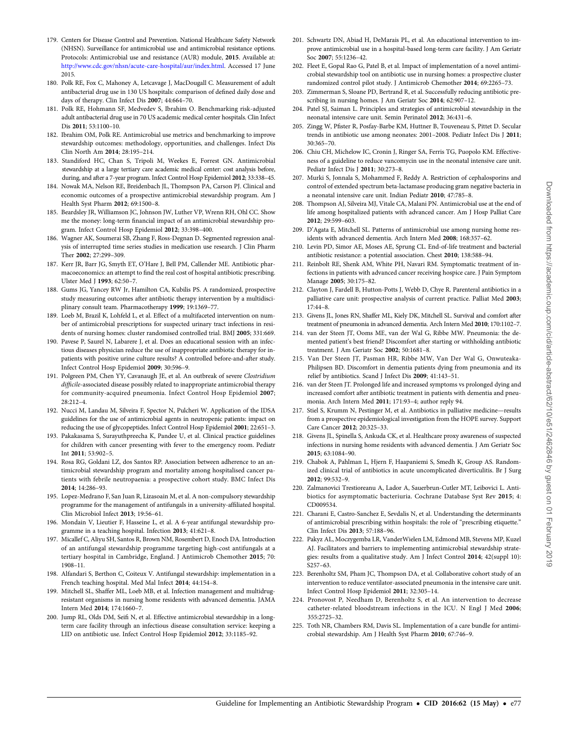179. Centers for Disease Control and Prevention. National Healthcare Safety Network (NHSN). Surveillance for antimicrobial use and antimicrobial resistance options. Protocols: Antimicrobial use and resistance (AUR) module, **2015**. Available at: http://www.cdc.gov/nhsn/acute-care-hospital/aur/index.html. Accessed 17 June 2015.
180. Polk RE, Fox C, Mahoney A, Letcavage J, MacDougall C. Measurement of adult antibacterial drug use in 130 US hospitals: comparison of defined daily dose and days of therapy. Clin Infect Dis **2007**; 44:664–70.
181. Polk RE, Hohmann SF, Medvedev S, Ibrahim O. Benchmarking risk-adjusted adult antibacterial drug use in 70 US academic medical center hospitals. Clin Infect Dis **2011**; 53:1100–10.
182. Ibrahim OM, Polk RE. Antimicrobial use metrics and benchmarking to improve stewardship outcomes: methodology, opportunities, and challenges. Infect Dis Clin North Am **2014**; 28:195–214.
183. Standiford HC, Chan S, Tripoli M, Weekes E, Forrest GN. Antimicrobial stewardship at a large tertiary care academic medical center: cost analysis before, during, and after a 7-year program. Infect Control Hosp Epidemiol **2012**; 33:338–45.
184. Nowak MA, Nelson RE, Breidenbach JL, Thompson PA, Carson PJ. Clinical and economic outcomes of a prospective antimicrobial stewardship program. Am J Health Syst Pharm **2012**; 69:1500–8.
185. Beardsley JR, Williamson JC, Johnson JW, Luther VP, Wrenn RH, Ohl CC. Show me the money: long-term financial impact of an antimicrobial stewardship program. Infect Control Hosp Epidemiol **2012**; 33:398–400.
186. Wagner AK, Soumerai SB, Zhang F, Ross-Degnan D. Segmented regression analysis of interrupted time series studies in medication use research. J Clin Pharm Ther **2002**; 27:299–309.
187. Kerr JR, Barr JG, Smyth ET, O'Hare J, Bell PM, Callender ME. Antibiotic pharmacoeconomics: an attempt to find the real cost of hospital antibiotic prescribing. Ulster Med J **1993**; 62:50–7.
188. Gums JG, Yancey RW Jr, Hamilton CA, Kubilis PS. A randomized, prospective study measuring outcomes after antibiotic therapy intervention by a multidisciplinary consult team. Pharmacotherapy **1999**; 19:1369–77.
189. Loeb M, Brazil K, Lohfeld L, et al. Effect of a multifaceted intervention on number of antimicrobial prescriptions for suspected urinary tract infections in residents of nursing homes: cluster randomised controlled trial. BMJ **2005**; 331:669.
190. Pavese P, Saurel N, Labarere J, et al. Does an educational session with an infectious diseases physician reduce the use of inappropriate antibiotic therapy for inpatients with positive urine culture results? A controlled before-and-after study. Infect Control Hosp Epidemiol **2009**; 30:596–9.
191. Polgreen PM, Chen YY, Cavanaugh JE, et al. An outbreak of severe *Clostridium difficile*-associated disease possibly related to inappropriate antimicrobial therapy for community-acquired pneumonia. Infect Control Hosp Epidemiol **2007**; 28:212–4.
192. Nucci M, Landau M, Silveira F, Spector N, Pulcheri W. Application of the IDSA guidelines for the use of antimicrobial agents in neutropenic patients: impact on reducing the use of glycopeptides. Infect Control Hosp Epidemiol **2001**; 22:651–3.
193. Pakakasama S, Surayuthpreecha K, Pandee U, et al. Clinical practice guidelines for children with cancer presenting with fever to the emergency room. Pediatr Int **2011**; 53:902–5.
194. Rosa RG, Goldani LZ, dos Santos RP. Association between adherence to an antimicrobial stewardship program and mortality among hospitalised cancer patients with febrile neutropaenia: a prospective cohort study. BMC Infect Dis **2014**; 14:286–93.
195. Lopez-Medrano F, San Juan R, Lizasoain M, et al. A non-compulsory stewardship programme for the management of antifungals in a university-affiliated hospital. Clin Microbiol Infect **2013**; 19:56–61.
196. Mondain V, Lieutier F, Hasseine L, et al. A 6-year antifungal stewardship programme in a teaching hospital. Infection **2013**; 41:621–8.
197. Micallef C, Aliyu SH, Santos R, Brown NM, Rosembert D, Enoch DA. Introduction of an antifungal stewardship programme targeting high-cost antifungals at a tertiary hospital in Cambridge, England. J Antimicrob Chemother **2015**; 70: 1908–11.
198. Alfandari S, Berthon C, Coiteux V. Antifungal stewardship: implementation in a French teaching hospital. Med Mal Infect **2014**; 44:154–8.
199. Mitchell SL, Shaffer ML, Loeb MB, et al. Infection management and multidrug-resistant organisms in nursing home residents with advanced dementia. JAMA Intern Med **2014**; 174:1660–7.
200. Jump RL, Olds DM, Seifi N, et al. Effective antimicrobial stewardship in a long-term care facility through an infectious disease consultation service: keeping a LID on antibiotic use. Infect Control Hosp Epidemiol **2012**; 33:1185–92.
201. Schwartz DN, Abiad H, DeMarais PL, et al. An educational intervention to improve antimicrobial use in a hospital-based long-term care facility. J Am Geriatr Soc **2007**; 55:1236–42.
202. Fleet E, Gopal Rao G, Patel B, et al. Impact of implementation of a novel antimicrobial stewardship tool on antibiotic use in nursing homes: a prospective cluster randomized control pilot study. J Antimicrob Chemother **2014**; 69:2265–73.
203. Zimmerman S, Sloane PD, Bertrand R, et al. Successfully reducing antibiotic prescribing in nursing homes. J Am Geriatr Soc **2014**; 62:907–12.
204. Patel SJ, Saiman L. Principles and strategies of antimicrobial stewardship in the neonatal intensive care unit. Semin Perinatol **2012**; 36:431–6.
205. Zingg W, Pfister R, Posfay-Barbe KM, Huttner B, Touveneau S, Pittet D. Secular trends in antibiotic use among neonates: 2001–2008. Pediatr Infect Dis J **2011**; 30:365–70.
206. Chiu CH, Michelow IC, Cronin J, Ringer SA, Ferris TG, Puopolo KM. Effectiveness of a guideline to reduce vancomycin use in the neonatal intensive care unit. Pediatr Infect Dis J **2011**; 30:273–8.
207. Murki S, Jonnala S, Mohammed F, Reddy A. Restriction of cephalosporins and control of extended spectrum beta-lactamase producing gram negative bacteria in a neonatal intensive care unit. Indian Pediatr **2010**; 47:785–8.
208. Thompson AJ, Silveira MJ, Vitale CA, Malani PN. Antimicrobial use at the end of life among hospitalized patients with advanced cancer. Am J Hosp Palliat Care **2012**; 29:599–603.
209. D'Agata E, Mitchell SL. Patterns of antimicrobial use among nursing home residents with advanced dementia. Arch Intern Med **2008**; 168:357–62.
210. Levin PD, Simor AE, Moses AE, Sprung CL. End-of-life treatment and bacterial antibiotic resistance: a potential association. Chest **2010**; 138:588–94.
211. Reinbolt RE, Shenk AM, White PH, Navari RM. Symptomatic treatment of infections in patients with advanced cancer receiving hospice care. J Pain Symptom Manage **2005**; 30:175–82.
212. Clayton J, Fardell B, Hutton-Potts J, Webb D, Chye R. Parenteral antibiotics in a palliative care unit: prospective analysis of current practice. Palliat Med **2003**; 17:44–8.
213. Givens JL, Jones RN, Shaffer ML, Kiely DK, Mitchell SL. Survival and comfort after treatment of pneumonia in advanced dementia. Arch Intern Med **2010**; 170:1102–7.
214. van der Steen JT, Ooms ME, van der Wal G, Ribbe MW. Pneumonia: the demented patient's best friend? Discomfort after starting or withholding antibiotic treatment. J Am Geriatr Soc **2002**; 50:1681–8.
215. Van Der Steen JT, Pasman HR, Ribbe MW, Van Der Wal G, Onwuteaka-Philipsen BD. Discomfort in dementia patients dying from pneumonia and its relief by antibiotics. Scand J Infect Dis **2009**; 41:143–51.
216. van der Steen JT. Prolonged life and increased symptoms vs prolonged dying and increased comfort after antibiotic treatment in patients with dementia and pneumonia. Arch Intern Med **2011**; 171:93–4; author reply 94.
217. Stiel S, Krumm N, Pestinger M, et al. Antibiotics in palliative medicine—results from a prospective epidemiological investigation from the HOPE survey. Support Care Cancer **2012**; 20:325–33.
218. Givens JL, Spinella S, Ankuda CK, et al. Healthcare proxy awareness of suspected infections in nursing home residents with advanced dementia. J Am Geriatr Soc **2015**; 63:1084–90.
219. Chabok A, Pahlman L, Hjern F, Haapaniemi S, Smedh K, Group AS. Randomized clinical trial of antibiotics in acute uncomplicated diverticulitis. Br J Surg **2012**; 99:532–9.
220. Zalmanovici Trestioreanu A, Lador A, Sauerbrun-Cutler MT, Leibovici L. Antibiotics for asymptomatic bacteriuria. Cochrane Database Syst Rev **2015**; 4: CD009534.
221. Charani E, Castro-Sanchez E, Sevdalis N, et al. Understanding the determinants of antimicrobial prescribing within hospitals: the role of "prescribing etiquette." Clin Infect Dis **2013**; 57:188–96.
222. Pakyz AL, Moczygemba LR, VanderWielen LM, Edmond MB, Stevens MP, Kuzel AJ. Facilitators and barriers to implementing antimicrobial stewardship strategies: results from a qualitative study. Am J Infect Control **2014**; 42(suppl 10): S257–63.
223. Berenholtz SM, Pham JC, Thompson DA, et al. Collaborative cohort study of an intervention to reduce ventilator-associated pneumonia in the intensive care unit. Infect Control Hosp Epidemiol **2011**; 32:305–14.
224. Pronovost P, Needham D, Berenholtz S, et al. An intervention to decrease catheter-related bloodstream infections in the ICU. N Engl J Med **2006**; 355:2725–32.
225. Toth NR, Chambers RM, Davis SL. Implementation of a care bundle for antimicrobial stewardship. Am J Health Syst Pharm **2010**; 67:746–9.